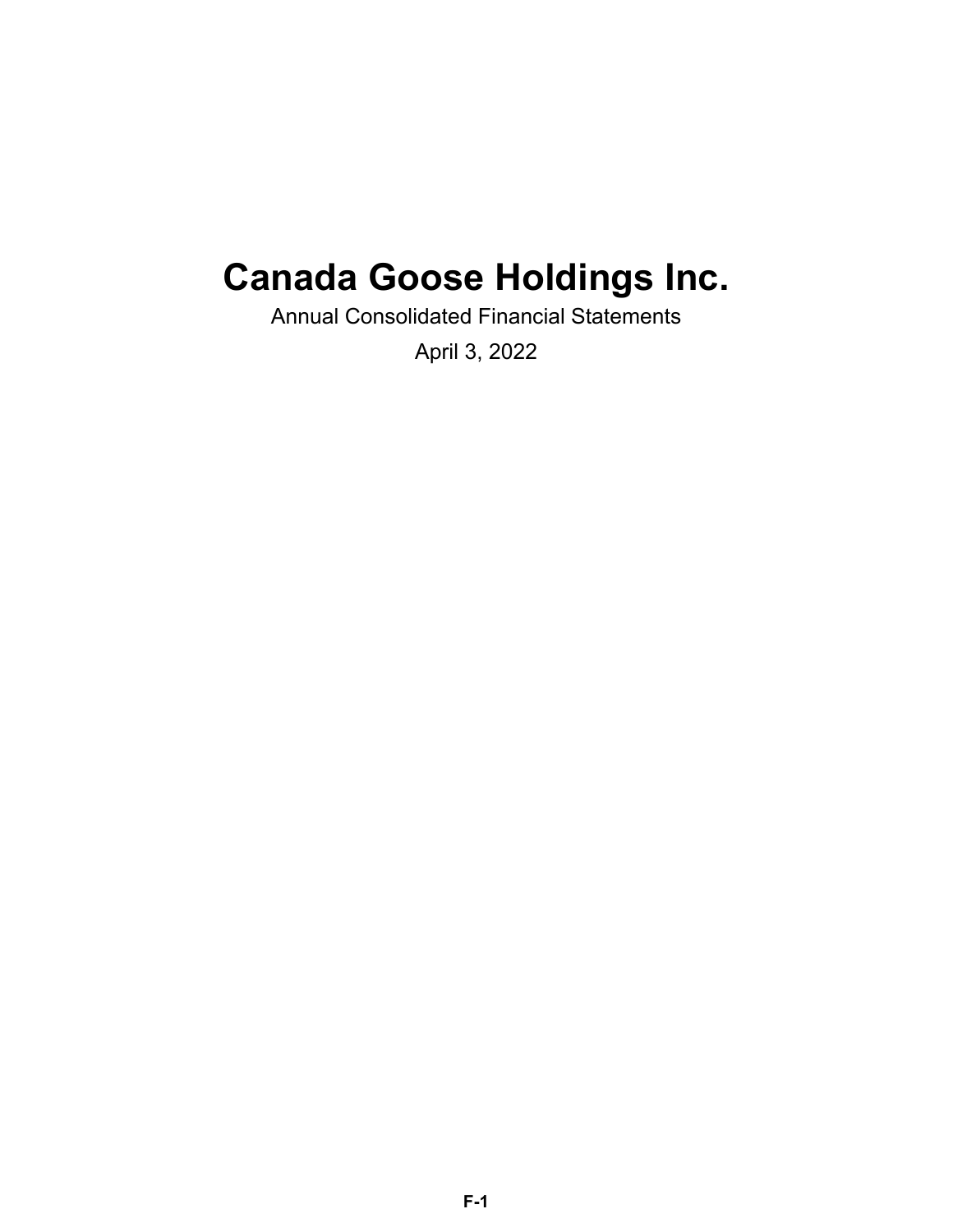# Canada Goose Holdings Inc.

Annual Consolidated Financial Statements

April 3, 2022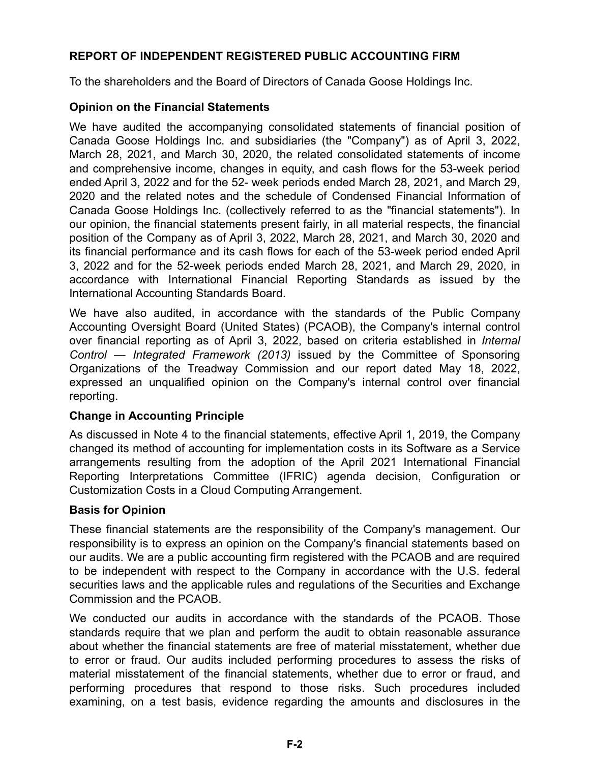**REPORT OF INDEPENDENT REGISTERED PUBLIC ACCOUNTING FIRM**

To the shareholders and the Board of Directors of Canada Goose Holdings Inc.

**Opinion on the Financial Statements**

We have audited the accompanying consolidated statements of financial position of Canada Goose Holdings Inc. and subsidiaries (the "Company") as of April 3, 2022, March 28, 2021, and March 30, 2020, the related consolidated statements of income and comprehensive income, changes in equity, and cash flows for the 53-week period ended April 3, 2022 and for the 52- week periods ended March 28, 2021, and March 29, 2020 and the related notes and the schedule of Condensed Financial Information of Canada Goose Holdings Inc. (collectively referred to as the "financial statements"). In our opinion, the financial statements present fairly, in all material respects, the financial position of the Company as of April 3, 2022, March 28, 2021, and March 30, 2020 and its financial performance and its cash flows for each of the 53-week period ended April 3, 2022 and for the 52-week periods ended March 28, 2021, and March 29, 2020, in accordance with International Financial Reporting Standards as issued by the International Accounting Standards Board.

We have also audited, in accordance with the standards of the Public Company Accounting Oversight Board (United States) (PCAOB), the Company's internal control over financial reporting as of April 3, 2022, based on criteria established in *Internal Control — Integrated Framework (2013)* issued by the Committee of Sponsoring Organizations of the Treadway Commission and our report dated May 18, 2022, expressed an unqualified opinion on the Company's internal control over financial reporting.

**Change in Accounting Principle**

As discussed in Note 4 to the financial statements, effective April 1, 2019, the Company changed its method of accounting for implementation costs in its Software as a Service arrangements resulting from the adoption of the April 2021 International Financial Reporting Interpretations Committee (IFRIC) agenda decision, Configuration or Customization Costs in a Cloud Computing Arrangement.

**Basis for Opinion**

These financial statements are the responsibility of the Company's management. Our responsibility is to express an opinion on the Company's financial statements based on our audits. We are a public accounting firm registered with the PCAOB and are required to be independent with respect to the Company in accordance with the U.S. federal securities laws and the applicable rules and regulations of the Securities and Exchange Commission and the PCAOB.

We conducted our audits in accordance with the standards of the PCAOB. Those standards require that we plan and perform the audit to obtain reasonable assurance about whether the financial statements are free of material misstatement, whether due to error or fraud. Our audits included performing procedures to assess the risks of material misstatement of the financial statements, whether due to error or fraud, and performing procedures that respond to those risks. Such procedures included examining, on a test basis, evidence regarding the amounts and disclosures in the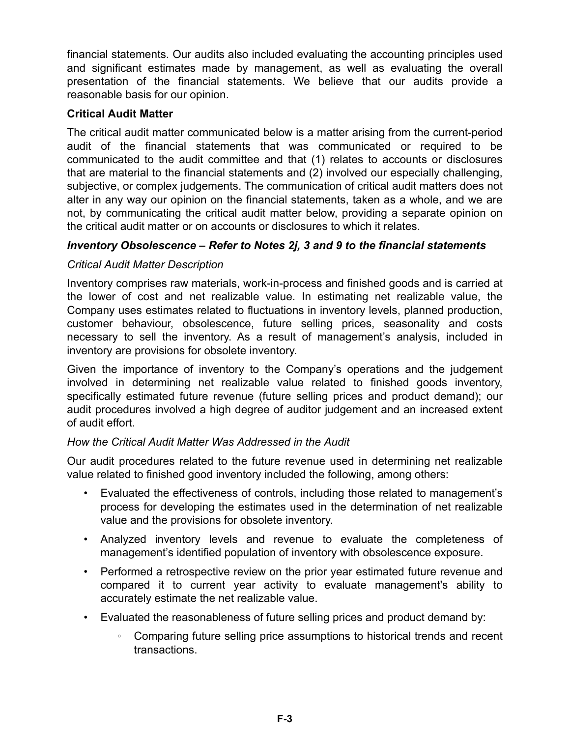financial statements. Our audits also included evaluating the accounting principles used and significant estimates made by management, as well as evaluating the overall presentation of the financial statements. We believe that our audits provide a reasonable basis for our opinion.

**Critical Audit Matter**

The critical audit matter communicated below is a matter arising from the current-period audit of the financial statements that was communicated or required to be communicated to the audit committee and that (1) relates to accounts or disclosures that are material to the financial statements and (2) involved our especially challenging, subjective, or complex judgements. The communication of critical audit matters does not alter in any way our opinion on the financial statements, taken as a whole, and we are not, by communicating the critical audit matter below, providing a separate opinion on the critical audit matter or on accounts or disclosures to which it relates.

***Inventory Obsolescence – Refer to Notes 2j, 3 and 9 to the financial statements***

*Critical Audit Matter Description*

Inventory comprises raw materials, work-in-process and finished goods and is carried at the lower of cost and net realizable value. In estimating net realizable value, the Company uses estimates related to fluctuations in inventory levels, planned production, customer behaviour, obsolescence, future selling prices, seasonality and costs necessary to sell the inventory. As a result of management's analysis, included in inventory are provisions for obsolete inventory.

Given the importance of inventory to the Company's operations and the judgement involved in determining net realizable value related to finished goods inventory, specifically estimated future revenue (future selling prices and product demand); our audit procedures involved a high degree of auditor judgement and an increased extent of audit effort.

*How the Critical Audit Matter Was Addressed in the Audit*

Our audit procedures related to the future revenue used in determining net realizable value related to finished good inventory included the following, among others:

- Evaluated the effectiveness of controls, including those related to management's process for developing the estimates used in the determination of net realizable value and the provisions for obsolete inventory.
- Analyzed inventory levels and revenue to evaluate the completeness of management's identified population of inventory with obsolescence exposure.
- Performed a retrospective review on the prior year estimated future revenue and compared it to current year activity to evaluate management's ability to accurately estimate the net realizable value.
- Evaluated the reasonableness of future selling prices and product demand by:
    - Comparing future selling price assumptions to historical trends and recent transactions.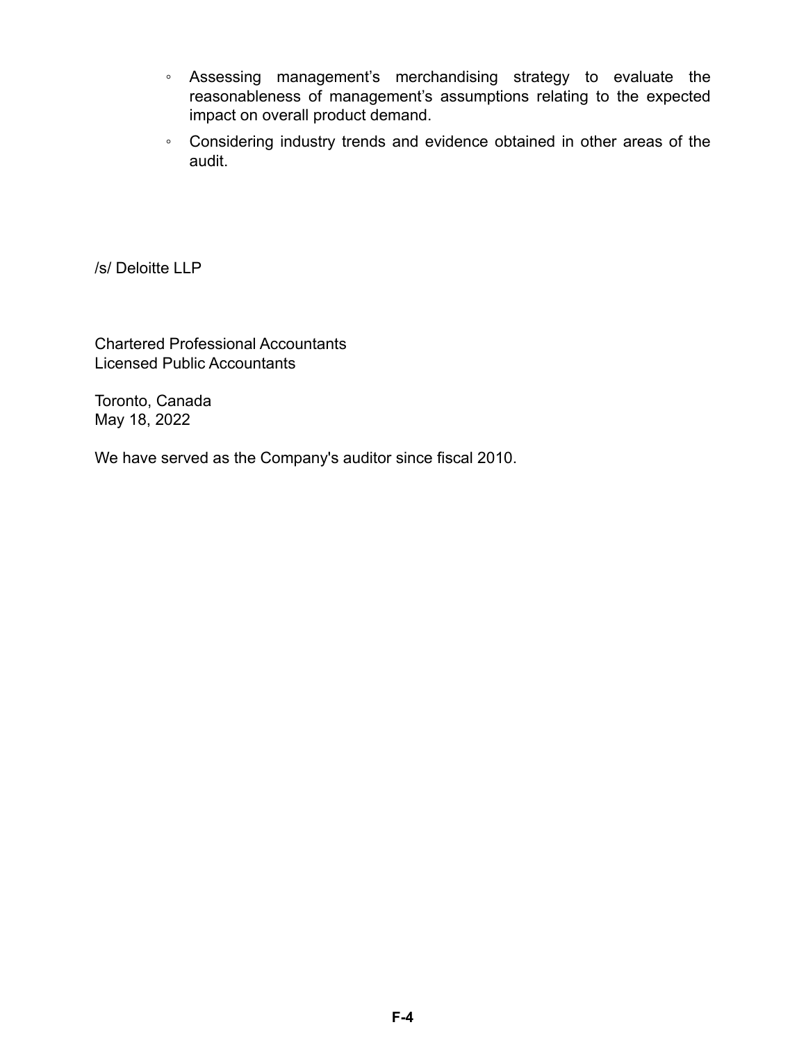- Assessing management's merchandising strategy to evaluate the reasonableness of management's assumptions relating to the expected impact on overall product demand.
- Considering industry trends and evidence obtained in other areas of the audit.

/s/ Deloitte LLP

Chartered Professional Accountants
Licensed Public Accountants

Toronto, Canada
May 18, 2022

We have served as the Company's auditor since fiscal 2010.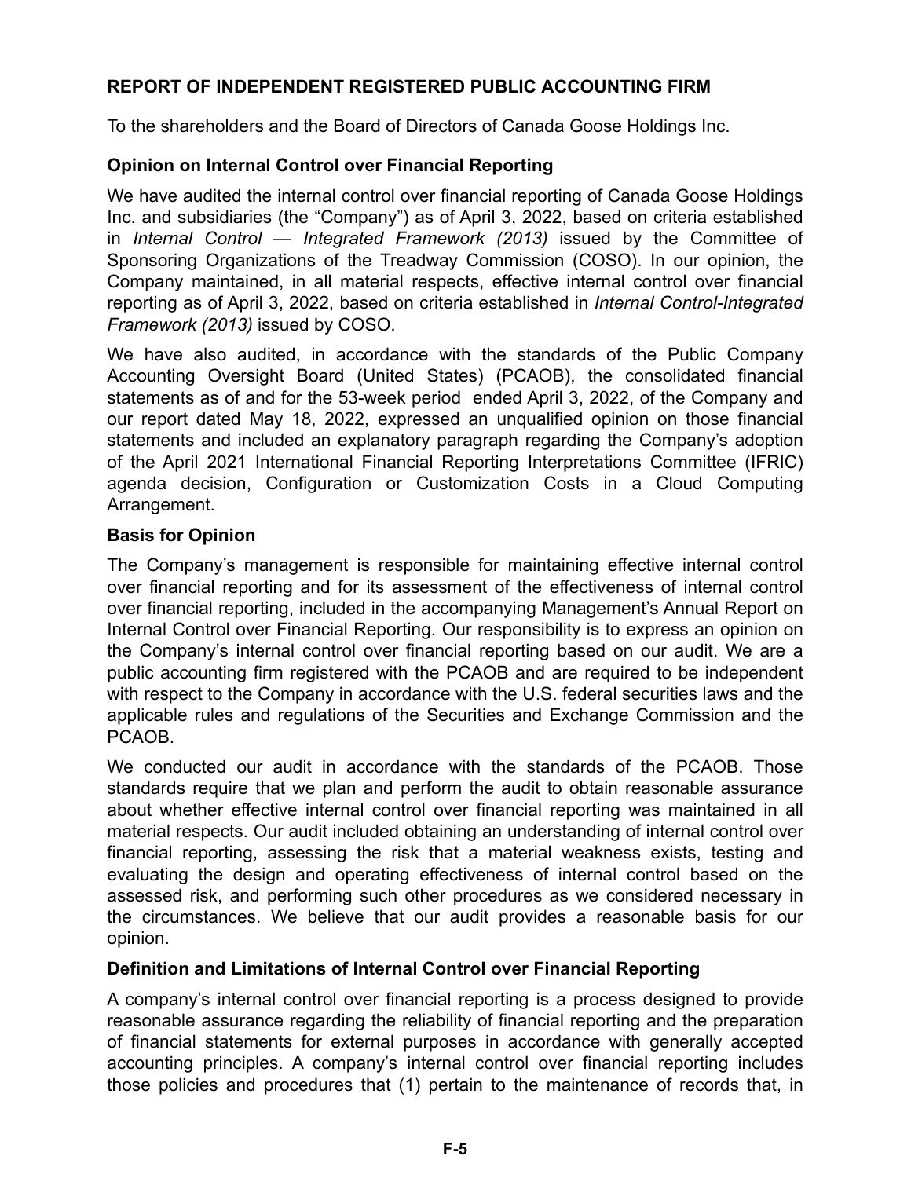## REPORT OF INDEPENDENT REGISTERED PUBLIC ACCOUNTING FIRM

To the shareholders and the Board of Directors of Canada Goose Holdings Inc.

### Opinion on Internal Control over Financial Reporting

We have audited the internal control over financial reporting of Canada Goose Holdings Inc. and subsidiaries (the "Company") as of April 3, 2022, based on criteria established in *Internal Control — Integrated Framework (2013)* issued by the Committee of Sponsoring Organizations of the Treadway Commission (COSO). In our opinion, the Company maintained, in all material respects, effective internal control over financial reporting as of April 3, 2022, based on criteria established in *Internal Control-Integrated Framework (2013)* issued by COSO.

We have also audited, in accordance with the standards of the Public Company Accounting Oversight Board (United States) (PCAOB), the consolidated financial statements as of and for the 53-week period ended April 3, 2022, of the Company and our report dated May 18, 2022, expressed an unqualified opinion on those financial statements and included an explanatory paragraph regarding the Company's adoption of the April 2021 International Financial Reporting Interpretations Committee (IFRIC) agenda decision, Configuration or Customization Costs in a Cloud Computing Arrangement.

### Basis for Opinion

The Company's management is responsible for maintaining effective internal control over financial reporting and for its assessment of the effectiveness of internal control over financial reporting, included in the accompanying Management's Annual Report on Internal Control over Financial Reporting. Our responsibility is to express an opinion on the Company's internal control over financial reporting based on our audit. We are a public accounting firm registered with the PCAOB and are required to be independent with respect to the Company in accordance with the U.S. federal securities laws and the applicable rules and regulations of the Securities and Exchange Commission and the PCAOB.

We conducted our audit in accordance with the standards of the PCAOB. Those standards require that we plan and perform the audit to obtain reasonable assurance about whether effective internal control over financial reporting was maintained in all material respects. Our audit included obtaining an understanding of internal control over financial reporting, assessing the risk that a material weakness exists, testing and evaluating the design and operating effectiveness of internal control based on the assessed risk, and performing such other procedures as we considered necessary in the circumstances. We believe that our audit provides a reasonable basis for our opinion.

### Definition and Limitations of Internal Control over Financial Reporting

A company's internal control over financial reporting is a process designed to provide reasonable assurance regarding the reliability of financial reporting and the preparation of financial statements for external purposes in accordance with generally accepted accounting principles. A company's internal control over financial reporting includes those policies and procedures that (1) pertain to the maintenance of records that, in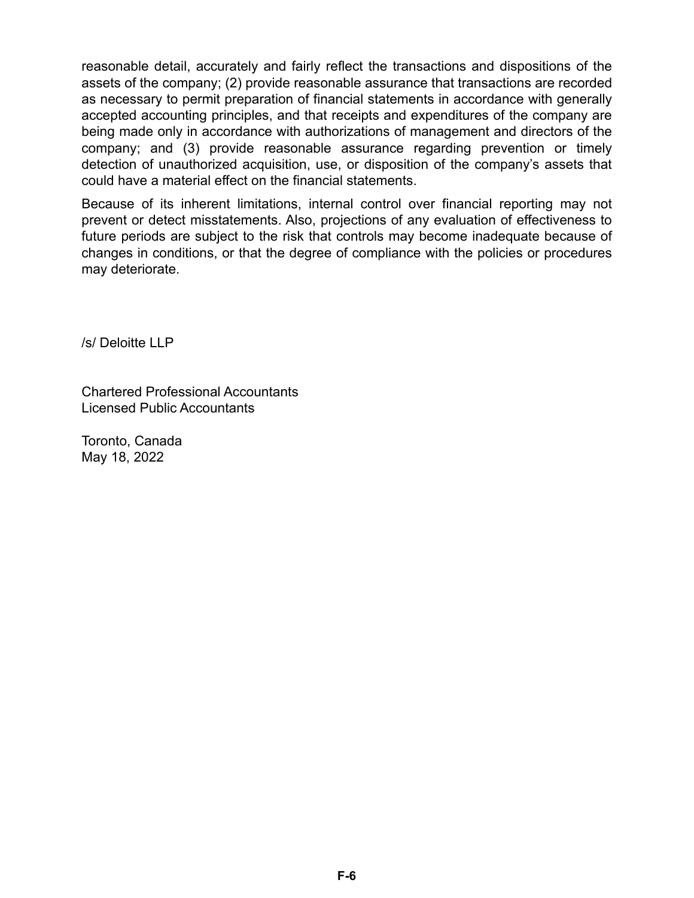reasonable detail, accurately and fairly reflect the transactions and dispositions of the assets of the company; (2) provide reasonable assurance that transactions are recorded as necessary to permit preparation of financial statements in accordance with generally accepted accounting principles, and that receipts and expenditures of the company are being made only in accordance with authorizations of management and directors of the company; and (3) provide reasonable assurance regarding prevention or timely detection of unauthorized acquisition, use, or disposition of the company's assets that could have a material effect on the financial statements.

Because of its inherent limitations, internal control over financial reporting may not prevent or detect misstatements. Also, projections of any evaluation of effectiveness to future periods are subject to the risk that controls may become inadequate because of changes in conditions, or that the degree of compliance with the policies or procedures may deteriorate.

/s/ Deloitte LLP

Chartered Professional Accountants
Licensed Public Accountants

Toronto, Canada
May 18, 2022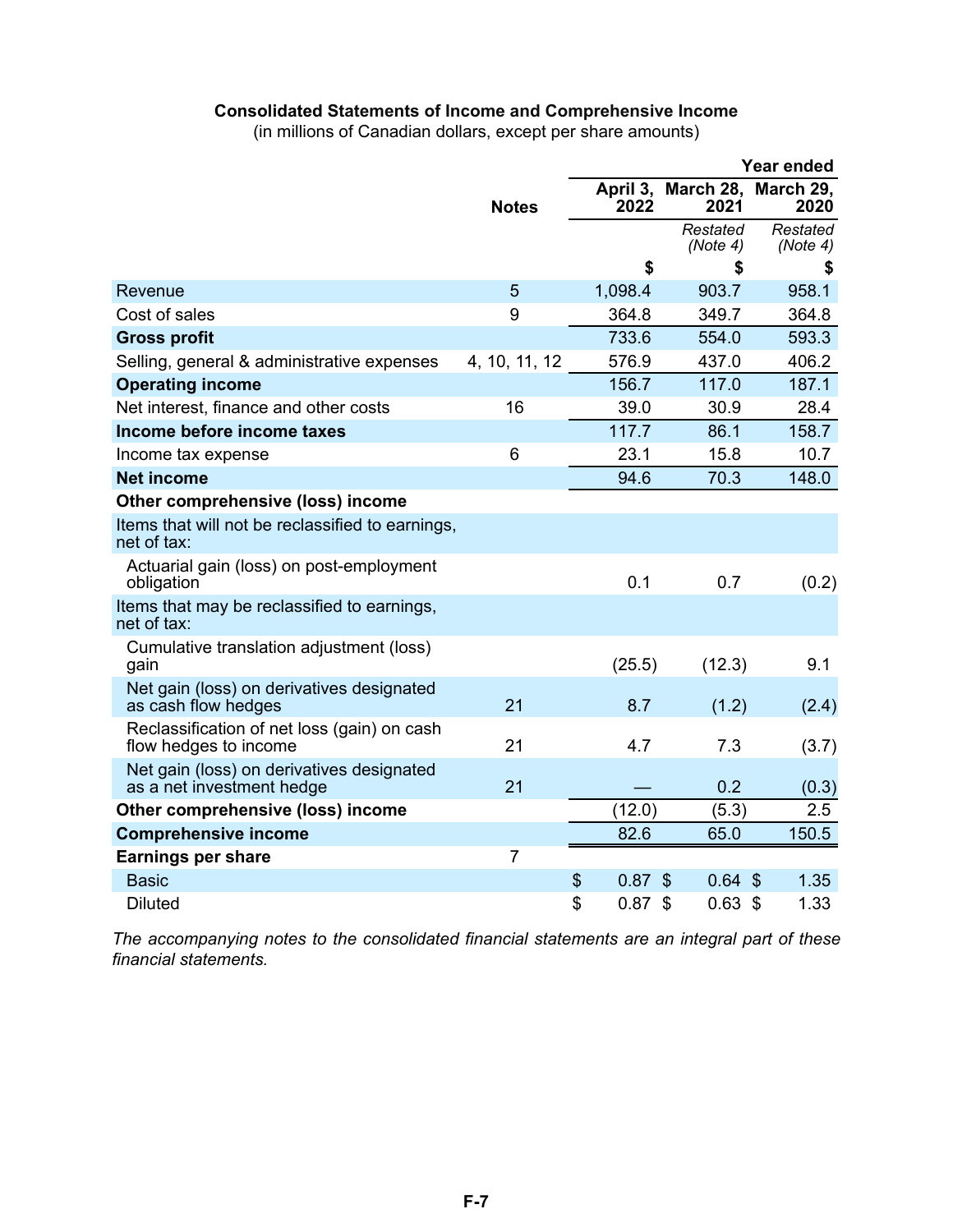### Consolidated Statements of Income and Comprehensive Income

(in millions of Canadian dollars, except per share amounts)

| | Notes | Year ended April 3, 2022 | Year ended March 28, 2021 | Year ended March 29, 2020 |
|---|---|---|---|---|
| | | | *Restated (Note 4)* | *Restated (Note 4)* |
| | | $ | $ | $ |
| Revenue | 5 | 1,098.4 | 903.7 | 958.1 |
| Cost of sales | 9 | 364.8 | 349.7 | 364.8 |
| **Gross profit** | | 733.6 | 554.0 | 593.3 |
| Selling, general & administrative expenses | 4, 10, 11, 12 | 576.9 | 437.0 | 406.2 |
| **Operating income** | | 156.7 | 117.0 | 187.1 |
| Net interest, finance and other costs | 16 | 39.0 | 30.9 | 28.4 |
| **Income before income taxes** | | 117.7 | 86.1 | 158.7 |
| Income tax expense | 6 | 23.1 | 15.8 | 10.7 |
| **Net income** | | 94.6 | 70.3 | 148.0 |
| **Other comprehensive (loss) income** | | | | |
| Items that will not be reclassified to earnings, net of tax: | | | | |
| Actuarial gain (loss) on post-employment obligation | | 0.1 | 0.7 | (0.2) |
| Items that may be reclassified to earnings, net of tax: | | | | |
| Cumulative translation adjustment (loss) gain | | (25.5) | (12.3) | 9.1 |
| Net gain (loss) on derivatives designated as cash flow hedges | 21 | 8.7 | (1.2) | (2.4) |
| Reclassification of net loss (gain) on cash flow hedges to income | 21 | 4.7 | 7.3 | (3.7) |
| Net gain (loss) on derivatives designated as a net investment hedge | 21 | — | 0.2 | (0.3) |
| **Other comprehensive (loss) income** | | (12.0) | (5.3) | 2.5 |
| **Comprehensive income** | | 82.6 | 65.0 | 150.5 |
| **Earnings per share** | 7 | | | |
| Basic | | $ 0.87 | $ 0.64 | $ 1.35 |
| Diluted | | $ 0.87 | $ 0.63 | $ 1.33 |

*The accompanying notes to the consolidated financial statements are an integral part of these financial statements.*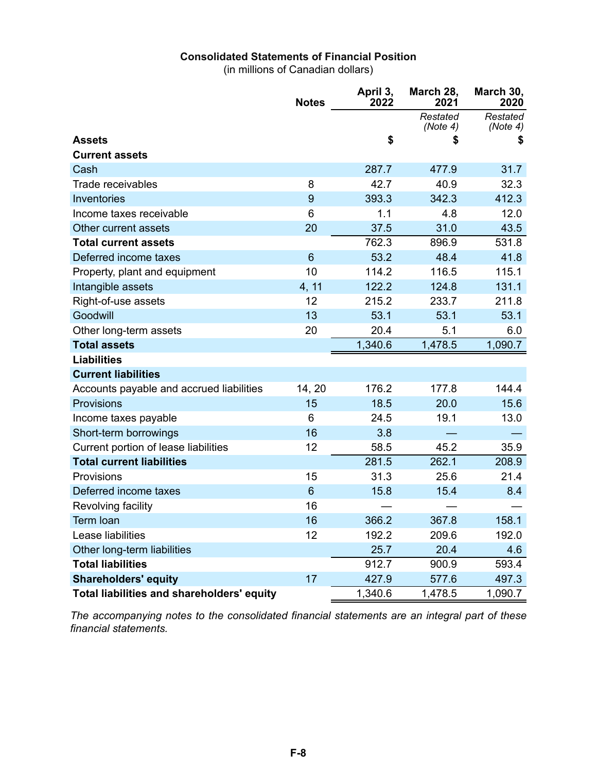**Consolidated Statements of Financial Position**
(in millions of Canadian dollars)

| | Notes | April 3, 2022 | March 28, 2021 | March 30, 2020 |
|---|---|---|---|---|
| | | | *Restated (Note 4)* | *Restated (Note 4)* |
| **Assets** | | $ | $ | $ |
| **Current assets** | | | | |
| Cash | | 287.7 | 477.9 | 31.7 |
| Trade receivables | 8 | 42.7 | 40.9 | 32.3 |
| Inventories | 9 | 393.3 | 342.3 | 412.3 |
| Income taxes receivable | 6 | 1.1 | 4.8 | 12.0 |
| Other current assets | 20 | 37.5 | 31.0 | 43.5 |
| **Total current assets** | | 762.3 | 896.9 | 531.8 |
| Deferred income taxes | 6 | 53.2 | 48.4 | 41.8 |
| Property, plant and equipment | 10 | 114.2 | 116.5 | 115.1 |
| Intangible assets | 4, 11 | 122.2 | 124.8 | 131.1 |
| Right-of-use assets | 12 | 215.2 | 233.7 | 211.8 |
| Goodwill | 13 | 53.1 | 53.1 | 53.1 |
| Other long-term assets | 20 | 20.4 | 5.1 | 6.0 |
| **Total assets** | | 1,340.6 | 1,478.5 | 1,090.7 |
| **Liabilities** | | | | |
| **Current liabilities** | | | | |
| Accounts payable and accrued liabilities | 14, 20 | 176.2 | 177.8 | 144.4 |
| Provisions | 15 | 18.5 | 20.0 | 15.6 |
| Income taxes payable | 6 | 24.5 | 19.1 | 13.0 |
| Short-term borrowings | 16 | 3.8 | — | — |
| Current portion of lease liabilities | 12 | 58.5 | 45.2 | 35.9 |
| **Total current liabilities** | | 281.5 | 262.1 | 208.9 |
| Provisions | 15 | 31.3 | 25.6 | 21.4 |
| Deferred income taxes | 6 | 15.8 | 15.4 | 8.4 |
| Revolving facility | 16 | — | — | — |
| Term loan | 16 | 366.2 | 367.8 | 158.1 |
| Lease liabilities | 12 | 192.2 | 209.6 | 192.0 |
| Other long-term liabilities | | 25.7 | 20.4 | 4.6 |
| **Total liabilities** | | 912.7 | 900.9 | 593.4 |
| **Shareholders' equity** | 17 | 427.9 | 577.6 | 497.3 |
| **Total liabilities and shareholders' equity** | | 1,340.6 | 1,478.5 | 1,090.7 |

*The accompanying notes to the consolidated financial statements are an integral part of these financial statements.*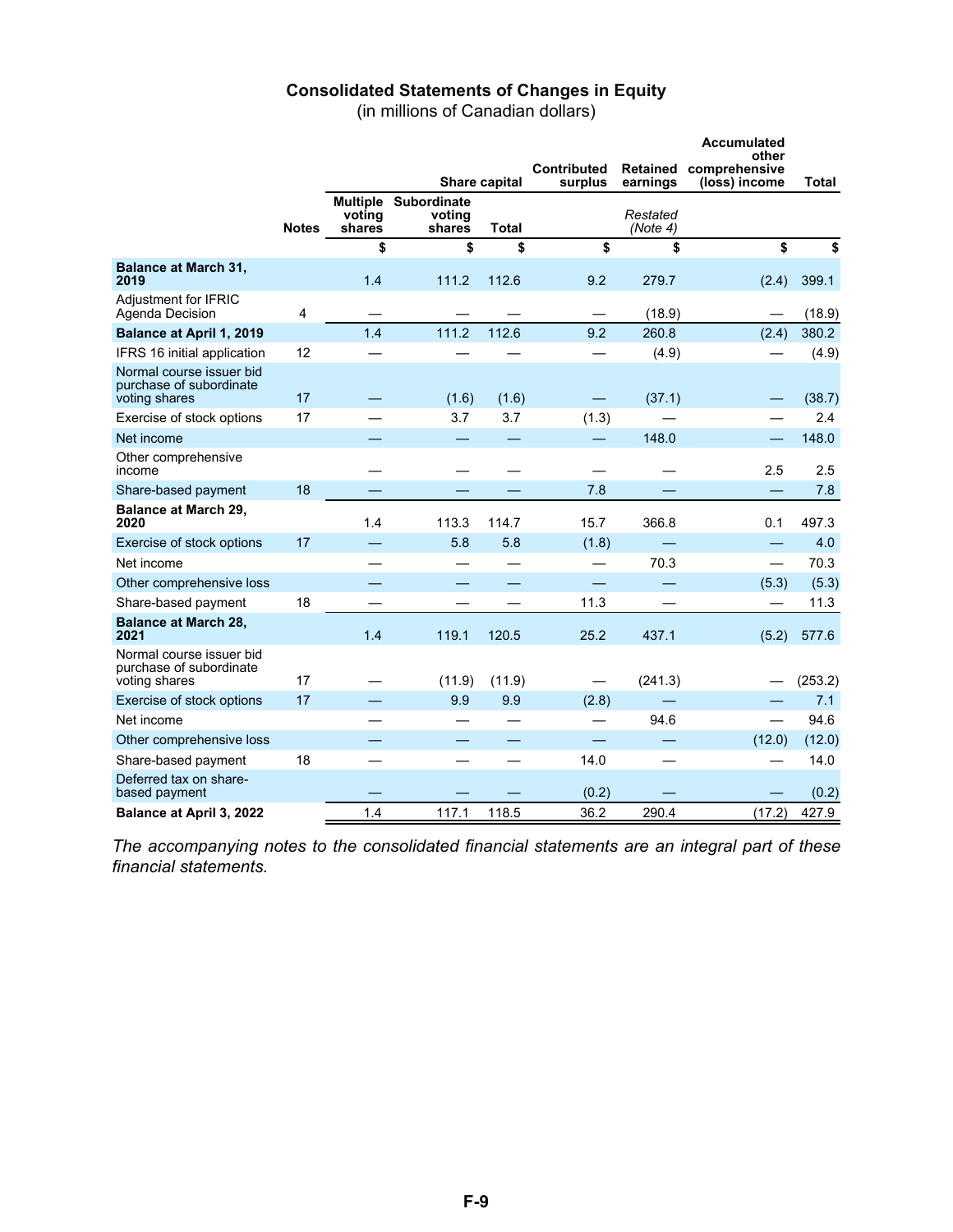## Consolidated Statements of Changes in Equity

(in millions of Canadian dollars)

| | Notes | Share capital | | | Contributed surplus | Retained earnings | Accumulated other comprehensive (loss) income | Total |
|---|---|---|---|---|---|---|---|---|
| | | Multiple voting shares | Subordinate voting shares | Total | | *Restated (Note 4)* | | |
| | | $ | $ | $ | $ | $ | $ | $ |
| **Balance at March 31, 2019** | | 1.4 | 111.2 | 112.6 | 9.2 | 279.7 | (2.4) | 399.1 |
| Adjustment for IFRIC Agenda Decision | 4 | — | — | — | — | (18.9) | — | (18.9) |
| **Balance at April 1, 2019** | | 1.4 | 111.2 | 112.6 | 9.2 | 260.8 | (2.4) | 380.2 |
| IFRS 16 initial application | 12 | — | — | — | — | (4.9) | — | (4.9) |
| Normal course issuer bid purchase of subordinate voting shares | 17 | — | (1.6) | (1.6) | — | (37.1) | — | (38.7) |
| Exercise of stock options | 17 | — | 3.7 | 3.7 | (1.3) | — | — | 2.4 |
| Net income | | — | — | — | — | 148.0 | — | 148.0 |
| Other comprehensive income | | — | — | — | — | — | 2.5 | 2.5 |
| Share-based payment | 18 | — | — | — | 7.8 | — | — | 7.8 |
| **Balance at March 29, 2020** | | 1.4 | 113.3 | 114.7 | 15.7 | 366.8 | 0.1 | 497.3 |
| Exercise of stock options | 17 | — | 5.8 | 5.8 | (1.8) | — | — | 4.0 |
| Net income | | — | — | — | — | 70.3 | — | 70.3 |
| Other comprehensive loss | | — | — | — | — | — | (5.3) | (5.3) |
| Share-based payment | 18 | — | — | — | 11.3 | — | — | 11.3 |
| **Balance at March 28, 2021** | | 1.4 | 119.1 | 120.5 | 25.2 | 437.1 | (5.2) | 577.6 |
| Normal course issuer bid purchase of subordinate voting shares | 17 | — | (11.9) | (11.9) | — | (241.3) | — | (253.2) |
| Exercise of stock options | 17 | — | 9.9 | 9.9 | (2.8) | — | — | 7.1 |
| Net income | | — | — | — | — | 94.6 | — | 94.6 |
| Other comprehensive loss | | — | — | — | — | — | (12.0) | (12.0) |
| Share-based payment | 18 | — | — | — | 14.0 | — | — | 14.0 |
| Deferred tax on share-based payment | | — | — | — | (0.2) | — | — | (0.2) |
| **Balance at April 3, 2022** | | 1.4 | 117.1 | 118.5 | 36.2 | 290.4 | (17.2) | 427.9 |

*The accompanying notes to the consolidated financial statements are an integral part of these financial statements.*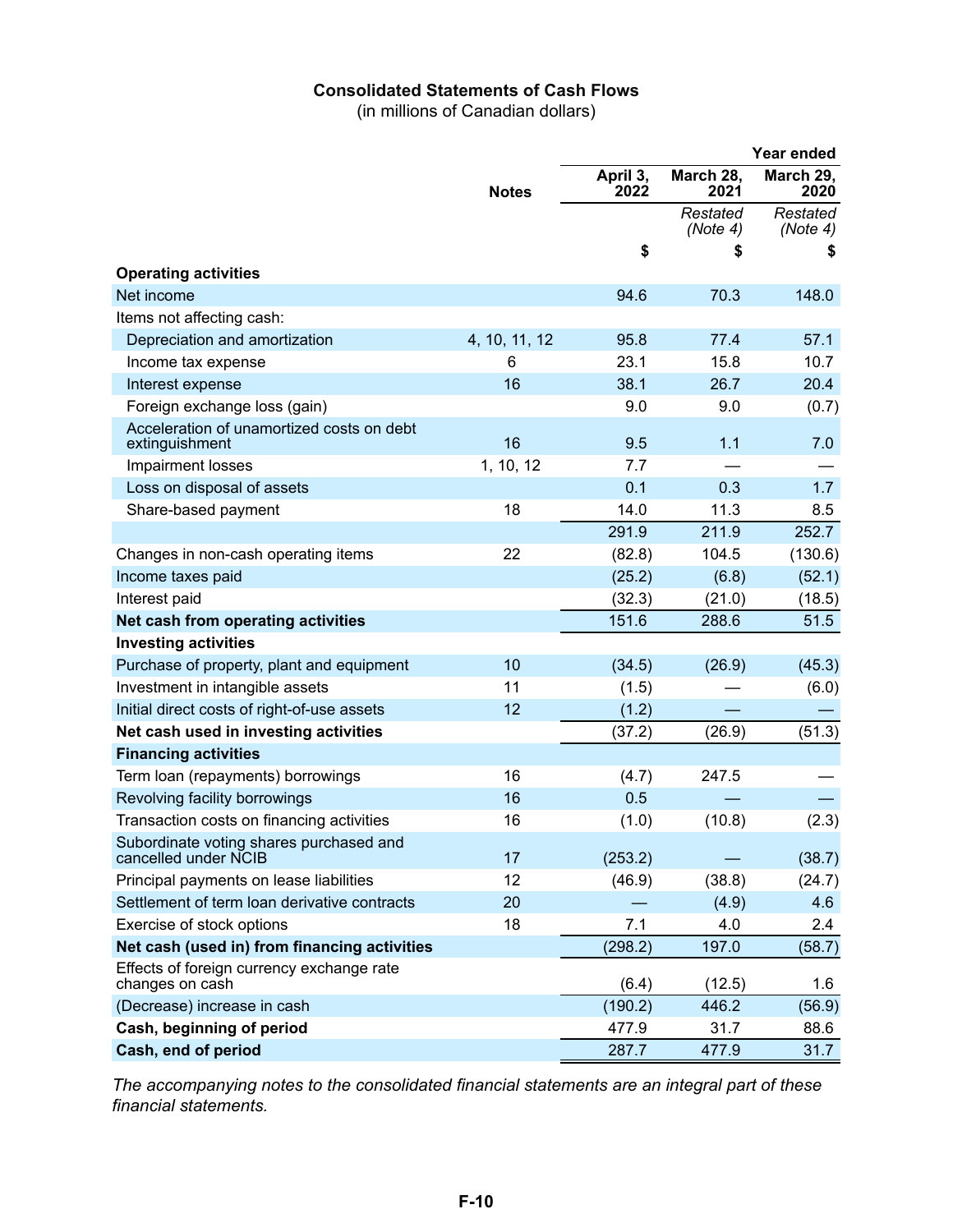## Consolidated Statements of Cash Flows

(in millions of Canadian dollars)

| | Notes | Year ended | | |
|---|---|---|---|---|
| | | April 3, 2022 | March 28, 2021 | March 29, 2020 |
| | | | *Restated (Note 4)* | *Restated (Note 4)* |
| | | $ | $ | $ |
| **Operating activities** | | | | |
| Net income | | 94.6 | 70.3 | 148.0 |
| Items not affecting cash: | | | | |
| Depreciation and amortization | 4, 10, 11, 12 | 95.8 | 77.4 | 57.1 |
| Income tax expense | 6 | 23.1 | 15.8 | 10.7 |
| Interest expense | 16 | 38.1 | 26.7 | 20.4 |
| Foreign exchange loss (gain) | | 9.0 | 9.0 | (0.7) |
| Acceleration of unamortized costs on debt extinguishment | 16 | 9.5 | 1.1 | 7.0 |
| Impairment losses | 1, 10, 12 | 7.7 | — | — |
| Loss on disposal of assets | | 0.1 | 0.3 | 1.7 |
| Share-based payment | 18 | 14.0 | 11.3 | 8.5 |
| | | 291.9 | 211.9 | 252.7 |
| Changes in non-cash operating items | 22 | (82.8) | 104.5 | (130.6) |
| Income taxes paid | | (25.2) | (6.8) | (52.1) |
| Interest paid | | (32.3) | (21.0) | (18.5) |
| **Net cash from operating activities** | | 151.6 | 288.6 | 51.5 |
| **Investing activities** | | | | |
| Purchase of property, plant and equipment | 10 | (34.5) | (26.9) | (45.3) |
| Investment in intangible assets | 11 | (1.5) | — | (6.0) |
| Initial direct costs of right-of-use assets | 12 | (1.2) | — | — |
| **Net cash used in investing activities** | | (37.2) | (26.9) | (51.3) |
| **Financing activities** | | | | |
| Term loan (repayments) borrowings | 16 | (4.7) | 247.5 | — |
| Revolving facility borrowings | 16 | 0.5 | — | — |
| Transaction costs on financing activities | 16 | (1.0) | (10.8) | (2.3) |
| Subordinate voting shares purchased and cancelled under NCIB | 17 | (253.2) | — | (38.7) |
| Principal payments on lease liabilities | 12 | (46.9) | (38.8) | (24.7) |
| Settlement of term loan derivative contracts | 20 | — | (4.9) | 4.6 |
| Exercise of stock options | 18 | 7.1 | 4.0 | 2.4 |
| **Net cash (used in) from financing activities** | | (298.2) | 197.0 | (58.7) |
| Effects of foreign currency exchange rate changes on cash | | (6.4) | (12.5) | 1.6 |
| (Decrease) increase in cash | | (190.2) | 446.2 | (56.9) |
| **Cash, beginning of period** | | 477.9 | 31.7 | 88.6 |
| **Cash, end of period** | | 287.7 | 477.9 | 31.7 |

*The accompanying notes to the consolidated financial statements are an integral part of these financial statements.*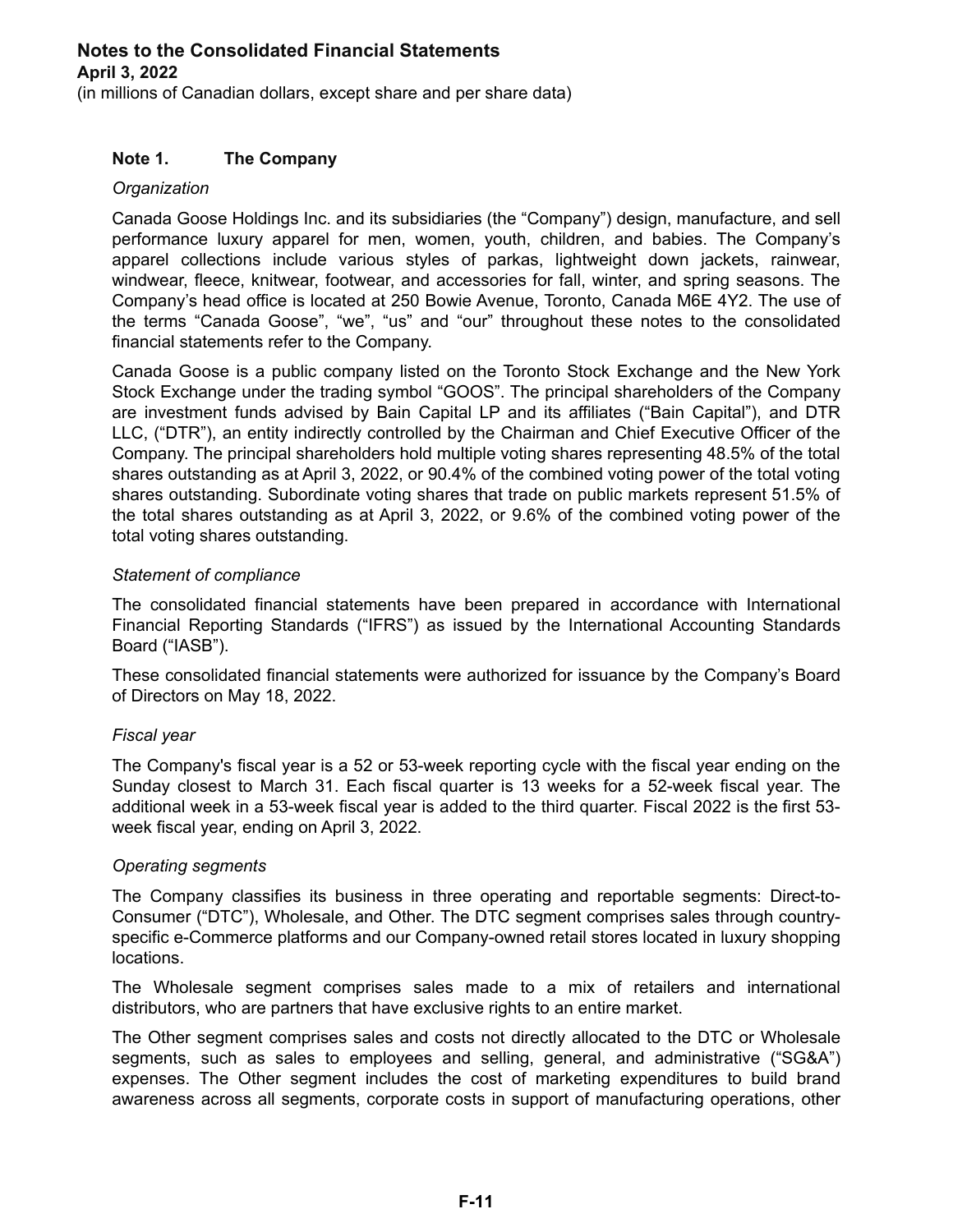# Notes to the Consolidated Financial Statements

**April 3, 2022**

(in millions of Canadian dollars, except share and per share data)

## Note 1. The Company

*Organization*

Canada Goose Holdings Inc. and its subsidiaries (the "Company") design, manufacture, and sell performance luxury apparel for men, women, youth, children, and babies. The Company's apparel collections include various styles of parkas, lightweight down jackets, rainwear, windwear, fleece, knitwear, footwear, and accessories for fall, winter, and spring seasons. The Company's head office is located at 250 Bowie Avenue, Toronto, Canada M6E 4Y2. The use of the terms "Canada Goose", "we", "us" and "our" throughout these notes to the consolidated financial statements refer to the Company.

Canada Goose is a public company listed on the Toronto Stock Exchange and the New York Stock Exchange under the trading symbol "GOOS". The principal shareholders of the Company are investment funds advised by Bain Capital LP and its affiliates ("Bain Capital"), and DTR LLC, ("DTR"), an entity indirectly controlled by the Chairman and Chief Executive Officer of the Company. The principal shareholders hold multiple voting shares representing 48.5% of the total shares outstanding as at April 3, 2022, or 90.4% of the combined voting power of the total voting shares outstanding. Subordinate voting shares that trade on public markets represent 51.5% of the total shares outstanding as at April 3, 2022, or 9.6% of the combined voting power of the total voting shares outstanding.

*Statement of compliance*

The consolidated financial statements have been prepared in accordance with International Financial Reporting Standards ("IFRS") as issued by the International Accounting Standards Board ("IASB").

These consolidated financial statements were authorized for issuance by the Company's Board of Directors on May 18, 2022.

*Fiscal year*

The Company's fiscal year is a 52 or 53-week reporting cycle with the fiscal year ending on the Sunday closest to March 31. Each fiscal quarter is 13 weeks for a 52-week fiscal year. The additional week in a 53-week fiscal year is added to the third quarter. Fiscal 2022 is the first 53-week fiscal year, ending on April 3, 2022.

*Operating segments*

The Company classifies its business in three operating and reportable segments: Direct-to-Consumer ("DTC"), Wholesale, and Other. The DTC segment comprises sales through country-specific e-Commerce platforms and our Company-owned retail stores located in luxury shopping locations.

The Wholesale segment comprises sales made to a mix of retailers and international distributors, who are partners that have exclusive rights to an entire market.

The Other segment comprises sales and costs not directly allocated to the DTC or Wholesale segments, such as sales to employees and selling, general, and administrative ("SG&A") expenses. The Other segment includes the cost of marketing expenditures to build brand awareness across all segments, corporate costs in support of manufacturing operations, other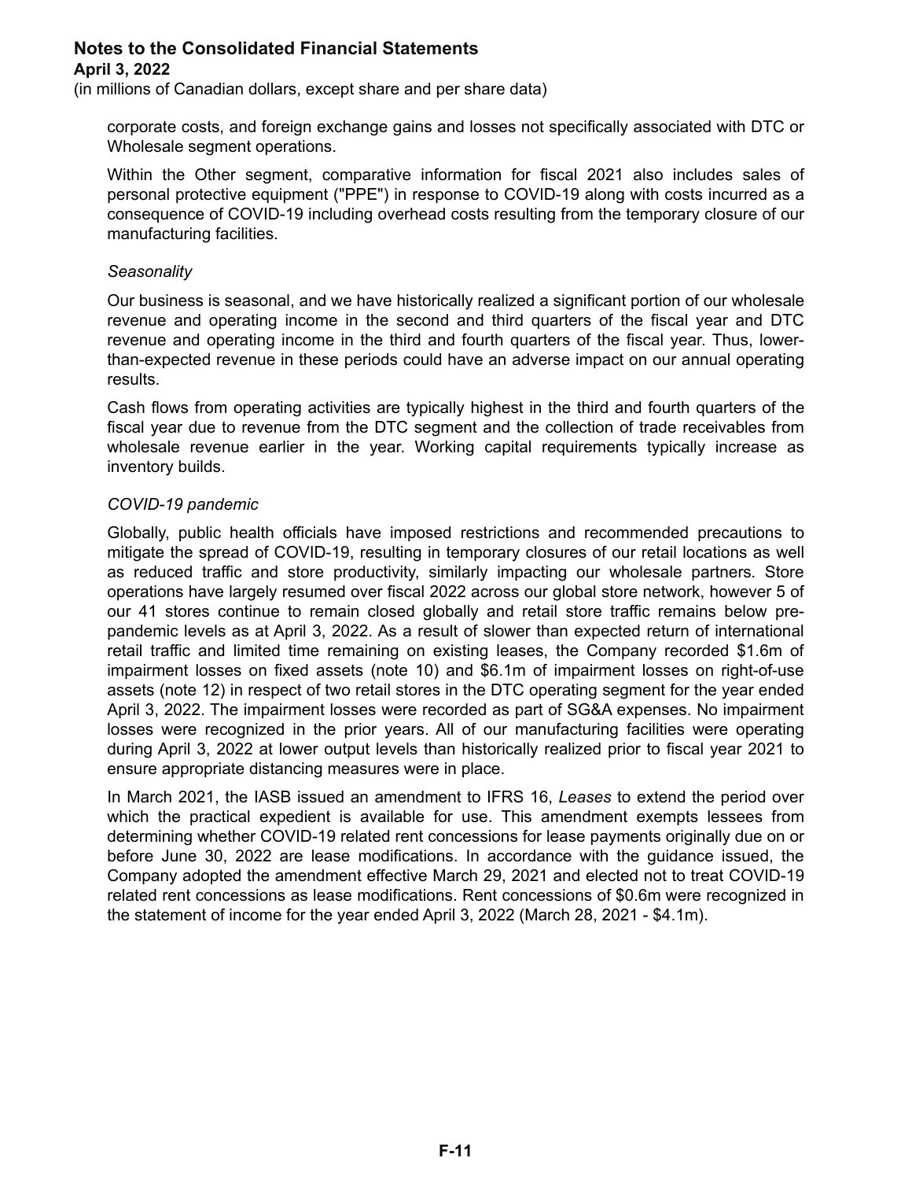corporate costs, and foreign exchange gains and losses not specifically associated with DTC or Wholesale segment operations.

Within the Other segment, comparative information for fiscal 2021 also includes sales of personal protective equipment ("PPE") in response to COVID-19 along with costs incurred as a consequence of COVID-19 including overhead costs resulting from the temporary closure of our manufacturing facilities.

*Seasonality*

Our business is seasonal, and we have historically realized a significant portion of our wholesale revenue and operating income in the second and third quarters of the fiscal year and DTC revenue and operating income in the third and fourth quarters of the fiscal year. Thus, lower-than-expected revenue in these periods could have an adverse impact on our annual operating results.

Cash flows from operating activities are typically highest in the third and fourth quarters of the fiscal year due to revenue from the DTC segment and the collection of trade receivables from wholesale revenue earlier in the year. Working capital requirements typically increase as inventory builds.

*COVID-19 pandemic*

Globally, public health officials have imposed restrictions and recommended precautions to mitigate the spread of COVID-19, resulting in temporary closures of our retail locations as well as reduced traffic and store productivity, similarly impacting our wholesale partners. Store operations have largely resumed over fiscal 2022 across our global store network, however 5 of our 41 stores continue to remain closed globally and retail store traffic remains below pre-pandemic levels as at April 3, 2022. As a result of slower than expected return of international retail traffic and limited time remaining on existing leases, the Company recorded $1.6m of impairment losses on fixed assets (note 10) and $6.1m of impairment losses on right-of-use assets (note 12) in respect of two retail stores in the DTC operating segment for the year ended April 3, 2022. The impairment losses were recorded as part of SG&A expenses. No impairment losses were recognized in the prior years. All of our manufacturing facilities were operating during April 3, 2022 at lower output levels than historically realized prior to fiscal year 2021 to ensure appropriate distancing measures were in place.

In March 2021, the IASB issued an amendment to IFRS 16, *Leases* to extend the period over which the practical expedient is available for use. This amendment exempts lessees from determining whether COVID-19 related rent concessions for lease payments originally due on or before June 30, 2022 are lease modifications. In accordance with the guidance issued, the Company adopted the amendment effective March 29, 2021 and elected not to treat COVID-19 related rent concessions as lease modifications. Rent concessions of $0.6m were recognized in the statement of income for the year ended April 3, 2022 (March 28, 2021 - $4.1m).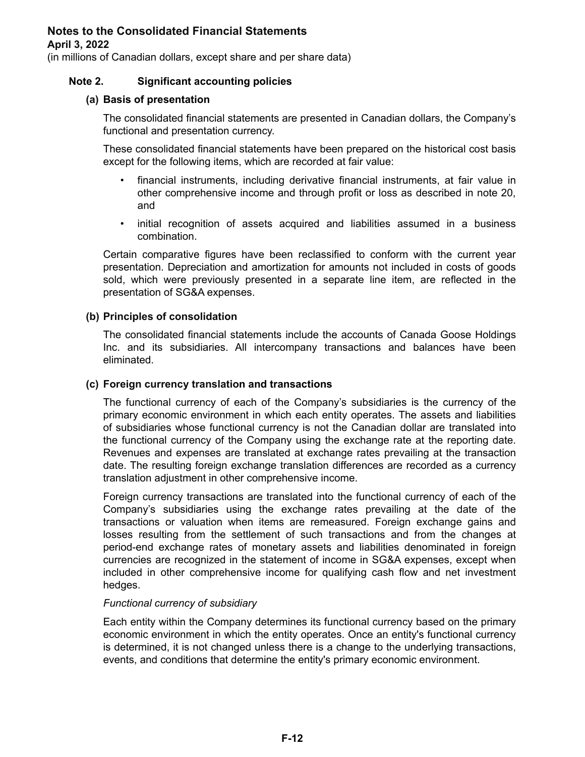# Notes to the Consolidated Financial Statements

**April 3, 2022**

(in millions of Canadian dollars, except share and per share data)

## Note 2. Significant accounting policies

### (a) Basis of presentation

The consolidated financial statements are presented in Canadian dollars, the Company's functional and presentation currency.

These consolidated financial statements have been prepared on the historical cost basis except for the following items, which are recorded at fair value:

- financial instruments, including derivative financial instruments, at fair value in other comprehensive income and through profit or loss as described in note 20, and
- initial recognition of assets acquired and liabilities assumed in a business combination.

Certain comparative figures have been reclassified to conform with the current year presentation. Depreciation and amortization for amounts not included in costs of goods sold, which were previously presented in a separate line item, are reflected in the presentation of SG&A expenses.

### (b) Principles of consolidation

The consolidated financial statements include the accounts of Canada Goose Holdings Inc. and its subsidiaries. All intercompany transactions and balances have been eliminated.

### (c) Foreign currency translation and transactions

The functional currency of each of the Company's subsidiaries is the currency of the primary economic environment in which each entity operates. The assets and liabilities of subsidiaries whose functional currency is not the Canadian dollar are translated into the functional currency of the Company using the exchange rate at the reporting date. Revenues and expenses are translated at exchange rates prevailing at the transaction date. The resulting foreign exchange translation differences are recorded as a currency translation adjustment in other comprehensive income.

Foreign currency transactions are translated into the functional currency of each of the Company's subsidiaries using the exchange rates prevailing at the date of the transactions or valuation when items are remeasured. Foreign exchange gains and losses resulting from the settlement of such transactions and from the changes at period-end exchange rates of monetary assets and liabilities denominated in foreign currencies are recognized in the statement of income in SG&A expenses, except when included in other comprehensive income for qualifying cash flow and net investment hedges.

*Functional currency of subsidiary*

Each entity within the Company determines its functional currency based on the primary economic environment in which the entity operates. Once an entity's functional currency is determined, it is not changed unless there is a change to the underlying transactions, events, and conditions that determine the entity's primary economic environment.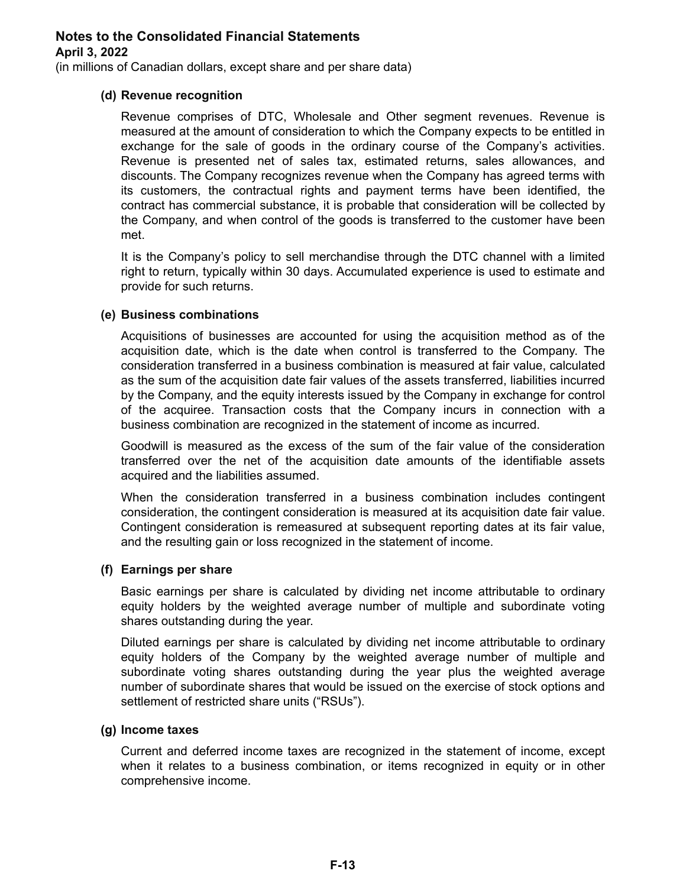# Notes to the Consolidated Financial Statements

**April 3, 2022**

(in millions of Canadian dollars, except share and per share data)

### (d) Revenue recognition

Revenue comprises of DTC, Wholesale and Other segment revenues. Revenue is measured at the amount of consideration to which the Company expects to be entitled in exchange for the sale of goods in the ordinary course of the Company's activities. Revenue is presented net of sales tax, estimated returns, sales allowances, and discounts. The Company recognizes revenue when the Company has agreed terms with its customers, the contractual rights and payment terms have been identified, the contract has commercial substance, it is probable that consideration will be collected by the Company, and when control of the goods is transferred to the customer have been met.

It is the Company's policy to sell merchandise through the DTC channel with a limited right to return, typically within 30 days. Accumulated experience is used to estimate and provide for such returns.

### (e) Business combinations

Acquisitions of businesses are accounted for using the acquisition method as of the acquisition date, which is the date when control is transferred to the Company. The consideration transferred in a business combination is measured at fair value, calculated as the sum of the acquisition date fair values of the assets transferred, liabilities incurred by the Company, and the equity interests issued by the Company in exchange for control of the acquiree. Transaction costs that the Company incurs in connection with a business combination are recognized in the statement of income as incurred.

Goodwill is measured as the excess of the sum of the fair value of the consideration transferred over the net of the acquisition date amounts of the identifiable assets acquired and the liabilities assumed.

When the consideration transferred in a business combination includes contingent consideration, the contingent consideration is measured at its acquisition date fair value. Contingent consideration is remeasured at subsequent reporting dates at its fair value, and the resulting gain or loss recognized in the statement of income.

### (f) Earnings per share

Basic earnings per share is calculated by dividing net income attributable to ordinary equity holders by the weighted average number of multiple and subordinate voting shares outstanding during the year.

Diluted earnings per share is calculated by dividing net income attributable to ordinary equity holders of the Company by the weighted average number of multiple and subordinate voting shares outstanding during the year plus the weighted average number of subordinate shares that would be issued on the exercise of stock options and settlement of restricted share units ("RSUs").

### (g) Income taxes

Current and deferred income taxes are recognized in the statement of income, except when it relates to a business combination, or items recognized in equity or in other comprehensive income.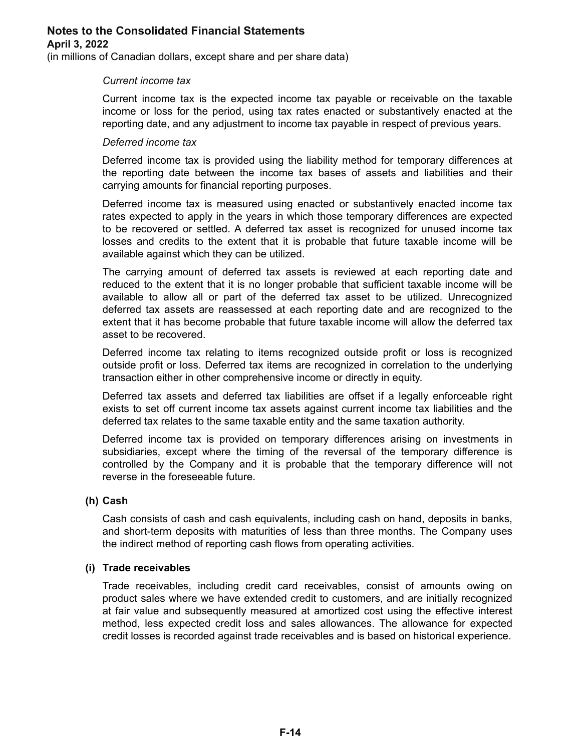*Current income tax*

Current income tax is the expected income tax payable or receivable on the taxable income or loss for the period, using tax rates enacted or substantively enacted at the reporting date, and any adjustment to income tax payable in respect of previous years.

*Deferred income tax*

Deferred income tax is provided using the liability method for temporary differences at the reporting date between the income tax bases of assets and liabilities and their carrying amounts for financial reporting purposes.

Deferred income tax is measured using enacted or substantively enacted income tax rates expected to apply in the years in which those temporary differences are expected to be recovered or settled. A deferred tax asset is recognized for unused income tax losses and credits to the extent that it is probable that future taxable income will be available against which they can be utilized.

The carrying amount of deferred tax assets is reviewed at each reporting date and reduced to the extent that it is no longer probable that sufficient taxable income will be available to allow all or part of the deferred tax asset to be utilized. Unrecognized deferred tax assets are reassessed at each reporting date and are recognized to the extent that it has become probable that future taxable income will allow the deferred tax asset to be recovered.

Deferred income tax relating to items recognized outside profit or loss is recognized outside profit or loss. Deferred tax items are recognized in correlation to the underlying transaction either in other comprehensive income or directly in equity.

Deferred tax assets and deferred tax liabilities are offset if a legally enforceable right exists to set off current income tax assets against current income tax liabilities and the deferred tax relates to the same taxable entity and the same taxation authority.

Deferred income tax is provided on temporary differences arising on investments in subsidiaries, except where the timing of the reversal of the temporary difference is controlled by the Company and it is probable that the temporary difference will not reverse in the foreseeable future.

**(h) Cash**

Cash consists of cash and cash equivalents, including cash on hand, deposits in banks, and short-term deposits with maturities of less than three months. The Company uses the indirect method of reporting cash flows from operating activities.

**(i) Trade receivables**

Trade receivables, including credit card receivables, consist of amounts owing on product sales where we have extended credit to customers, and are initially recognized at fair value and subsequently measured at amortized cost using the effective interest method, less expected credit loss and sales allowances. The allowance for expected credit losses is recorded against trade receivables and is based on historical experience.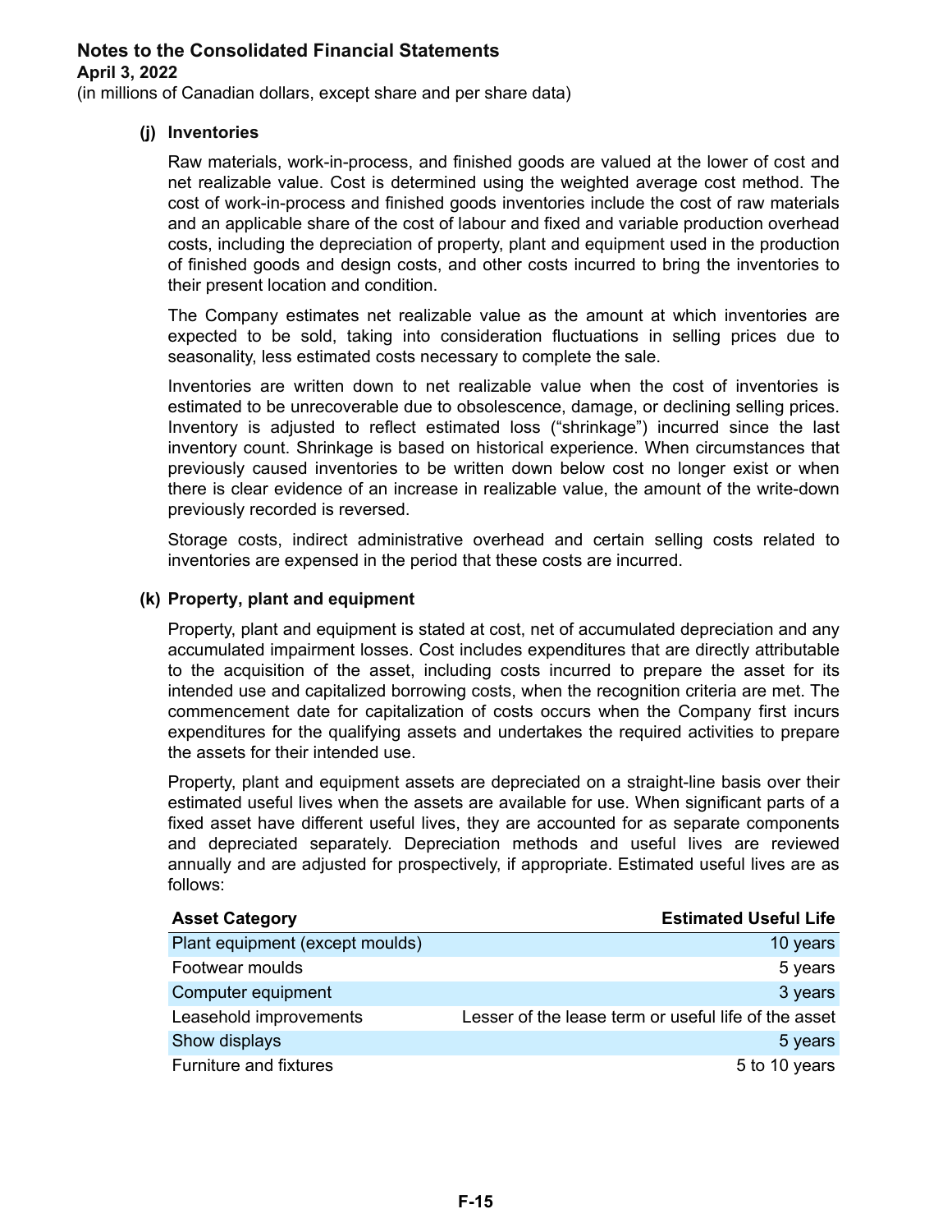**Notes to the Consolidated Financial Statements**
**April 3, 2022**
(in millions of Canadian dollars, except share and per share data)

**(j) Inventories**

Raw materials, work-in-process, and finished goods are valued at the lower of cost and net realizable value. Cost is determined using the weighted average cost method. The cost of work-in-process and finished goods inventories include the cost of raw materials and an applicable share of the cost of labour and fixed and variable production overhead costs, including the depreciation of property, plant and equipment used in the production of finished goods and design costs, and other costs incurred to bring the inventories to their present location and condition.

The Company estimates net realizable value as the amount at which inventories are expected to be sold, taking into consideration fluctuations in selling prices due to seasonality, less estimated costs necessary to complete the sale.

Inventories are written down to net realizable value when the cost of inventories is estimated to be unrecoverable due to obsolescence, damage, or declining selling prices. Inventory is adjusted to reflect estimated loss ("shrinkage") incurred since the last inventory count. Shrinkage is based on historical experience. When circumstances that previously caused inventories to be written down below cost no longer exist or when there is clear evidence of an increase in realizable value, the amount of the write-down previously recorded is reversed.

Storage costs, indirect administrative overhead and certain selling costs related to inventories are expensed in the period that these costs are incurred.

**(k) Property, plant and equipment**

Property, plant and equipment is stated at cost, net of accumulated depreciation and any accumulated impairment losses. Cost includes expenditures that are directly attributable to the acquisition of the asset, including costs incurred to prepare the asset for its intended use and capitalized borrowing costs, when the recognition criteria are met. The commencement date for capitalization of costs occurs when the Company first incurs expenditures for the qualifying assets and undertakes the required activities to prepare the assets for their intended use.

Property, plant and equipment assets are depreciated on a straight-line basis over their estimated useful lives when the assets are available for use. When significant parts of a fixed asset have different useful lives, they are accounted for as separate components and depreciated separately. Depreciation methods and useful lives are reviewed annually and are adjusted for prospectively, if appropriate. Estimated useful lives are as follows:

| Asset Category | Estimated Useful Life |
|---|---|
| Plant equipment (except moulds) | 10 years |
| Footwear moulds | 5 years |
| Computer equipment | 3 years |
| Leasehold improvements | Lesser of the lease term or useful life of the asset |
| Show displays | 5 years |
| Furniture and fixtures | 5 to 10 years |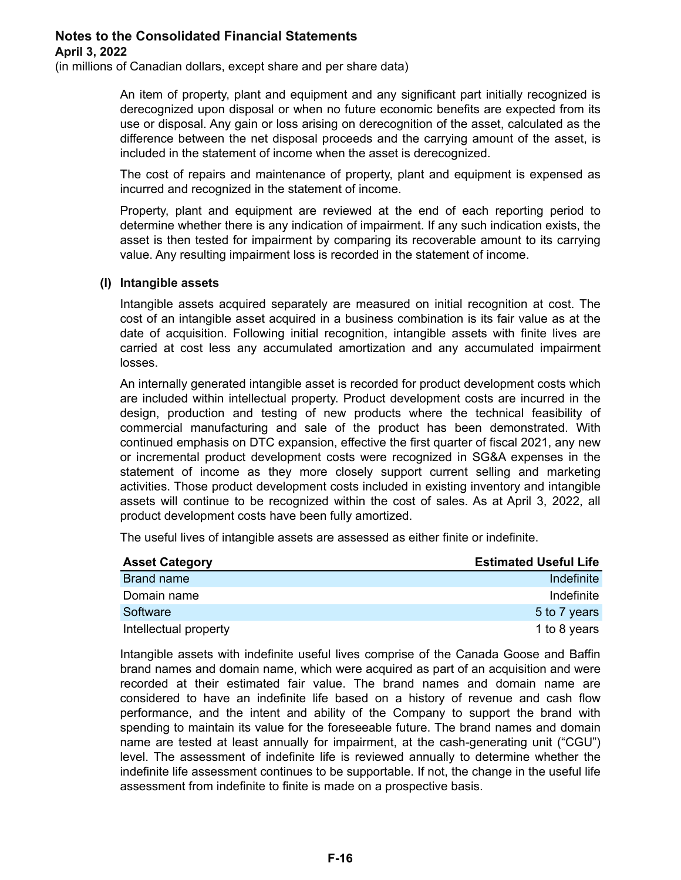An item of property, plant and equipment and any significant part initially recognized is derecognized upon disposal or when no future economic benefits are expected from its use or disposal. Any gain or loss arising on derecognition of the asset, calculated as the difference between the net disposal proceeds and the carrying amount of the asset, is included in the statement of income when the asset is derecognized.

The cost of repairs and maintenance of property, plant and equipment is expensed as incurred and recognized in the statement of income.

Property, plant and equipment are reviewed at the end of each reporting period to determine whether there is any indication of impairment. If any such indication exists, the asset is then tested for impairment by comparing its recoverable amount to its carrying value. Any resulting impairment loss is recorded in the statement of income.

**(l) Intangible assets**

Intangible assets acquired separately are measured on initial recognition at cost. The cost of an intangible asset acquired in a business combination is its fair value as at the date of acquisition. Following initial recognition, intangible assets with finite lives are carried at cost less any accumulated amortization and any accumulated impairment losses.

An internally generated intangible asset is recorded for product development costs which are included within intellectual property. Product development costs are incurred in the design, production and testing of new products where the technical feasibility of commercial manufacturing and sale of the product has been demonstrated. With continued emphasis on DTC expansion, effective the first quarter of fiscal 2021, any new or incremental product development costs were recognized in SG&A expenses in the statement of income as they more closely support current selling and marketing activities. Those product development costs included in existing inventory and intangible assets will continue to be recognized within the cost of sales. As at April 3, 2022, all product development costs have been fully amortized.

The useful lives of intangible assets are assessed as either finite or indefinite.

| Asset Category | Estimated Useful Life |
|---|---|
| Brand name | Indefinite |
| Domain name | Indefinite |
| Software | 5 to 7 years |
| Intellectual property | 1 to 8 years |

Intangible assets with indefinite useful lives comprise of the Canada Goose and Baffin brand names and domain name, which were acquired as part of an acquisition and were recorded at their estimated fair value. The brand names and domain name are considered to have an indefinite life based on a history of revenue and cash flow performance, and the intent and ability of the Company to support the brand with spending to maintain its value for the foreseeable future. The brand names and domain name are tested at least annually for impairment, at the cash-generating unit ("CGU") level. The assessment of indefinite life is reviewed annually to determine whether the indefinite life assessment continues to be supportable. If not, the change in the useful life assessment from indefinite to finite is made on a prospective basis.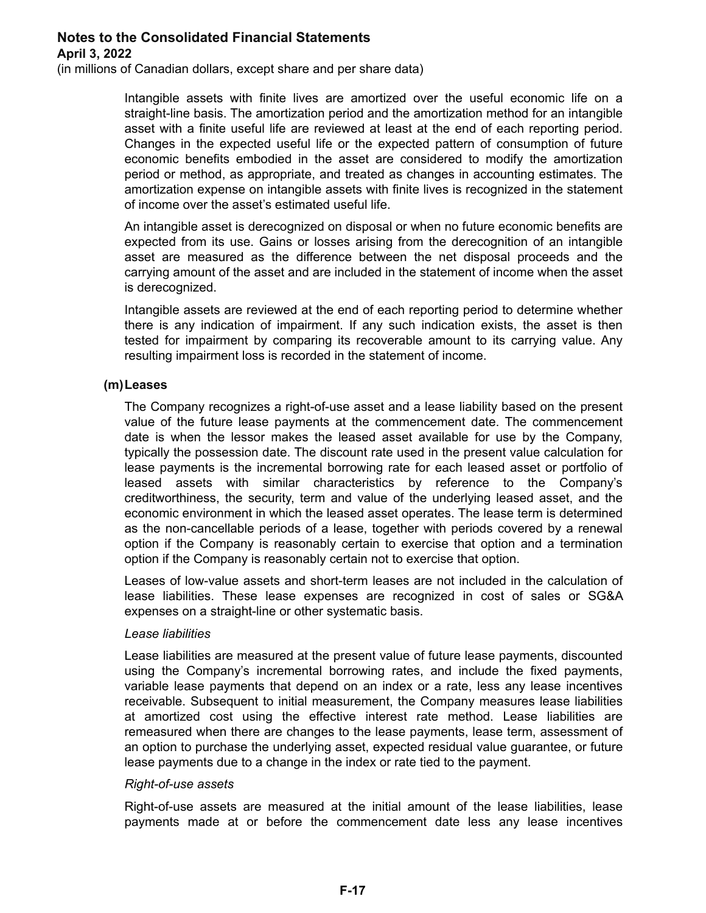Intangible assets with finite lives are amortized over the useful economic life on a straight-line basis. The amortization period and the amortization method for an intangible asset with a finite useful life are reviewed at least at the end of each reporting period. Changes in the expected useful life or the expected pattern of consumption of future economic benefits embodied in the asset are considered to modify the amortization period or method, as appropriate, and treated as changes in accounting estimates. The amortization expense on intangible assets with finite lives is recognized in the statement of income over the asset's estimated useful life.

An intangible asset is derecognized on disposal or when no future economic benefits are expected from its use. Gains or losses arising from the derecognition of an intangible asset are measured as the difference between the net disposal proceeds and the carrying amount of the asset and are included in the statement of income when the asset is derecognized.

Intangible assets are reviewed at the end of each reporting period to determine whether there is any indication of impairment. If any such indication exists, the asset is then tested for impairment by comparing its recoverable amount to its carrying value. Any resulting impairment loss is recorded in the statement of income.

**(m) Leases**

The Company recognizes a right-of-use asset and a lease liability based on the present value of the future lease payments at the commencement date. The commencement date is when the lessor makes the leased asset available for use by the Company, typically the possession date. The discount rate used in the present value calculation for lease payments is the incremental borrowing rate for each leased asset or portfolio of leased assets with similar characteristics by reference to the Company's creditworthiness, the security, term and value of the underlying leased asset, and the economic environment in which the leased asset operates. The lease term is determined as the non-cancellable periods of a lease, together with periods covered by a renewal option if the Company is reasonably certain to exercise that option and a termination option if the Company is reasonably certain not to exercise that option.

Leases of low-value assets and short-term leases are not included in the calculation of lease liabilities. These lease expenses are recognized in cost of sales or SG&A expenses on a straight-line or other systematic basis.

*Lease liabilities*

Lease liabilities are measured at the present value of future lease payments, discounted using the Company's incremental borrowing rates, and include the fixed payments, variable lease payments that depend on an index or a rate, less any lease incentives receivable. Subsequent to initial measurement, the Company measures lease liabilities at amortized cost using the effective interest rate method. Lease liabilities are remeasured when there are changes to the lease payments, lease term, assessment of an option to purchase the underlying asset, expected residual value guarantee, or future lease payments due to a change in the index or rate tied to the payment.

*Right-of-use assets*

Right-of-use assets are measured at the initial amount of the lease liabilities, lease payments made at or before the commencement date less any lease incentives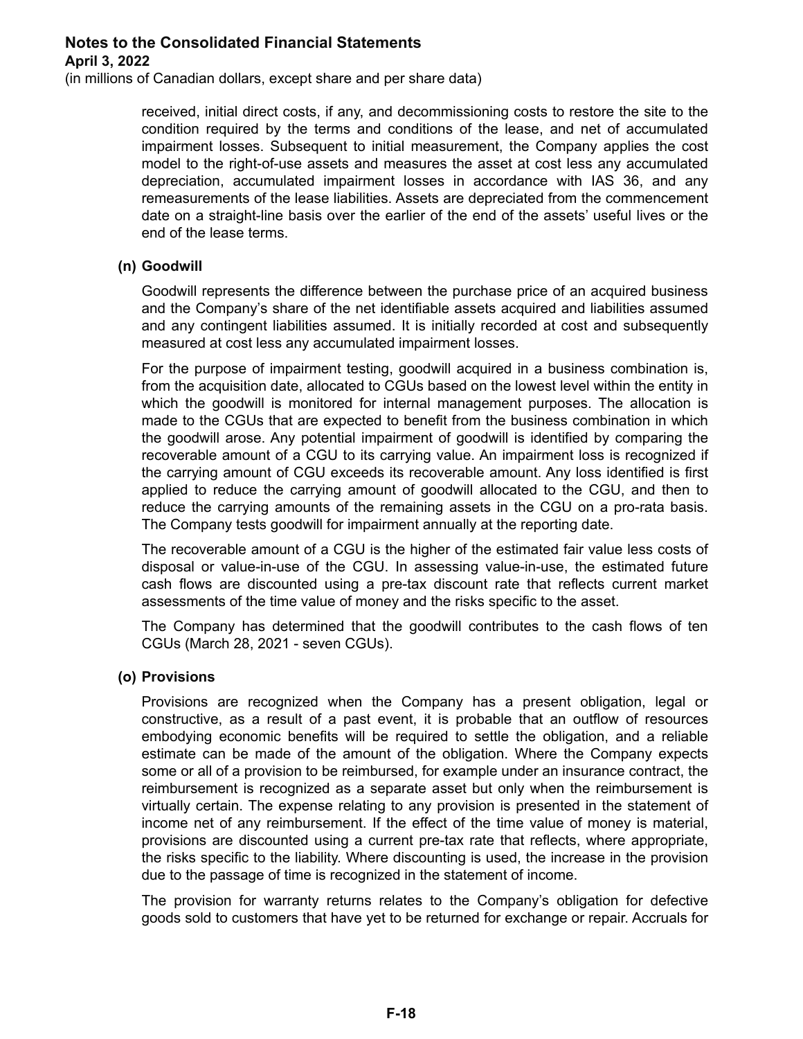received, initial direct costs, if any, and decommissioning costs to restore the site to the condition required by the terms and conditions of the lease, and net of accumulated impairment losses. Subsequent to initial measurement, the Company applies the cost model to the right-of-use assets and measures the asset at cost less any accumulated depreciation, accumulated impairment losses in accordance with IAS 36, and any remeasurements of the lease liabilities. Assets are depreciated from the commencement date on a straight-line basis over the earlier of the end of the assets' useful lives or the end of the lease terms.

**(n) Goodwill**

Goodwill represents the difference between the purchase price of an acquired business and the Company's share of the net identifiable assets acquired and liabilities assumed and any contingent liabilities assumed. It is initially recorded at cost and subsequently measured at cost less any accumulated impairment losses.

For the purpose of impairment testing, goodwill acquired in a business combination is, from the acquisition date, allocated to CGUs based on the lowest level within the entity in which the goodwill is monitored for internal management purposes. The allocation is made to the CGUs that are expected to benefit from the business combination in which the goodwill arose. Any potential impairment of goodwill is identified by comparing the recoverable amount of a CGU to its carrying value. An impairment loss is recognized if the carrying amount of CGU exceeds its recoverable amount. Any loss identified is first applied to reduce the carrying amount of goodwill allocated to the CGU, and then to reduce the carrying amounts of the remaining assets in the CGU on a pro-rata basis. The Company tests goodwill for impairment annually at the reporting date.

The recoverable amount of a CGU is the higher of the estimated fair value less costs of disposal or value-in-use of the CGU. In assessing value-in-use, the estimated future cash flows are discounted using a pre-tax discount rate that reflects current market assessments of the time value of money and the risks specific to the asset.

The Company has determined that the goodwill contributes to the cash flows of ten CGUs (March 28, 2021 - seven CGUs).

**(o) Provisions**

Provisions are recognized when the Company has a present obligation, legal or constructive, as a result of a past event, it is probable that an outflow of resources embodying economic benefits will be required to settle the obligation, and a reliable estimate can be made of the amount of the obligation. Where the Company expects some or all of a provision to be reimbursed, for example under an insurance contract, the reimbursement is recognized as a separate asset but only when the reimbursement is virtually certain. The expense relating to any provision is presented in the statement of income net of any reimbursement. If the effect of the time value of money is material, provisions are discounted using a current pre-tax rate that reflects, where appropriate, the risks specific to the liability. Where discounting is used, the increase in the provision due to the passage of time is recognized in the statement of income.

The provision for warranty returns relates to the Company's obligation for defective goods sold to customers that have yet to be returned for exchange or repair. Accruals for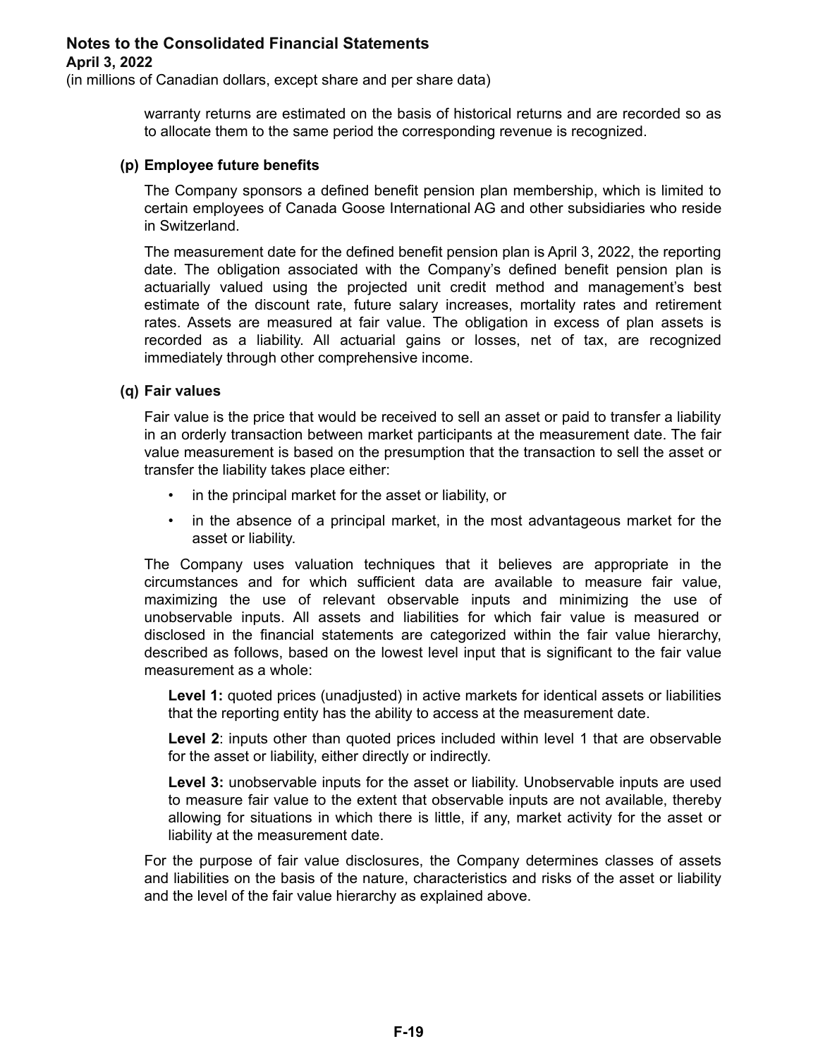warranty returns are estimated on the basis of historical returns and are recorded so as to allocate them to the same period the corresponding revenue is recognized.

### (p) Employee future benefits

The Company sponsors a defined benefit pension plan membership, which is limited to certain employees of Canada Goose International AG and other subsidiaries who reside in Switzerland.

The measurement date for the defined benefit pension plan is April 3, 2022, the reporting date. The obligation associated with the Company's defined benefit pension plan is actuarially valued using the projected unit credit method and management's best estimate of the discount rate, future salary increases, mortality rates and retirement rates. Assets are measured at fair value. The obligation in excess of plan assets is recorded as a liability. All actuarial gains or losses, net of tax, are recognized immediately through other comprehensive income.

### (q) Fair values

Fair value is the price that would be received to sell an asset or paid to transfer a liability in an orderly transaction between market participants at the measurement date. The fair value measurement is based on the presumption that the transaction to sell the asset or transfer the liability takes place either:

- in the principal market for the asset or liability, or
- in the absence of a principal market, in the most advantageous market for the asset or liability.

The Company uses valuation techniques that it believes are appropriate in the circumstances and for which sufficient data are available to measure fair value, maximizing the use of relevant observable inputs and minimizing the use of unobservable inputs. All assets and liabilities for which fair value is measured or disclosed in the financial statements are categorized within the fair value hierarchy, described as follows, based on the lowest level input that is significant to the fair value measurement as a whole:

**Level 1:** quoted prices (unadjusted) in active markets for identical assets or liabilities that the reporting entity has the ability to access at the measurement date.

**Level 2**: inputs other than quoted prices included within level 1 that are observable for the asset or liability, either directly or indirectly.

**Level 3:** unobservable inputs for the asset or liability. Unobservable inputs are used to measure fair value to the extent that observable inputs are not available, thereby allowing for situations in which there is little, if any, market activity for the asset or liability at the measurement date.

For the purpose of fair value disclosures, the Company determines classes of assets and liabilities on the basis of the nature, characteristics and risks of the asset or liability and the level of the fair value hierarchy as explained above.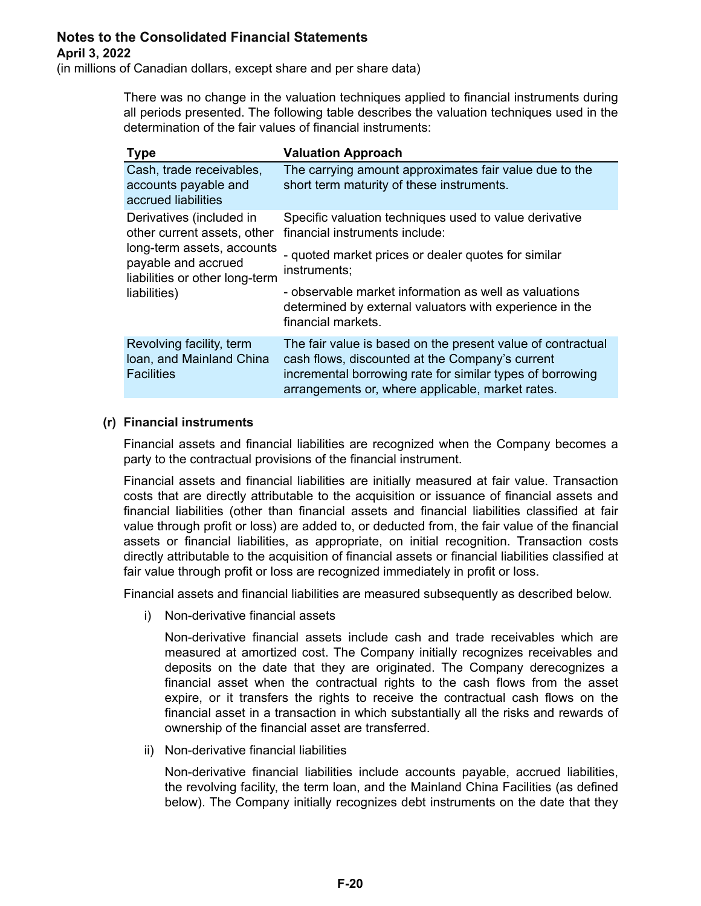There was no change in the valuation techniques applied to financial instruments during all periods presented. The following table describes the valuation techniques used in the determination of the fair values of financial instruments:

| Type | Valuation Approach |
|---|---|
| Cash, trade receivables, accounts payable and accrued liabilities | The carrying amount approximates fair value due to the short term maturity of these instruments. |
| Derivatives (included in other current assets, other long-term assets, accounts payable and accrued liabilities or other long-term liabilities) | Specific valuation techniques used to value derivative financial instruments include:<br>- quoted market prices or dealer quotes for similar instruments;<br>- observable market information as well as valuations determined by external valuators with experience in the financial markets. |
| Revolving facility, term loan, and Mainland China Facilities | The fair value is based on the present value of contractual cash flows, discounted at the Company's current incremental borrowing rate for similar types of borrowing arrangements or, where applicable, market rates. |

**(r) Financial instruments**

Financial assets and financial liabilities are recognized when the Company becomes a party to the contractual provisions of the financial instrument.

Financial assets and financial liabilities are initially measured at fair value. Transaction costs that are directly attributable to the acquisition or issuance of financial assets and financial liabilities (other than financial assets and financial liabilities classified at fair value through profit or loss) are added to, or deducted from, the fair value of the financial assets or financial liabilities, as appropriate, on initial recognition. Transaction costs directly attributable to the acquisition of financial assets or financial liabilities classified at fair value through profit or loss are recognized immediately in profit or loss.

Financial assets and financial liabilities are measured subsequently as described below.

i) Non-derivative financial assets

Non-derivative financial assets include cash and trade receivables which are measured at amortized cost. The Company initially recognizes receivables and deposits on the date that they are originated. The Company derecognizes a financial asset when the contractual rights to the cash flows from the asset expire, or it transfers the rights to receive the contractual cash flows on the financial asset in a transaction in which substantially all the risks and rewards of ownership of the financial asset are transferred.

ii) Non-derivative financial liabilities

Non-derivative financial liabilities include accounts payable, accrued liabilities, the revolving facility, the term loan, and the Mainland China Facilities (as defined below). The Company initially recognizes debt instruments on the date that they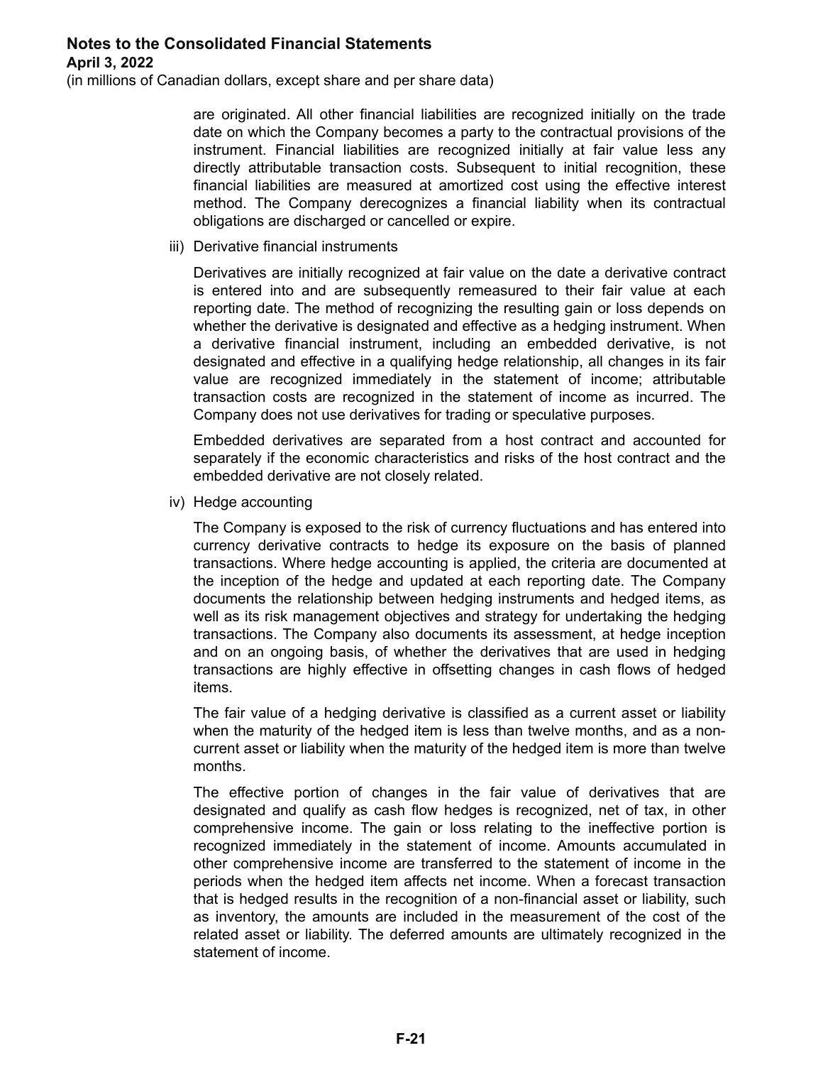are originated. All other financial liabilities are recognized initially on the trade date on which the Company becomes a party to the contractual provisions of the instrument. Financial liabilities are recognized initially at fair value less any directly attributable transaction costs. Subsequent to initial recognition, these financial liabilities are measured at amortized cost using the effective interest method. The Company derecognizes a financial liability when its contractual obligations are discharged or cancelled or expire.

iii) Derivative financial instruments

Derivatives are initially recognized at fair value on the date a derivative contract is entered into and are subsequently remeasured to their fair value at each reporting date. The method of recognizing the resulting gain or loss depends on whether the derivative is designated and effective as a hedging instrument. When a derivative financial instrument, including an embedded derivative, is not designated and effective in a qualifying hedge relationship, all changes in its fair value are recognized immediately in the statement of income; attributable transaction costs are recognized in the statement of income as incurred. The Company does not use derivatives for trading or speculative purposes.

Embedded derivatives are separated from a host contract and accounted for separately if the economic characteristics and risks of the host contract and the embedded derivative are not closely related.

iv) Hedge accounting

The Company is exposed to the risk of currency fluctuations and has entered into currency derivative contracts to hedge its exposure on the basis of planned transactions. Where hedge accounting is applied, the criteria are documented at the inception of the hedge and updated at each reporting date. The Company documents the relationship between hedging instruments and hedged items, as well as its risk management objectives and strategy for undertaking the hedging transactions. The Company also documents its assessment, at hedge inception and on an ongoing basis, of whether the derivatives that are used in hedging transactions are highly effective in offsetting changes in cash flows of hedged items.

The fair value of a hedging derivative is classified as a current asset or liability when the maturity of the hedged item is less than twelve months, and as a non-current asset or liability when the maturity of the hedged item is more than twelve months.

The effective portion of changes in the fair value of derivatives that are designated and qualify as cash flow hedges is recognized, net of tax, in other comprehensive income. The gain or loss relating to the ineffective portion is recognized immediately in the statement of income. Amounts accumulated in other comprehensive income are transferred to the statement of income in the periods when the hedged item affects net income. When a forecast transaction that is hedged results in the recognition of a non-financial asset or liability, such as inventory, the amounts are included in the measurement of the cost of the related asset or liability. The deferred amounts are ultimately recognized in the statement of income.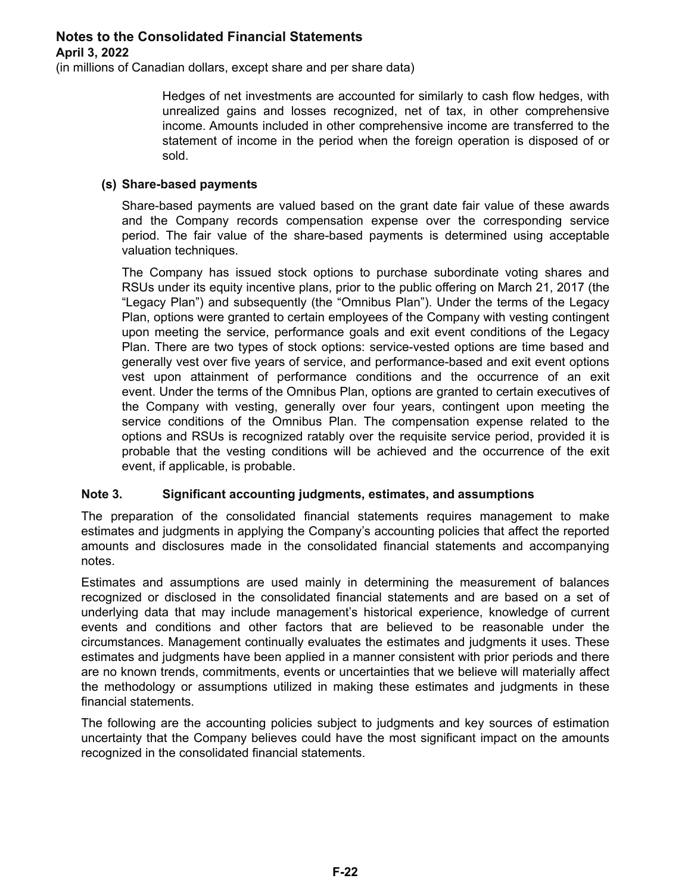Hedges of net investments are accounted for similarly to cash flow hedges, with unrealized gains and losses recognized, net of tax, in other comprehensive income. Amounts included in other comprehensive income are transferred to the statement of income in the period when the foreign operation is disposed of or sold.

**(s) Share-based payments**

Share-based payments are valued based on the grant date fair value of these awards and the Company records compensation expense over the corresponding service period. The fair value of the share-based payments is determined using acceptable valuation techniques.

The Company has issued stock options to purchase subordinate voting shares and RSUs under its equity incentive plans, prior to the public offering on March 21, 2017 (the "Legacy Plan") and subsequently (the "Omnibus Plan"). Under the terms of the Legacy Plan, options were granted to certain employees of the Company with vesting contingent upon meeting the service, performance goals and exit event conditions of the Legacy Plan. There are two types of stock options: service-vested options are time based and generally vest over five years of service, and performance-based and exit event options vest upon attainment of performance conditions and the occurrence of an exit event. Under the terms of the Omnibus Plan, options are granted to certain executives of the Company with vesting, generally over four years, contingent upon meeting the service conditions of the Omnibus Plan. The compensation expense related to the options and RSUs is recognized ratably over the requisite service period, provided it is probable that the vesting conditions will be achieved and the occurrence of the exit event, if applicable, is probable.

## Note 3. Significant accounting judgments, estimates, and assumptions

The preparation of the consolidated financial statements requires management to make estimates and judgments in applying the Company's accounting policies that affect the reported amounts and disclosures made in the consolidated financial statements and accompanying notes.

Estimates and assumptions are used mainly in determining the measurement of balances recognized or disclosed in the consolidated financial statements and are based on a set of underlying data that may include management's historical experience, knowledge of current events and conditions and other factors that are believed to be reasonable under the circumstances. Management continually evaluates the estimates and judgments it uses. These estimates and judgments have been applied in a manner consistent with prior periods and there are no known trends, commitments, events or uncertainties that we believe will materially affect the methodology or assumptions utilized in making these estimates and judgments in these financial statements.

The following are the accounting policies subject to judgments and key sources of estimation uncertainty that the Company believes could have the most significant impact on the amounts recognized in the consolidated financial statements.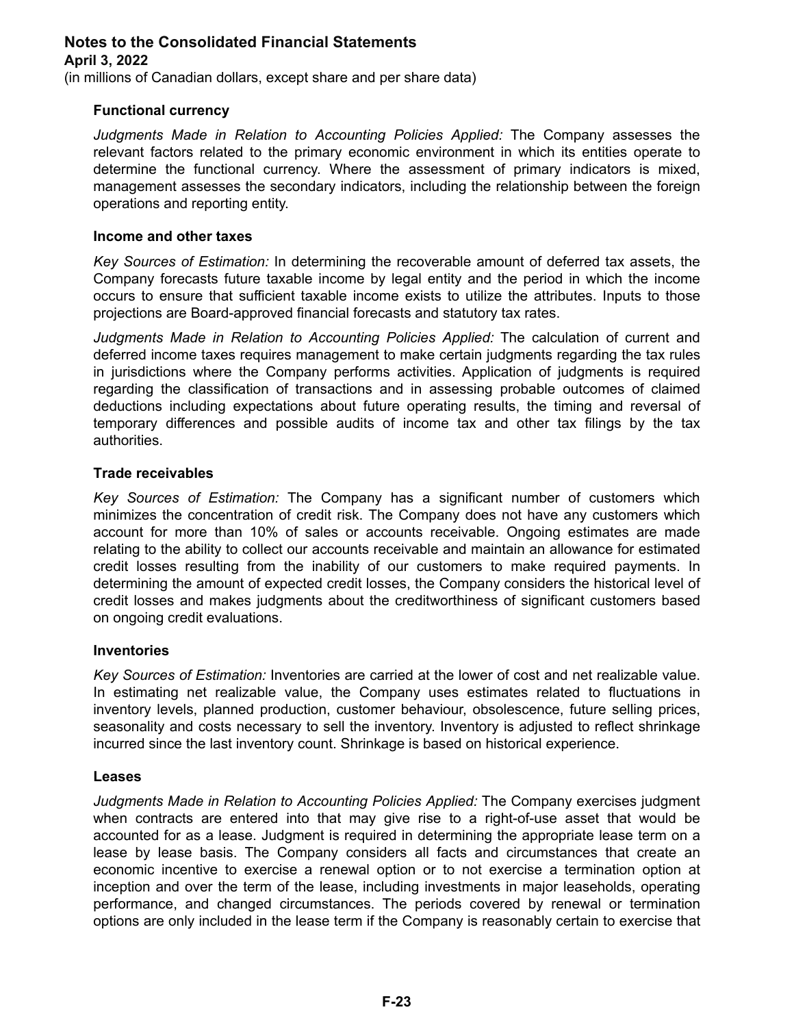### Functional currency

*Judgments Made in Relation to Accounting Policies Applied:* The Company assesses the relevant factors related to the primary economic environment in which its entities operate to determine the functional currency. Where the assessment of primary indicators is mixed, management assesses the secondary indicators, including the relationship between the foreign operations and reporting entity.

### Income and other taxes

*Key Sources of Estimation:* In determining the recoverable amount of deferred tax assets, the Company forecasts future taxable income by legal entity and the period in which the income occurs to ensure that sufficient taxable income exists to utilize the attributes. Inputs to those projections are Board-approved financial forecasts and statutory tax rates.

*Judgments Made in Relation to Accounting Policies Applied:* The calculation of current and deferred income taxes requires management to make certain judgments regarding the tax rules in jurisdictions where the Company performs activities. Application of judgments is required regarding the classification of transactions and in assessing probable outcomes of claimed deductions including expectations about future operating results, the timing and reversal of temporary differences and possible audits of income tax and other tax filings by the tax authorities.

### Trade receivables

*Key Sources of Estimation:* The Company has a significant number of customers which minimizes the concentration of credit risk. The Company does not have any customers which account for more than 10% of sales or accounts receivable. Ongoing estimates are made relating to the ability to collect our accounts receivable and maintain an allowance for estimated credit losses resulting from the inability of our customers to make required payments. In determining the amount of expected credit losses, the Company considers the historical level of credit losses and makes judgments about the creditworthiness of significant customers based on ongoing credit evaluations.

### Inventories

*Key Sources of Estimation:* Inventories are carried at the lower of cost and net realizable value. In estimating net realizable value, the Company uses estimates related to fluctuations in inventory levels, planned production, customer behaviour, obsolescence, future selling prices, seasonality and costs necessary to sell the inventory. Inventory is adjusted to reflect shrinkage incurred since the last inventory count. Shrinkage is based on historical experience.

### Leases

*Judgments Made in Relation to Accounting Policies Applied:* The Company exercises judgment when contracts are entered into that may give rise to a right-of-use asset that would be accounted for as a lease. Judgment is required in determining the appropriate lease term on a lease by lease basis. The Company considers all facts and circumstances that create an economic incentive to exercise a renewal option or to not exercise a termination option at inception and over the term of the lease, including investments in major leaseholds, operating performance, and changed circumstances. The periods covered by renewal or termination options are only included in the lease term if the Company is reasonably certain to exercise that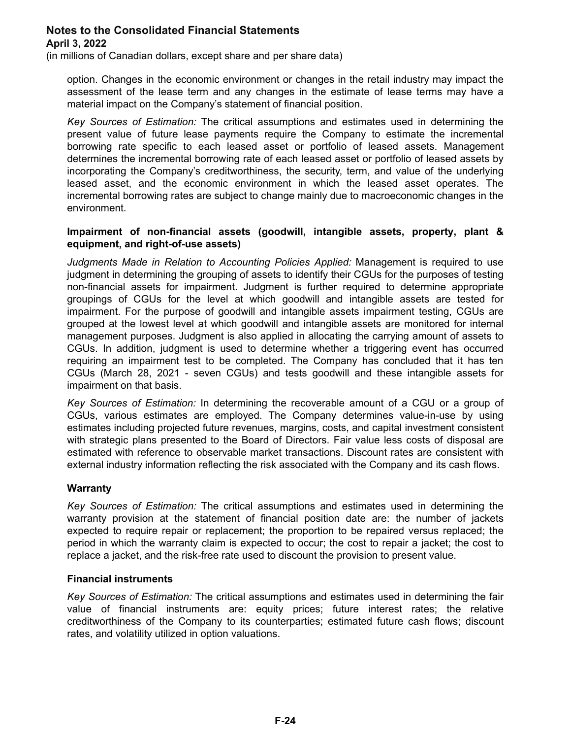option. Changes in the economic environment or changes in the retail industry may impact the assessment of the lease term and any changes in the estimate of lease terms may have a material impact on the Company's statement of financial position.

*Key Sources of Estimation:* The critical assumptions and estimates used in determining the present value of future lease payments require the Company to estimate the incremental borrowing rate specific to each leased asset or portfolio of leased assets. Management determines the incremental borrowing rate of each leased asset or portfolio of leased assets by incorporating the Company's creditworthiness, the security, term, and value of the underlying leased asset, and the economic environment in which the leased asset operates. The incremental borrowing rates are subject to change mainly due to macroeconomic changes in the environment.

**Impairment of non-financial assets (goodwill, intangible assets, property, plant & equipment, and right-of-use assets)**

*Judgments Made in Relation to Accounting Policies Applied:* Management is required to use judgment in determining the grouping of assets to identify their CGUs for the purposes of testing non-financial assets for impairment. Judgment is further required to determine appropriate groupings of CGUs for the level at which goodwill and intangible assets are tested for impairment. For the purpose of goodwill and intangible assets impairment testing, CGUs are grouped at the lowest level at which goodwill and intangible assets are monitored for internal management purposes. Judgment is also applied in allocating the carrying amount of assets to CGUs. In addition, judgment is used to determine whether a triggering event has occurred requiring an impairment test to be completed. The Company has concluded that it has ten CGUs (March 28, 2021 - seven CGUs) and tests goodwill and these intangible assets for impairment on that basis.

*Key Sources of Estimation:* In determining the recoverable amount of a CGU or a group of CGUs, various estimates are employed. The Company determines value-in-use by using estimates including projected future revenues, margins, costs, and capital investment consistent with strategic plans presented to the Board of Directors. Fair value less costs of disposal are estimated with reference to observable market transactions. Discount rates are consistent with external industry information reflecting the risk associated with the Company and its cash flows.

**Warranty**

*Key Sources of Estimation:* The critical assumptions and estimates used in determining the warranty provision at the statement of financial position date are: the number of jackets expected to require repair or replacement; the proportion to be repaired versus replaced; the period in which the warranty claim is expected to occur; the cost to repair a jacket; the cost to replace a jacket, and the risk-free rate used to discount the provision to present value.

**Financial instruments**

*Key Sources of Estimation:* The critical assumptions and estimates used in determining the fair value of financial instruments are: equity prices; future interest rates; the relative creditworthiness of the Company to its counterparties; estimated future cash flows; discount rates, and volatility utilized in option valuations.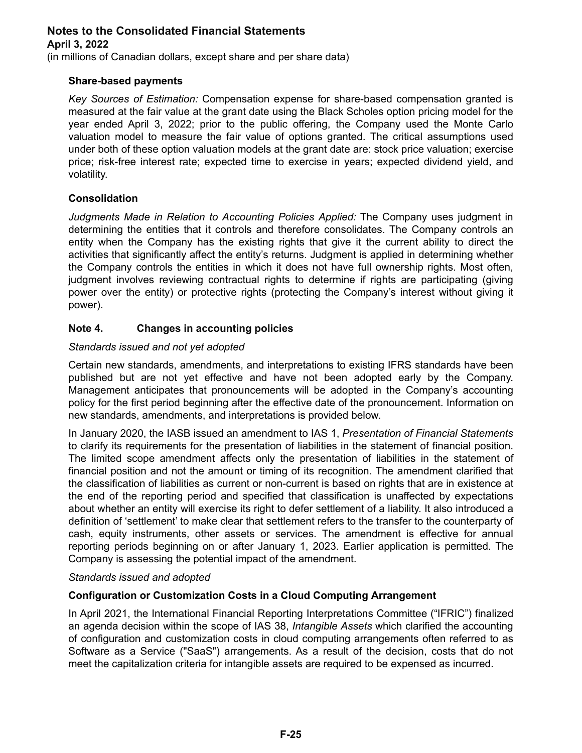**Share-based payments**

*Key Sources of Estimation:* Compensation expense for share-based compensation granted is measured at the fair value at the grant date using the Black Scholes option pricing model for the year ended April 3, 2022; prior to the public offering, the Company used the Monte Carlo valuation model to measure the fair value of options granted. The critical assumptions used under both of these option valuation models at the grant date are: stock price valuation; exercise price; risk-free interest rate; expected time to exercise in years; expected dividend yield, and volatility.

**Consolidation**

*Judgments Made in Relation to Accounting Policies Applied:* The Company uses judgment in determining the entities that it controls and therefore consolidates. The Company controls an entity when the Company has the existing rights that give it the current ability to direct the activities that significantly affect the entity's returns. Judgment is applied in determining whether the Company controls the entities in which it does not have full ownership rights. Most often, judgment involves reviewing contractual rights to determine if rights are participating (giving power over the entity) or protective rights (protecting the Company's interest without giving it power).

## Note 4. Changes in accounting policies

*Standards issued and not yet adopted*

Certain new standards, amendments, and interpretations to existing IFRS standards have been published but are not yet effective and have not been adopted early by the Company. Management anticipates that pronouncements will be adopted in the Company's accounting policy for the first period beginning after the effective date of the pronouncement. Information on new standards, amendments, and interpretations is provided below.

In January 2020, the IASB issued an amendment to IAS 1, *Presentation of Financial Statements* to clarify its requirements for the presentation of liabilities in the statement of financial position. The limited scope amendment affects only the presentation of liabilities in the statement of financial position and not the amount or timing of its recognition. The amendment clarified that the classification of liabilities as current or non-current is based on rights that are in existence at the end of the reporting period and specified that classification is unaffected by expectations about whether an entity will exercise its right to defer settlement of a liability. It also introduced a definition of 'settlement' to make clear that settlement refers to the transfer to the counterparty of cash, equity instruments, other assets or services. The amendment is effective for annual reporting periods beginning on or after January 1, 2023. Earlier application is permitted. The Company is assessing the potential impact of the amendment.

*Standards issued and adopted*

**Configuration or Customization Costs in a Cloud Computing Arrangement**

In April 2021, the International Financial Reporting Interpretations Committee ("IFRIC") finalized an agenda decision within the scope of IAS 38, *Intangible Assets* which clarified the accounting of configuration and customization costs in cloud computing arrangements often referred to as Software as a Service ("SaaS") arrangements. As a result of the decision, costs that do not meet the capitalization criteria for intangible assets are required to be expensed as incurred.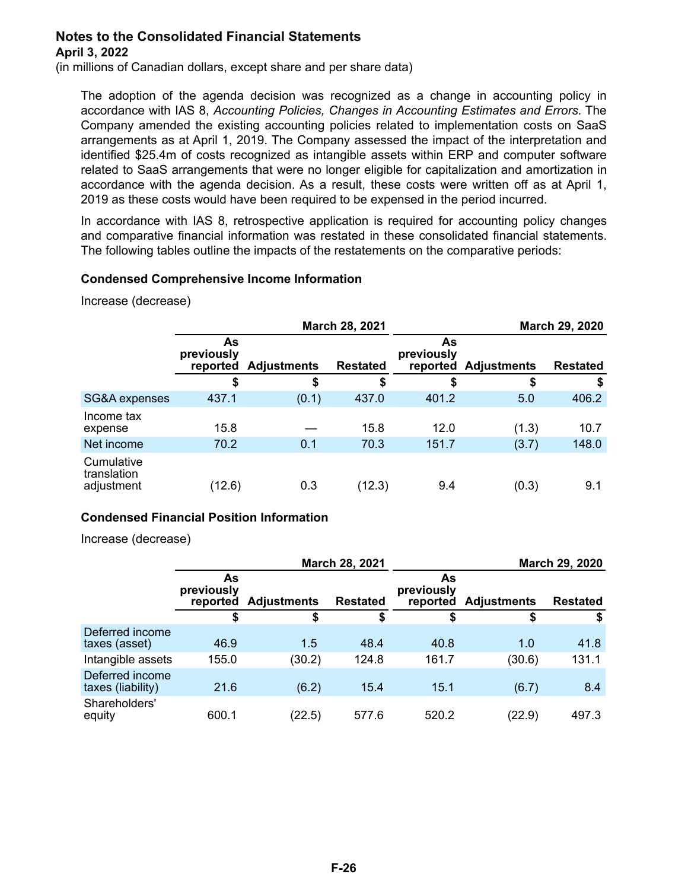**Notes to the Consolidated Financial Statements**
**April 3, 2022**
(in millions of Canadian dollars, except share and per share data)

The adoption of the agenda decision was recognized as a change in accounting policy in accordance with IAS 8, *Accounting Policies, Changes in Accounting Estimates and Errors.* The Company amended the existing accounting policies related to implementation costs on SaaS arrangements as at April 1, 2019. The Company assessed the impact of the interpretation and identified $25.4m of costs recognized as intangible assets within ERP and computer software related to SaaS arrangements that were no longer eligible for capitalization and amortization in accordance with the agenda decision. As a result, these costs were written off as at April 1, 2019 as these costs would have been required to be expensed in the period incurred.

In accordance with IAS 8, retrospective application is required for accounting policy changes and comparative financial information was restated in these consolidated financial statements. The following tables outline the impacts of the restatements on the comparative periods:

**Condensed Comprehensive Income Information**

Increase (decrease)

| | March 28, 2021 | | | March 29, 2020 | | |
|---|---|---|---|---|---|---|
| | As previously reported | Adjustments | Restated | As previously reported | Adjustments | Restated |
| | $ | $ | $ | $ | $ | $ |
| SG&A expenses | 437.1 | (0.1) | 437.0 | 401.2 | 5.0 | 406.2 |
| Income tax expense | 15.8 | — | 15.8 | 12.0 | (1.3) | 10.7 |
| Net income | 70.2 | 0.1 | 70.3 | 151.7 | (3.7) | 148.0 |
| Cumulative translation adjustment | (12.6) | 0.3 | (12.3) | 9.4 | (0.3) | 9.1 |

**Condensed Financial Position Information**

Increase (decrease)

| | March 28, 2021 | | | March 29, 2020 | | |
|---|---|---|---|---|---|---|
| | As previously reported | Adjustments | Restated | As previously reported | Adjustments | Restated |
| | $ | $ | $ | $ | $ | $ |
| Deferred income taxes (asset) | 46.9 | 1.5 | 48.4 | 40.8 | 1.0 | 41.8 |
| Intangible assets | 155.0 | (30.2) | 124.8 | 161.7 | (30.6) | 131.1 |
| Deferred income taxes (liability) | 21.6 | (6.2) | 15.4 | 15.1 | (6.7) | 8.4 |
| Shareholders' equity | 600.1 | (22.5) | 577.6 | 520.2 | (22.9) | 497.3 |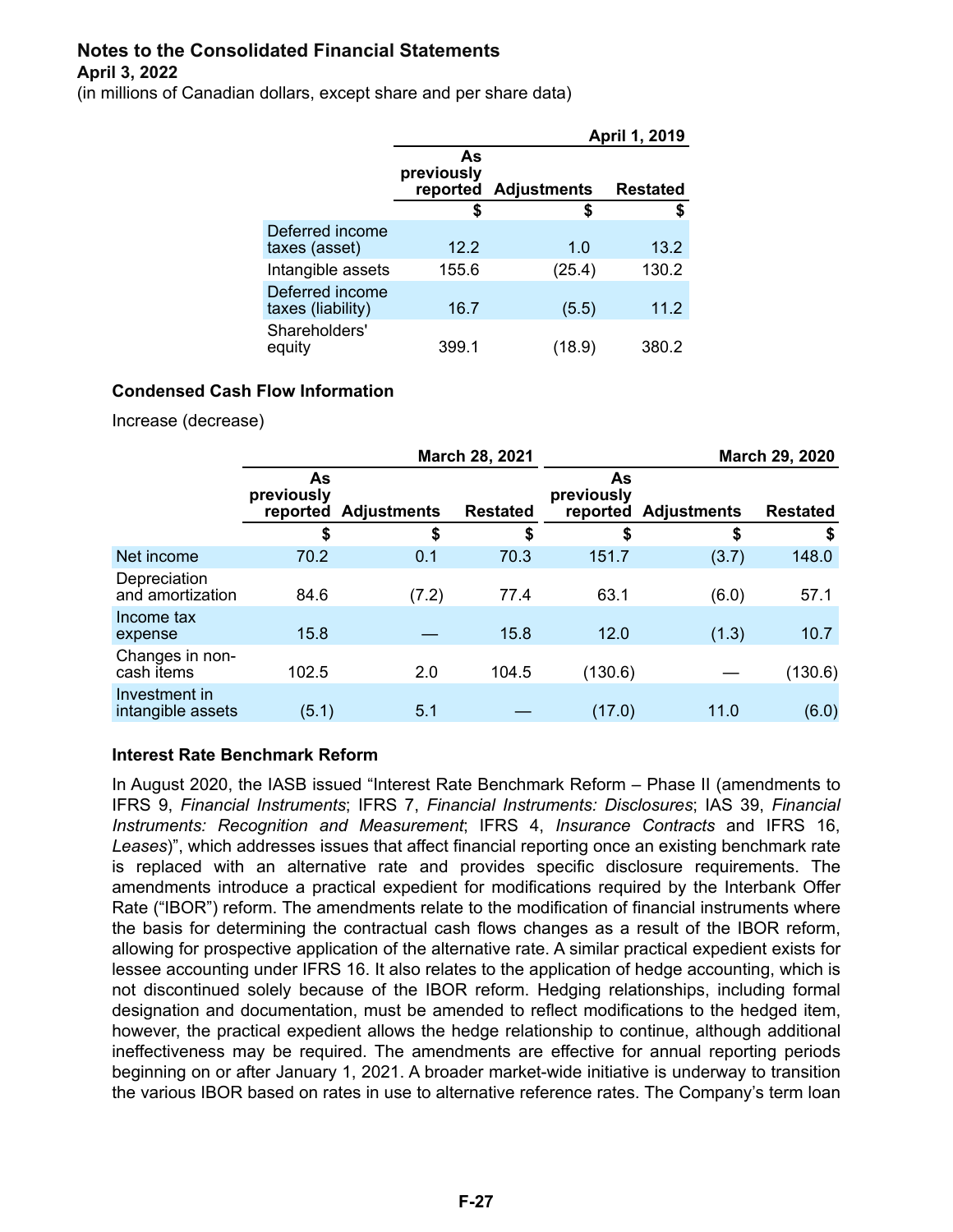**Notes to the Consolidated Financial Statements**
**April 3, 2022**
(in millions of Canadian dollars, except share and per share data)

| | April 1, 2019 | | |
|---|---|---|---|
| | As previously reported | Adjustments | Restated |
| | $ | $ | $ |
| Deferred income taxes (asset) | 12.2 | 1.0 | 13.2 |
| Intangible assets | 155.6 | (25.4) | 130.2 |
| Deferred income taxes (liability) | 16.7 | (5.5) | 11.2 |
| Shareholders' equity | 399.1 | (18.9) | 380.2 |

### Condensed Cash Flow Information

Increase (decrease)

| | March 28, 2021 | | | March 29, 2020 | | |
|---|---|---|---|---|---|---|
| | As previously reported | Adjustments | Restated | As previously reported | Adjustments | Restated |
| | $ | $ | $ | $ | $ | $ |
| Net income | 70.2 | 0.1 | 70.3 | 151.7 | (3.7) | 148.0 |
| Depreciation and amortization | 84.6 | (7.2) | 77.4 | 63.1 | (6.0) | 57.1 |
| Income tax expense | 15.8 | — | 15.8 | 12.0 | (1.3) | 10.7 |
| Changes in non-cash items | 102.5 | 2.0 | 104.5 | (130.6) | — | (130.6) |
| Investment in intangible assets | (5.1) | 5.1 | — | (17.0) | 11.0 | (6.0) |

### Interest Rate Benchmark Reform

In August 2020, the IASB issued "Interest Rate Benchmark Reform – Phase II (amendments to IFRS 9, *Financial Instruments*; IFRS 7, *Financial Instruments: Disclosures*; IAS 39, *Financial Instruments: Recognition and Measurement*; IFRS 4, *Insurance Contracts* and IFRS 16, *Leases*)", which addresses issues that affect financial reporting once an existing benchmark rate is replaced with an alternative rate and provides specific disclosure requirements. The amendments introduce a practical expedient for modifications required by the Interbank Offer Rate ("IBOR") reform. The amendments relate to the modification of financial instruments where the basis for determining the contractual cash flows changes as a result of the IBOR reform, allowing for prospective application of the alternative rate. A similar practical expedient exists for lessee accounting under IFRS 16. It also relates to the application of hedge accounting, which is not discontinued solely because of the IBOR reform. Hedging relationships, including formal designation and documentation, must be amended to reflect modifications to the hedged item, however, the practical expedient allows the hedge relationship to continue, although additional ineffectiveness may be required. The amendments are effective for annual reporting periods beginning on or after January 1, 2021. A broader market-wide initiative is underway to transition the various IBOR based on rates in use to alternative reference rates. The Company's term loan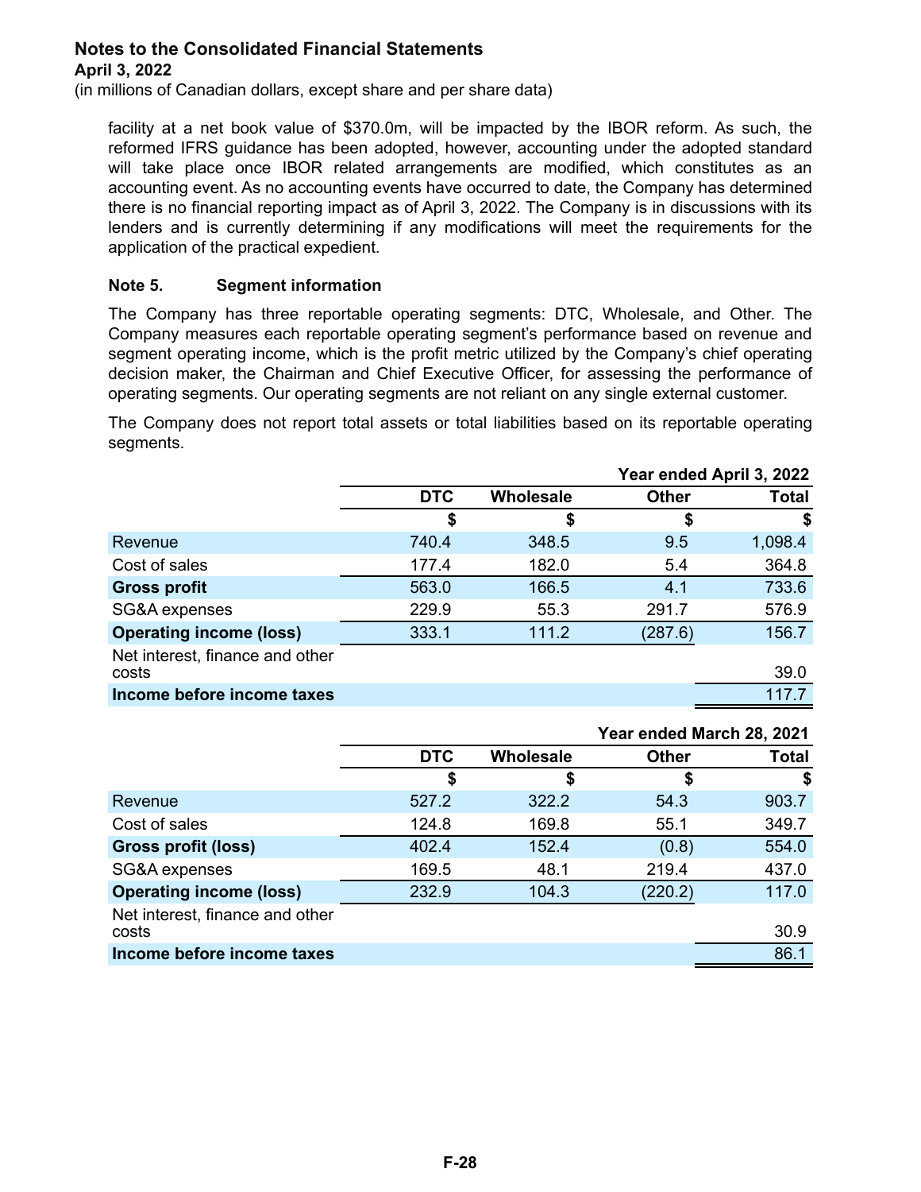# Notes to the Consolidated Financial Statements

**April 3, 2022**

(in millions of Canadian dollars, except share and per share data)

facility at a net book value of $370.0m, will be impacted by the IBOR reform. As such, the reformed IFRS guidance has been adopted, however, accounting under the adopted standard will take place once IBOR related arrangements are modified, which constitutes as an accounting event. As no accounting events have occurred to date, the Company has determined there is no financial reporting impact as of April 3, 2022. The Company is in discussions with its lenders and is currently determining if any modifications will meet the requirements for the application of the practical expedient.

## Note 5. Segment information

The Company has three reportable operating segments: DTC, Wholesale, and Other. The Company measures each reportable operating segment's performance based on revenue and segment operating income, which is the profit metric utilized by the Company's chief operating decision maker, the Chairman and Chief Executive Officer, for assessing the performance of operating segments. Our operating segments are not reliant on any single external customer.

The Company does not report total assets or total liabilities based on its reportable operating segments.

| | Year ended April 3, 2022 | | | |
|---|---|---|---|---|
| | **DTC** | **Wholesale** | **Other** | **Total** |
| | **$** | **$** | **$** | **$** |
| Revenue | 740.4 | 348.5 | 9.5 | 1,098.4 |
| Cost of sales | 177.4 | 182.0 | 5.4 | 364.8 |
| **Gross profit** | 563.0 | 166.5 | 4.1 | 733.6 |
| SG&A expenses | 229.9 | 55.3 | 291.7 | 576.9 |
| **Operating income (loss)** | 333.1 | 111.2 | (287.6) | 156.7 |
| Net interest, finance and other costs | | | | 39.0 |
| **Income before income taxes** | | | | 117.7 |

| | Year ended March 28, 2021 | | | |
|---|---|---|---|---|
| | **DTC** | **Wholesale** | **Other** | **Total** |
| | **$** | **$** | **$** | **$** |
| Revenue | 527.2 | 322.2 | 54.3 | 903.7 |
| Cost of sales | 124.8 | 169.8 | 55.1 | 349.7 |
| **Gross profit (loss)** | 402.4 | 152.4 | (0.8) | 554.0 |
| SG&A expenses | 169.5 | 48.1 | 219.4 | 437.0 |
| **Operating income (loss)** | 232.9 | 104.3 | (220.2) | 117.0 |
| Net interest, finance and other costs | | | | 30.9 |
| **Income before income taxes** | | | | 86.1 |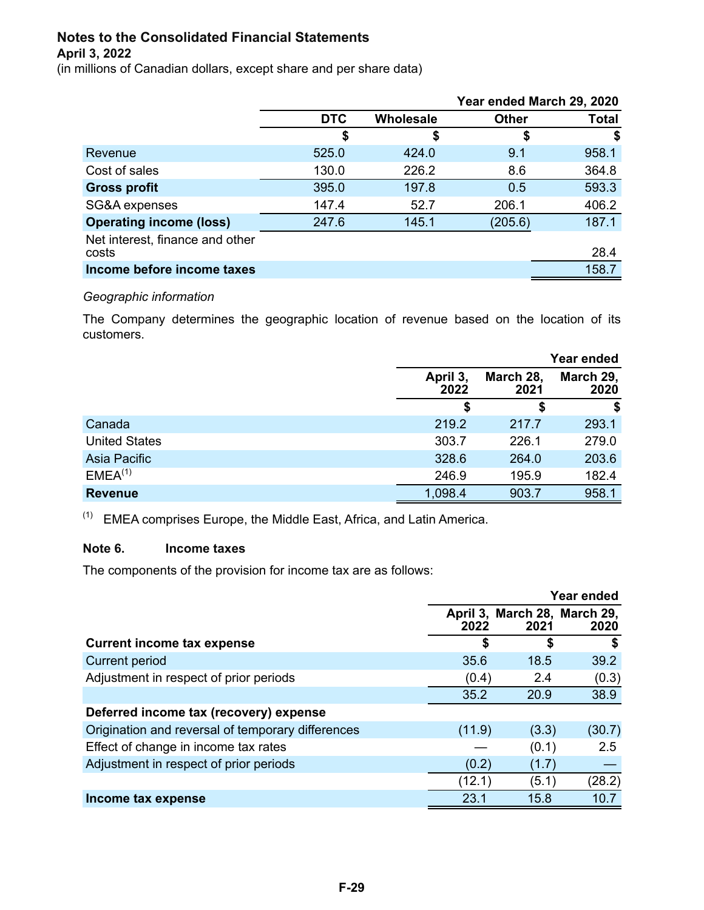**Notes to the Consolidated Financial Statements**
**April 3, 2022**
(in millions of Canadian dollars, except share and per share data)

| | Year ended March 29, 2020 | | | |
|---|---|---|---|---|
| | DTC | Wholesale | Other | Total |
| | $ | $ | $ | $ |
| Revenue | 525.0 | 424.0 | 9.1 | 958.1 |
| Cost of sales | 130.0 | 226.2 | 8.6 | 364.8 |
| **Gross profit** | 395.0 | 197.8 | 0.5 | 593.3 |
| SG&A expenses | 147.4 | 52.7 | 206.1 | 406.2 |
| **Operating income (loss)** | 247.6 | 145.1 | (205.6) | 187.1 |
| Net interest, finance and other costs | | | | 28.4 |
| **Income before income taxes** | | | | 158.7 |

*Geographic information*

The Company determines the geographic location of revenue based on the location of its customers.

| | Year ended | | |
|---|---|---|---|
| | April 3, 2022 | March 28, 2021 | March 29, 2020 |
| | $ | $ | $ |
| Canada | 219.2 | 217.7 | 293.1 |
| United States | 303.7 | 226.1 | 279.0 |
| Asia Pacific | 328.6 | 264.0 | 203.6 |
| EMEA[(1)] | 246.9 | 195.9 | 182.4 |
| **Revenue** | 1,098.4 | 903.7 | 958.1 |

(1) EMEA comprises Europe, the Middle East, Africa, and Latin America.

### Note 6. Income taxes

The components of the provision for income tax are as follows:

| | Year ended | | |
|---|---|---|---|
| | April 3, 2022 | March 28, 2021 | March 29, 2020 |
| **Current income tax expense** | $ | $ | $ |
| Current period | 35.6 | 18.5 | 39.2 |
| Adjustment in respect of prior periods | (0.4) | 2.4 | (0.3) |
| | 35.2 | 20.9 | 38.9 |
| **Deferred income tax (recovery) expense** | | | |
| Origination and reversal of temporary differences | (11.9) | (3.3) | (30.7) |
| Effect of change in income tax rates | — | (0.1) | 2.5 |
| Adjustment in respect of prior periods | (0.2) | (1.7) | — |
| | (12.1) | (5.1) | (28.2) |
| **Income tax expense** | 23.1 | 15.8 | 10.7 |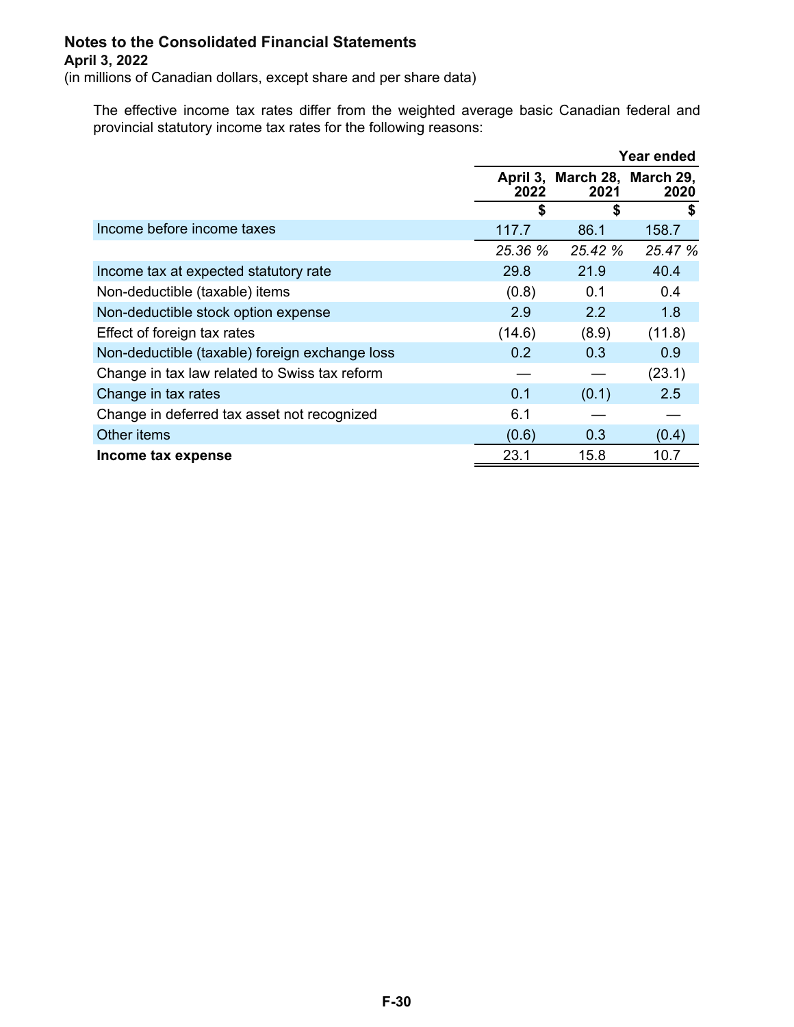## Notes to the Consolidated Financial Statements

**April 3, 2022**

(in millions of Canadian dollars, except share and per share data)

The effective income tax rates differ from the weighted average basic Canadian federal and provincial statutory income tax rates for the following reasons:

| | Year ended | | |
|---|---|---|---|
| | **April 3, 2022** | **March 28, 2021** | **March 29, 2020** |
| | **$** | **$** | **$** |
| Income before income taxes | 117.7 | 86.1 | 158.7 |
| | *25.36 %* | *25.42 %* | *25.47 %* |
| Income tax at expected statutory rate | 29.8 | 21.9 | 40.4 |
| Non-deductible (taxable) items | (0.8) | 0.1 | 0.4 |
| Non-deductible stock option expense | 2.9 | 2.2 | 1.8 |
| Effect of foreign tax rates | (14.6) | (8.9) | (11.8) |
| Non-deductible (taxable) foreign exchange loss | 0.2 | 0.3 | 0.9 |
| Change in tax law related to Swiss tax reform | — | — | (23.1) |
| Change in tax rates | 0.1 | (0.1) | 2.5 |
| Change in deferred tax asset not recognized | 6.1 | — | — |
| Other items | (0.6) | 0.3 | (0.4) |
| **Income tax expense** | 23.1 | 15.8 | 10.7 |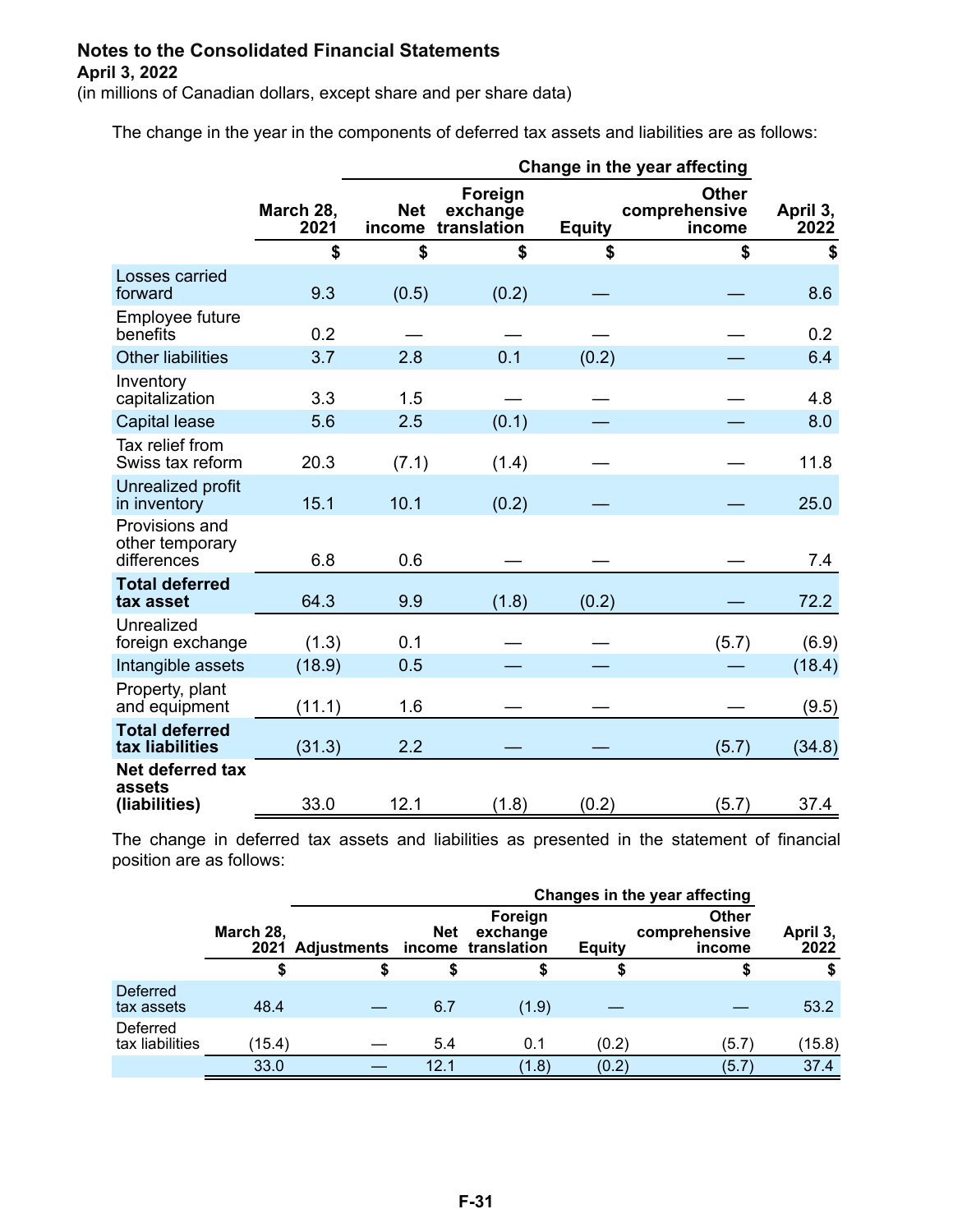**Notes to the Consolidated Financial Statements**
**April 3, 2022**
(in millions of Canadian dollars, except share and per share data)

The change in the year in the components of deferred tax assets and liabilities are as follows:

| | | Change in the year affecting | | | | |
|---|---|---|---|---|---|---|
| | March 28, 2021 | Net income | Foreign exchange translation | Equity | Other comprehensive income | April 3, 2022 |
| | $ | $ | $ | $ | $ | $ |
| Losses carried forward | 9.3 | (0.5) | (0.2) | — | — | 8.6 |
| Employee future benefits | 0.2 | — | — | — | — | 0.2 |
| Other liabilities | 3.7 | 2.8 | 0.1 | (0.2) | — | 6.4 |
| Inventory capitalization | 3.3 | 1.5 | — | — | — | 4.8 |
| Capital lease | 5.6 | 2.5 | (0.1) | — | — | 8.0 |
| Tax relief from Swiss tax reform | 20.3 | (7.1) | (1.4) | — | — | 11.8 |
| Unrealized profit in inventory | 15.1 | 10.1 | (0.2) | — | — | 25.0 |
| Provisions and other temporary differences | 6.8 | 0.6 | — | — | — | 7.4 |
| **Total deferred tax asset** | 64.3 | 9.9 | (1.8) | (0.2) | — | 72.2 |
| Unrealized foreign exchange | (1.3) | 0.1 | — | — | (5.7) | (6.9) |
| Intangible assets | (18.9) | 0.5 | — | — | — | (18.4) |
| Property, plant and equipment | (11.1) | 1.6 | — | — | — | (9.5) |
| **Total deferred tax liabilities** | (31.3) | 2.2 | — | — | (5.7) | (34.8) |
| **Net deferred tax assets (liabilities)** | 33.0 | 12.1 | (1.8) | (0.2) | (5.7) | 37.4 |

The change in deferred tax assets and liabilities as presented in the statement of financial position are as follows:

| | | Changes in the year affecting | | | | | |
|---|---|---|---|---|---|---|---|
| | March 28, 2021 | Adjustments | Net income | Foreign exchange translation | Equity | Other comprehensive income | April 3, 2022 |
| | $ | $ | $ | $ | $ | $ | $ |
| Deferred tax assets | 48.4 | — | 6.7 | (1.9) | — | — | 53.2 |
| Deferred tax liabilities | (15.4) | — | 5.4 | 0.1 | (0.2) | (5.7) | (15.8) |
| | 33.0 | — | 12.1 | (1.8) | (0.2) | (5.7) | 37.4 |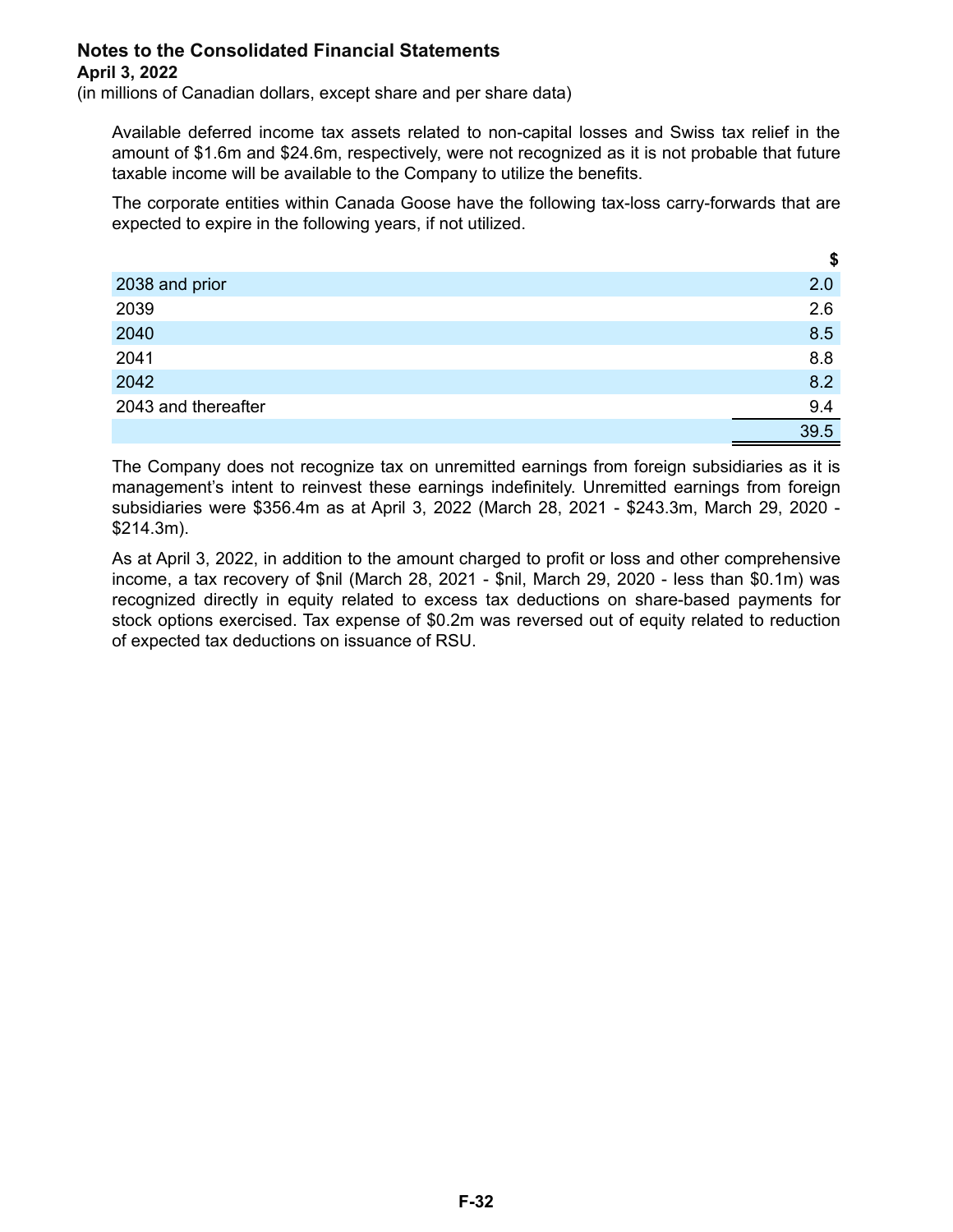**Notes to the Consolidated Financial Statements**
**April 3, 2022**
(in millions of Canadian dollars, except share and per share data)

Available deferred income tax assets related to non-capital losses and Swiss tax relief in the amount of $1.6m and $24.6m, respectively, were not recognized as it is not probable that future taxable income will be available to the Company to utilize the benefits.

The corporate entities within Canada Goose have the following tax-loss carry-forwards that are expected to expire in the following years, if not utilized.

| | $ |
|---|---|
| 2038 and prior | 2.0 |
| 2039 | 2.6 |
| 2040 | 8.5 |
| 2041 | 8.8 |
| 2042 | 8.2 |
| 2043 and thereafter | 9.4 |
| | 39.5 |

The Company does not recognize tax on unremitted earnings from foreign subsidiaries as it is management's intent to reinvest these earnings indefinitely. Unremitted earnings from foreign subsidiaries were $356.4m as at April 3, 2022 (March 28, 2021 - $243.3m, March 29, 2020 - $214.3m).

As at April 3, 2022, in addition to the amount charged to profit or loss and other comprehensive income, a tax recovery of $nil (March 28, 2021 - $nil, March 29, 2020 - less than $0.1m) was recognized directly in equity related to excess tax deductions on share-based payments for stock options exercised. Tax expense of $0.2m was reversed out of equity related to reduction of expected tax deductions on issuance of RSU.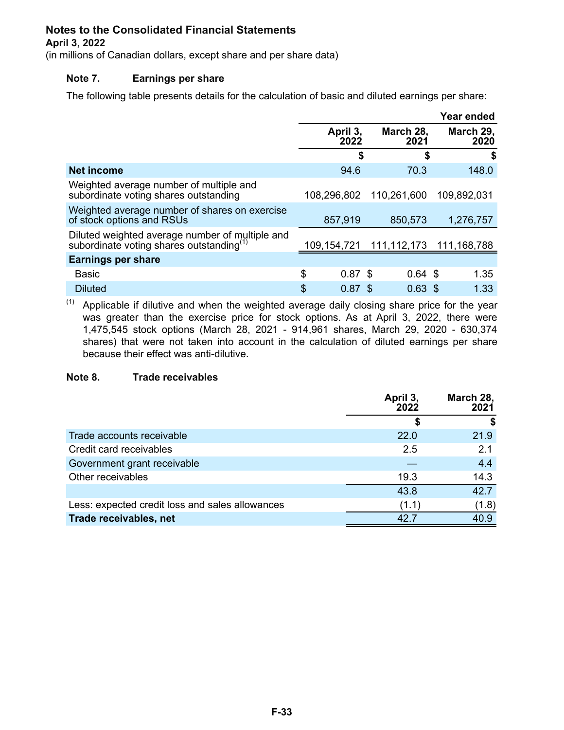# Notes to the Consolidated Financial Statements

**April 3, 2022**

(in millions of Canadian dollars, except share and per share data)

## Note 7. Earnings per share

The following table presents details for the calculation of basic and diluted earnings per share:

| | Year ended | | |
|---|---|---|---|
| | **April 3, 2022** | **March 28, 2021** | **March 29, 2020** |
| | **$** | **$** | **$** |
| **Net income** | 94.6 | 70.3 | 148.0 |
| Weighted average number of multiple and subordinate voting shares outstanding | 108,296,802 | 110,261,600 | 109,892,031 |
| Weighted average number of shares on exercise of stock options and RSUs | 857,919 | 850,573 | 1,276,757 |
| Diluted weighted average number of multiple and subordinate voting shares outstanding[(1)] | 109,154,721 | 111,112,173 | 111,168,788 |
| **Earnings per share** | | | |
| Basic | $ 0.87 | $ 0.64 | $ 1.35 |
| Diluted | $ 0.87 | $ 0.63 | $ 1.33 |

(1) Applicable if dilutive and when the weighted average daily closing share price for the year was greater than the exercise price for stock options. As at April 3, 2022, there were 1,475,545 stock options (March 28, 2021 - 914,961 shares, March 29, 2020 - 630,374 shares) that were not taken into account in the calculation of diluted earnings per share because their effect was anti-dilutive.

## Note 8. Trade receivables

| | **April 3, 2022** | **March 28, 2021** |
|---|---|---|
| | **$** | **$** |
| Trade accounts receivable | 22.0 | 21.9 |
| Credit card receivables | 2.5 | 2.1 |
| Government grant receivable | — | 4.4 |
| Other receivables | 19.3 | 14.3 |
| | 43.8 | 42.7 |
| Less: expected credit loss and sales allowances | (1.1) | (1.8) |
| **Trade receivables, net** | 42.7 | 40.9 |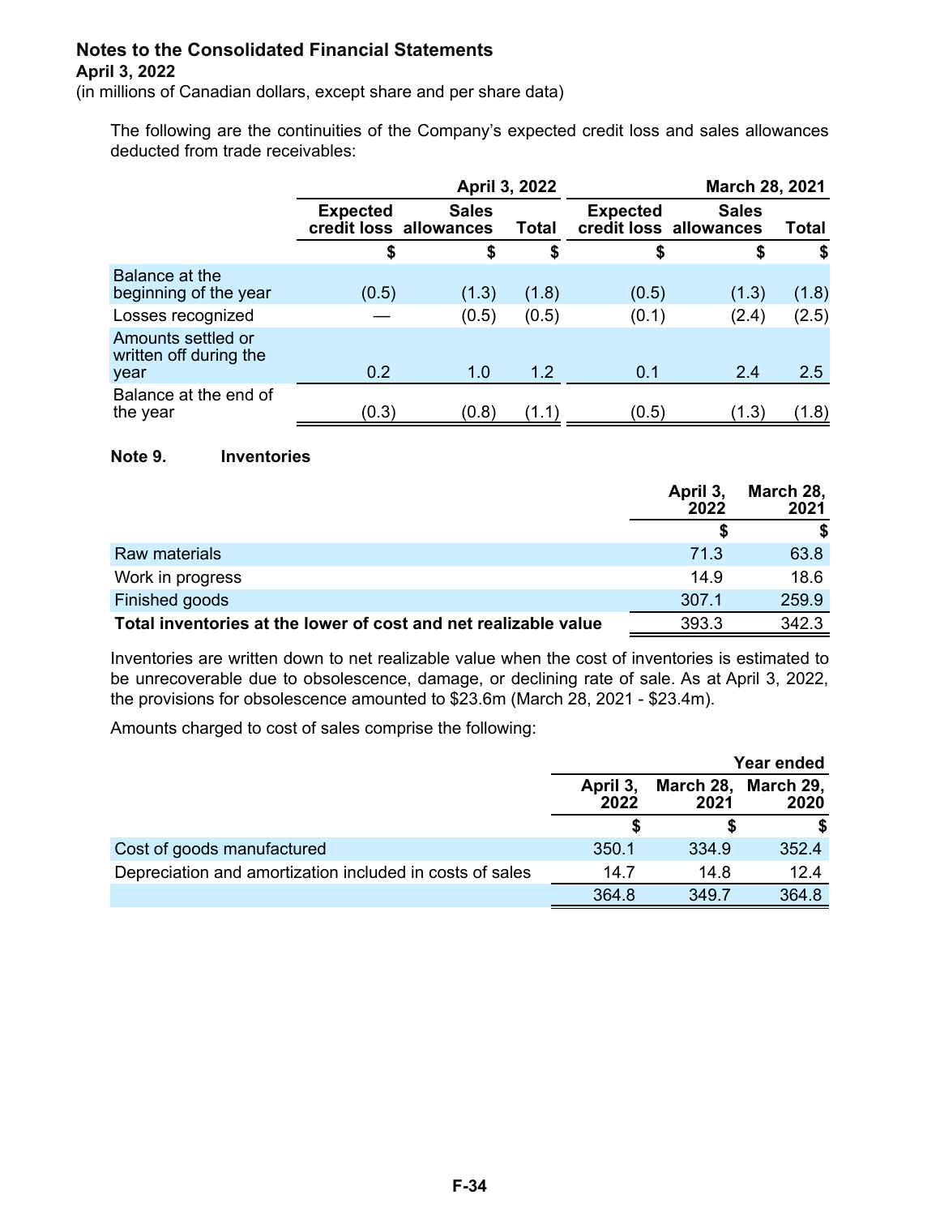**Notes to the Consolidated Financial Statements**
**April 3, 2022**
(in millions of Canadian dollars, except share and per share data)

The following are the continuities of the Company's expected credit loss and sales allowances deducted from trade receivables:

| | April 3, 2022 | | | March 28, 2021 | | |
|---|---|---|---|---|---|---|
| | Expected credit loss | Sales allowances | Total | Expected credit loss | Sales allowances | Total |
| | $ | $ | $ | $ | $ | $ |
| Balance at the beginning of the year | (0.5) | (1.3) | (1.8) | (0.5) | (1.3) | (1.8) |
| Losses recognized | — | (0.5) | (0.5) | (0.1) | (2.4) | (2.5) |
| Amounts settled or written off during the year | 0.2 | 1.0 | 1.2 | 0.1 | 2.4 | 2.5 |
| Balance at the end of the year | (0.3) | (0.8) | (1.1) | (0.5) | (1.3) | (1.8) |

**Note 9. Inventories**

| | April 3, 2022 | March 28, 2021 |
|---|---|---|
| | $ | $ |
| Raw materials | 71.3 | 63.8 |
| Work in progress | 14.9 | 18.6 |
| Finished goods | 307.1 | 259.9 |
| **Total inventories at the lower of cost and net realizable value** | 393.3 | 342.3 |

Inventories are written down to net realizable value when the cost of inventories is estimated to be unrecoverable due to obsolescence, damage, or declining rate of sale. As at April 3, 2022, the provisions for obsolescence amounted to $23.6m (March 28, 2021 - $23.4m).

Amounts charged to cost of sales comprise the following:

| | Year ended | | |
|---|---|---|---|
| | April 3, 2022 | March 28, 2021 | March 29, 2020 |
| | $ | $ | $ |
| Cost of goods manufactured | 350.1 | 334.9 | 352.4 |
| Depreciation and amortization included in costs of sales | 14.7 | 14.8 | 12.4 |
| | 364.8 | 349.7 | 364.8 |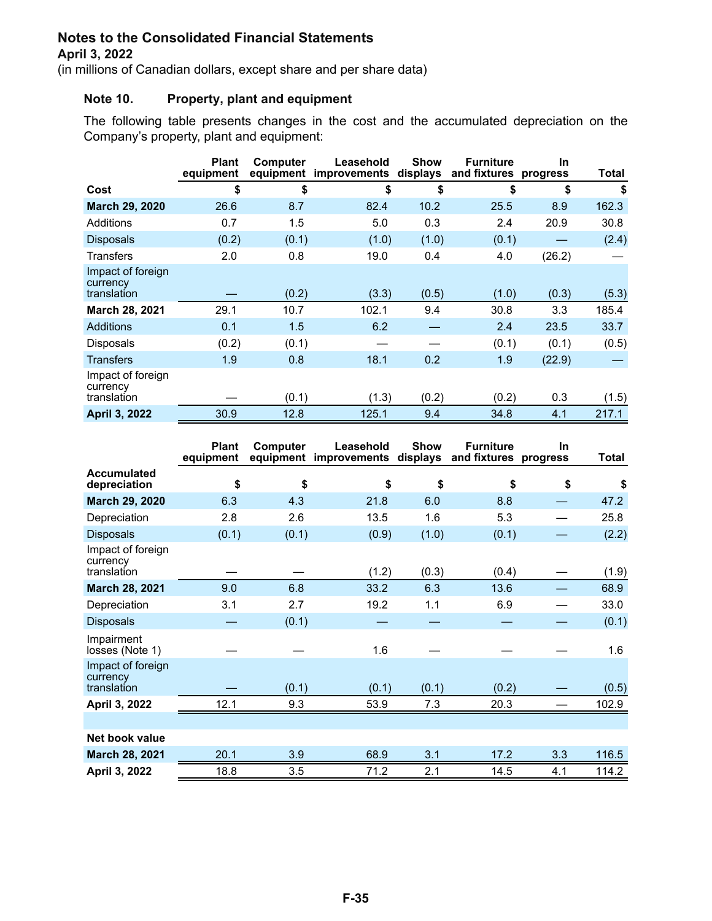**Notes to the Consolidated Financial Statements**
**April 3, 2022**
(in millions of Canadian dollars, except share and per share data)

## Note 10. Property, plant and equipment

The following table presents changes in the cost and the accumulated depreciation on the Company's property, plant and equipment:

| | Plant equipment | Computer equipment | Leasehold improvements | Show displays | Furniture and fixtures | In progress | Total |
|---|---|---|---|---|---|---|---|
| **Cost** | **$** | **$** | **$** | **$** | **$** | **$** | **$** |
| **March 29, 2020** | 26.6 | 8.7 | 82.4 | 10.2 | 25.5 | 8.9 | 162.3 |
| Additions | 0.7 | 1.5 | 5.0 | 0.3 | 2.4 | 20.9 | 30.8 |
| Disposals | (0.2) | (0.1) | (1.0) | (1.0) | (0.1) | — | (2.4) |
| Transfers | 2.0 | 0.8 | 19.0 | 0.4 | 4.0 | (26.2) | — |
| Impact of foreign currency translation | — | (0.2) | (3.3) | (0.5) | (1.0) | (0.3) | (5.3) |
| **March 28, 2021** | 29.1 | 10.7 | 102.1 | 9.4 | 30.8 | 3.3 | 185.4 |
| Additions | 0.1 | 1.5 | 6.2 | — | 2.4 | 23.5 | 33.7 |
| Disposals | (0.2) | (0.1) | — | — | (0.1) | (0.1) | (0.5) |
| Transfers | 1.9 | 0.8 | 18.1 | 0.2 | 1.9 | (22.9) | — |
| Impact of foreign currency translation | — | (0.1) | (1.3) | (0.2) | (0.2) | 0.3 | (1.5) |
| **April 3, 2022** | 30.9 | 12.8 | 125.1 | 9.4 | 34.8 | 4.1 | 217.1 |

| | Plant equipment | Computer equipment | Leasehold improvements | Show displays | Furniture and fixtures | In progress | Total |
|---|---|---|---|---|---|---|---|
| **Accumulated depreciation** | **$** | **$** | **$** | **$** | **$** | **$** | **$** |
| **March 29, 2020** | 6.3 | 4.3 | 21.8 | 6.0 | 8.8 | — | 47.2 |
| Depreciation | 2.8 | 2.6 | 13.5 | 1.6 | 5.3 | — | 25.8 |
| Disposals | (0.1) | (0.1) | (0.9) | (1.0) | (0.1) | — | (2.2) |
| Impact of foreign currency translation | — | — | (1.2) | (0.3) | (0.4) | — | (1.9) |
| **March 28, 2021** | 9.0 | 6.8 | 33.2 | 6.3 | 13.6 | — | 68.9 |
| Depreciation | 3.1 | 2.7 | 19.2 | 1.1 | 6.9 | — | 33.0 |
| Disposals | — | (0.1) | — | — | — | — | (0.1) |
| Impairment losses (Note 1) | — | — | 1.6 | — | — | — | 1.6 |
| Impact of foreign currency translation | — | (0.1) | (0.1) | (0.1) | (0.2) | — | (0.5) |
| **April 3, 2022** | 12.1 | 9.3 | 53.9 | 7.3 | 20.3 | — | 102.9 |
| | | | | | | | |
| **Net book value** | | | | | | | |
| **March 28, 2021** | 20.1 | 3.9 | 68.9 | 3.1 | 17.2 | 3.3 | 116.5 |
| **April 3, 2022** | 18.8 | 3.5 | 71.2 | 2.1 | 14.5 | 4.1 | 114.2 |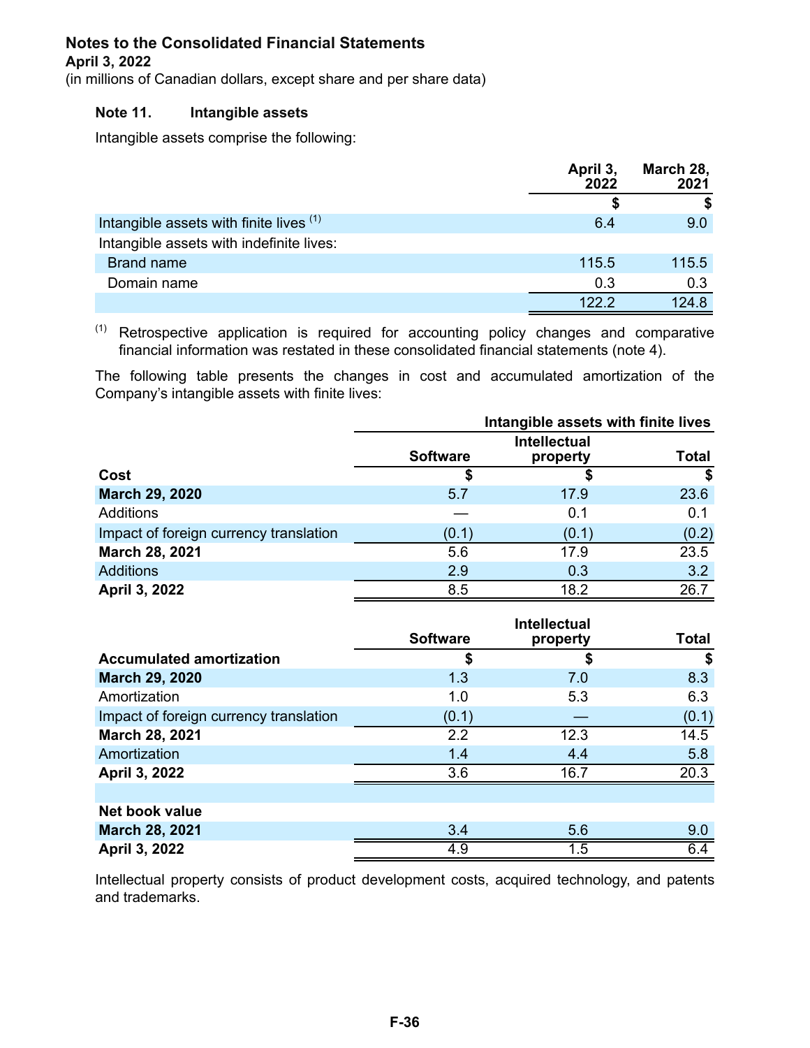## Notes to the Consolidated Financial Statements

**April 3, 2022**

(in millions of Canadian dollars, except share and per share data)

### Note 11. Intangible assets

Intangible assets comprise the following:

| | April 3, 2022 | March 28, 2021 |
|---|---|---|
| | $ | $ |
| Intangible assets with finite lives [(1)] | 6.4 | 9.0 |
| Intangible assets with indefinite lives: | | |
| Brand name | 115.5 | 115.5 |
| Domain name | 0.3 | 0.3 |
| | 122.2 | 124.8 |

[(1)] Retrospective application is required for accounting policy changes and comparative financial information was restated in these consolidated financial statements (note 4).

The following table presents the changes in cost and accumulated amortization of the Company's intangible assets with finite lives:

| | Intangible assets with finite lives | | |
|---|---|---|---|
| | Software | Intellectual property | Total |
| **Cost** | $ | $ | $ |
| **March 29, 2020** | 5.7 | 17.9 | 23.6 |
| Additions | — | 0.1 | 0.1 |
| Impact of foreign currency translation | (0.1) | (0.1) | (0.2) |
| **March 28, 2021** | 5.6 | 17.9 | 23.5 |
| Additions | 2.9 | 0.3 | 3.2 |
| **April 3, 2022** | 8.5 | 18.2 | 26.7 |

| | Software | Intellectual property | Total |
|---|---|---|---|
| **Accumulated amortization** | $ | $ | $ |
| **March 29, 2020** | 1.3 | 7.0 | 8.3 |
| Amortization | 1.0 | 5.3 | 6.3 |
| Impact of foreign currency translation | (0.1) | — | (0.1) |
| **March 28, 2021** | 2.2 | 12.3 | 14.5 |
| Amortization | 1.4 | 4.4 | 5.8 |
| **April 3, 2022** | 3.6 | 16.7 | 20.3 |
| | | | |
| **Net book value** | | | |
| **March 28, 2021** | 3.4 | 5.6 | 9.0 |
| **April 3, 2022** | 4.9 | 1.5 | 6.4 |

Intellectual property consists of product development costs, acquired technology, and patents and trademarks.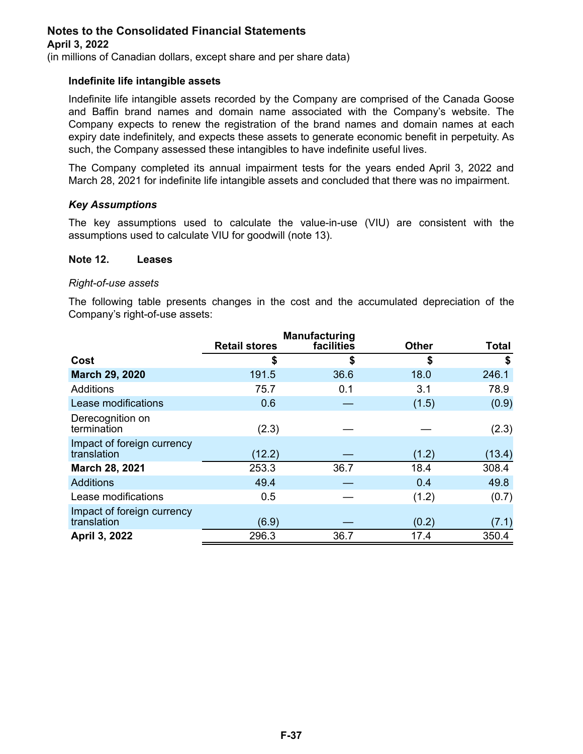**Indefinite life intangible assets**

Indefinite life intangible assets recorded by the Company are comprised of the Canada Goose and Baffin brand names and domain name associated with the Company's website. The Company expects to renew the registration of the brand names and domain names at each expiry date indefinitely, and expects these assets to generate economic benefit in perpetuity. As such, the Company assessed these intangibles to have indefinite useful lives.

The Company completed its annual impairment tests for the years ended April 3, 2022 and March 28, 2021 for indefinite life intangible assets and concluded that there was no impairment.

***Key Assumptions***

The key assumptions used to calculate the value-in-use (VIU) are consistent with the assumptions used to calculate VIU for goodwill (note 13).

**Note 12. Leases**

*Right-of-use assets*

The following table presents changes in the cost and the accumulated depreciation of the Company's right-of-use assets:

| | Retail stores | Manufacturing facilities | Other | Total |
|---|---|---|---|---|
| **Cost** | **$** | **$** | **$** | **$** |
| **March 29, 2020** | 191.5 | 36.6 | 18.0 | 246.1 |
| Additions | 75.7 | 0.1 | 3.1 | 78.9 |
| Lease modifications | 0.6 | — | (1.5) | (0.9) |
| Derecognition on termination | (2.3) | — | — | (2.3) |
| Impact of foreign currency translation | (12.2) | — | (1.2) | (13.4) |
| **March 28, 2021** | 253.3 | 36.7 | 18.4 | 308.4 |
| Additions | 49.4 | — | 0.4 | 49.8 |
| Lease modifications | 0.5 | — | (1.2) | (0.7) |
| Impact of foreign currency translation | (6.9) | — | (0.2) | (7.1) |
| **April 3, 2022** | 296.3 | 36.7 | 17.4 | 350.4 |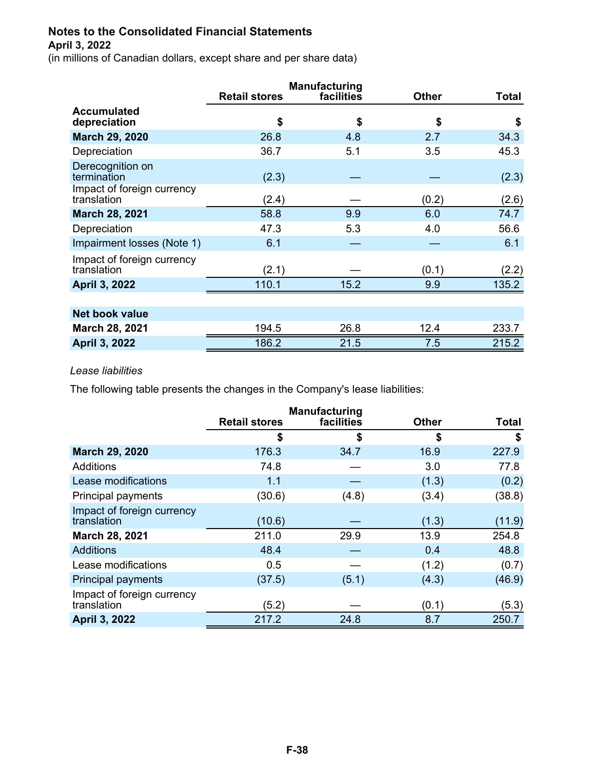# Notes to the Consolidated Financial Statements
**April 3, 2022**
(in millions of Canadian dollars, except share and per share data)

| | Retail stores | Manufacturing facilities | Other | Total |
|---|---|---|---|---|
| **Accumulated depreciation** | **$** | **$** | **$** | **$** |
| **March 29, 2020** | 26.8 | 4.8 | 2.7 | 34.3 |
| Depreciation | 36.7 | 5.1 | 3.5 | 45.3 |
| Derecognition on termination | (2.3) | — | — | (2.3) |
| Impact of foreign currency translation | (2.4) | — | (0.2) | (2.6) |
| **March 28, 2021** | 58.8 | 9.9 | 6.0 | 74.7 |
| Depreciation | 47.3 | 5.3 | 4.0 | 56.6 |
| Impairment losses (Note 1) | 6.1 | — | — | 6.1 |
| Impact of foreign currency translation | (2.1) | — | (0.1) | (2.2) |
| **April 3, 2022** | 110.1 | 15.2 | 9.9 | 135.2 |
| **Net book value** | | | | |
| **March 28, 2021** | 194.5 | 26.8 | 12.4 | 233.7 |
| **April 3, 2022** | 186.2 | 21.5 | 7.5 | 215.2 |

*Lease liabilities*

The following table presents the changes in the Company's lease liabilities:

| | Retail stores | Manufacturing facilities | Other | Total |
|---|---|---|---|---|
| | **$** | **$** | **$** | **$** |
| **March 29, 2020** | 176.3 | 34.7 | 16.9 | 227.9 |
| Additions | 74.8 | — | 3.0 | 77.8 |
| Lease modifications | 1.1 | — | (1.3) | (0.2) |
| Principal payments | (30.6) | (4.8) | (3.4) | (38.8) |
| Impact of foreign currency translation | (10.6) | — | (1.3) | (11.9) |
| **March 28, 2021** | 211.0 | 29.9 | 13.9 | 254.8 |
| Additions | 48.4 | — | 0.4 | 48.8 |
| Lease modifications | 0.5 | — | (1.2) | (0.7) |
| Principal payments | (37.5) | (5.1) | (4.3) | (46.9) |
| Impact of foreign currency translation | (5.2) | — | (0.1) | (5.3) |
| **April 3, 2022** | 217.2 | 24.8 | 8.7 | 250.7 |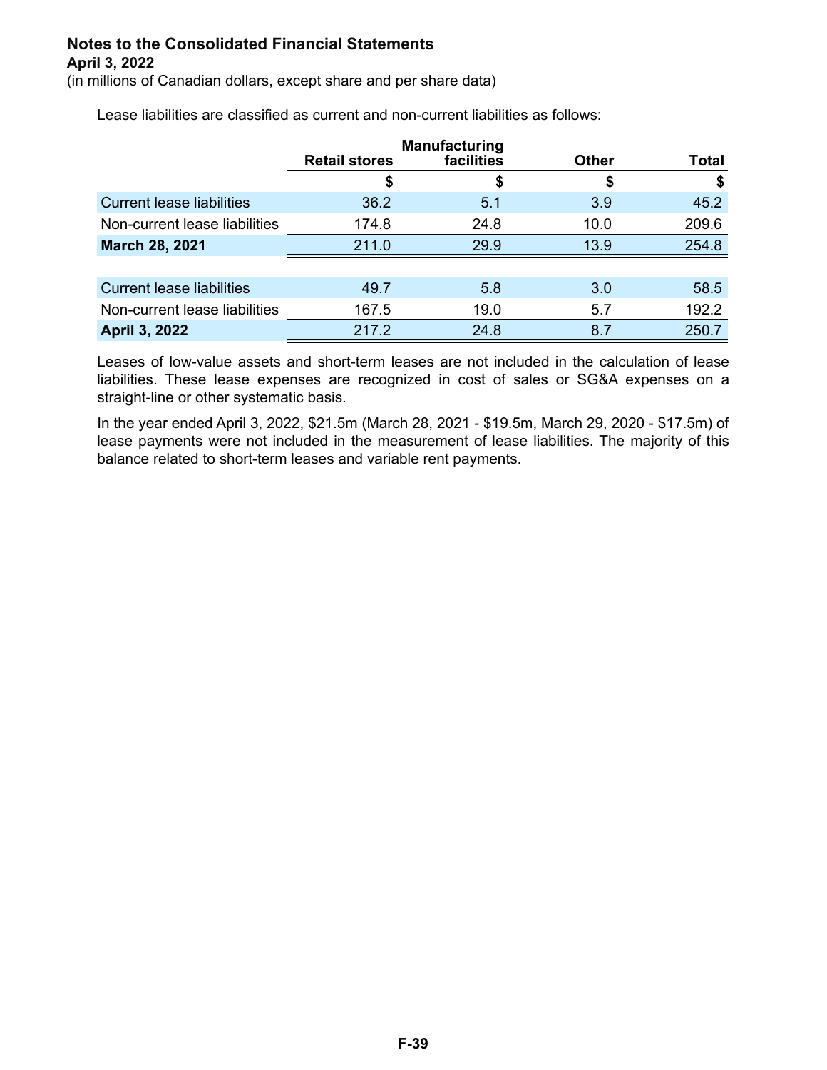**Notes to the Consolidated Financial Statements**
**April 3, 2022**
(in millions of Canadian dollars, except share and per share data)

Lease liabilities are classified as current and non-current liabilities as follows:

| | Retail stores | Manufacturing facilities | Other | Total |
|---|---|---|---|---|
| | $ | $ | $ | $ |
| Current lease liabilities | 36.2 | 5.1 | 3.9 | 45.2 |
| Non-current lease liabilities | 174.8 | 24.8 | 10.0 | 209.6 |
| **March 28, 2021** | 211.0 | 29.9 | 13.9 | 254.8 |
| | | | | |
| Current lease liabilities | 49.7 | 5.8 | 3.0 | 58.5 |
| Non-current lease liabilities | 167.5 | 19.0 | 5.7 | 192.2 |
| **April 3, 2022** | 217.2 | 24.8 | 8.7 | 250.7 |

Leases of low-value assets and short-term leases are not included in the calculation of lease liabilities. These lease expenses are recognized in cost of sales or SG&A expenses on a straight-line or other systematic basis.

In the year ended April 3, 2022, $21.5m (March 28, 2021 - $19.5m, March 29, 2020 - $17.5m) of lease payments were not included in the measurement of lease liabilities. The majority of this balance related to short-term leases and variable rent payments.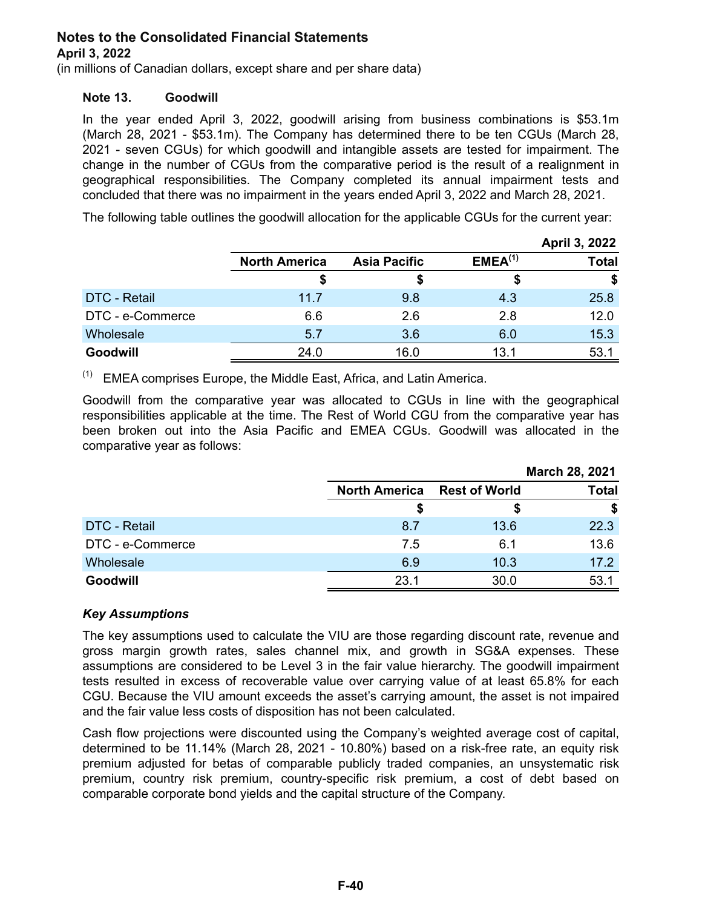**Notes to the Consolidated Financial Statements**
**April 3, 2022**
(in millions of Canadian dollars, except share and per share data)

### Note 13. Goodwill

In the year ended April 3, 2022, goodwill arising from business combinations is $53.1m (March 28, 2021 - $53.1m). The Company has determined there to be ten CGUs (March 28, 2021 - seven CGUs) for which goodwill and intangible assets are tested for impairment. The change in the number of CGUs from the comparative period is the result of a realignment in geographical responsibilities. The Company completed its annual impairment tests and concluded that there was no impairment in the years ended April 3, 2022 and March 28, 2021.

The following table outlines the goodwill allocation for the applicable CGUs for the current year:

| | | | | April 3, 2022 |
|---|---|---|---|---|
| | North America | Asia Pacific | EMEA[1] | Total |
| | $ | $ | $ | $ |
| DTC - Retail | 11.7 | 9.8 | 4.3 | 25.8 |
| DTC - e-Commerce | 6.6 | 2.6 | 2.8 | 12.0 |
| Wholesale | 5.7 | 3.6 | 6.0 | 15.3 |
| **Goodwill** | 24.0 | 16.0 | 13.1 | 53.1 |

[1] EMEA comprises Europe, the Middle East, Africa, and Latin America.

Goodwill from the comparative year was allocated to CGUs in line with the geographical responsibilities applicable at the time. The Rest of World CGU from the comparative year has been broken out into the Asia Pacific and EMEA CGUs. Goodwill was allocated in the comparative year as follows:

| | | | March 28, 2021 |
|---|---|---|---|
| | North America | Rest of World | Total |
| | $ | $ | $ |
| DTC - Retail | 8.7 | 13.6 | 22.3 |
| DTC - e-Commerce | 7.5 | 6.1 | 13.6 |
| Wholesale | 6.9 | 10.3 | 17.2 |
| **Goodwill** | 23.1 | 30.0 | 53.1 |

***Key Assumptions***

The key assumptions used to calculate the VIU are those regarding discount rate, revenue and gross margin growth rates, sales channel mix, and growth in SG&A expenses. These assumptions are considered to be Level 3 in the fair value hierarchy. The goodwill impairment tests resulted in excess of recoverable value over carrying value of at least 65.8% for each CGU. Because the VIU amount exceeds the asset's carrying amount, the asset is not impaired and the fair value less costs of disposition has not been calculated.

Cash flow projections were discounted using the Company's weighted average cost of capital, determined to be 11.14% (March 28, 2021 - 10.80%) based on a risk-free rate, an equity risk premium adjusted for betas of comparable publicly traded companies, an unsystematic risk premium, country risk premium, country-specific risk premium, a cost of debt based on comparable corporate bond yields and the capital structure of the Company.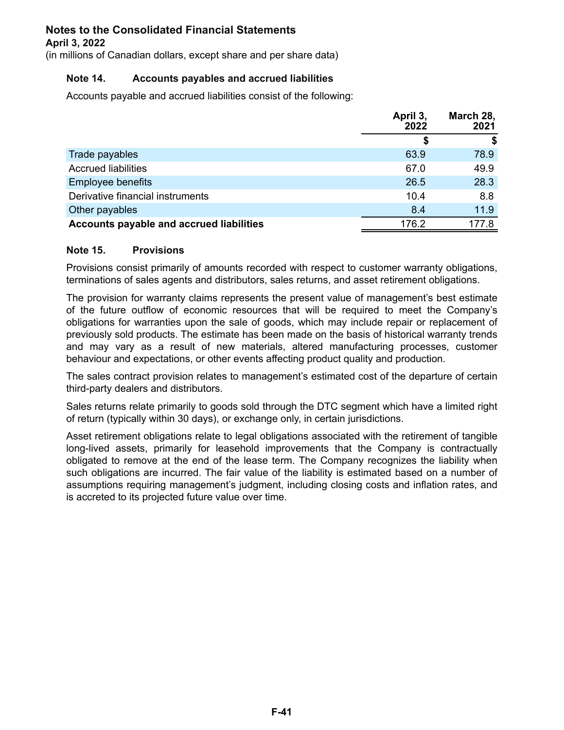**Notes to the Consolidated Financial Statements**
**April 3, 2022**
(in millions of Canadian dollars, except share and per share data)

### Note 14. Accounts payables and accrued liabilities

Accounts payable and accrued liabilities consist of the following:

| | April 3, 2022 | March 28, 2021 |
|---|---|---|
| | $ | $ |
| Trade payables | 63.9 | 78.9 |
| Accrued liabilities | 67.0 | 49.9 |
| Employee benefits | 26.5 | 28.3 |
| Derivative financial instruments | 10.4 | 8.8 |
| Other payables | 8.4 | 11.9 |
| **Accounts payable and accrued liabilities** | 176.2 | 177.8 |

### Note 15. Provisions

Provisions consist primarily of amounts recorded with respect to customer warranty obligations, terminations of sales agents and distributors, sales returns, and asset retirement obligations.

The provision for warranty claims represents the present value of management's best estimate of the future outflow of economic resources that will be required to meet the Company's obligations for warranties upon the sale of goods, which may include repair or replacement of previously sold products. The estimate has been made on the basis of historical warranty trends and may vary as a result of new materials, altered manufacturing processes, customer behaviour and expectations, or other events affecting product quality and production.

The sales contract provision relates to management's estimated cost of the departure of certain third-party dealers and distributors.

Sales returns relate primarily to goods sold through the DTC segment which have a limited right of return (typically within 30 days), or exchange only, in certain jurisdictions.

Asset retirement obligations relate to legal obligations associated with the retirement of tangible long-lived assets, primarily for leasehold improvements that the Company is contractually obligated to remove at the end of the lease term. The Company recognizes the liability when such obligations are incurred. The fair value of the liability is estimated based on a number of assumptions requiring management's judgment, including closing costs and inflation rates, and is accreted to its projected future value over time.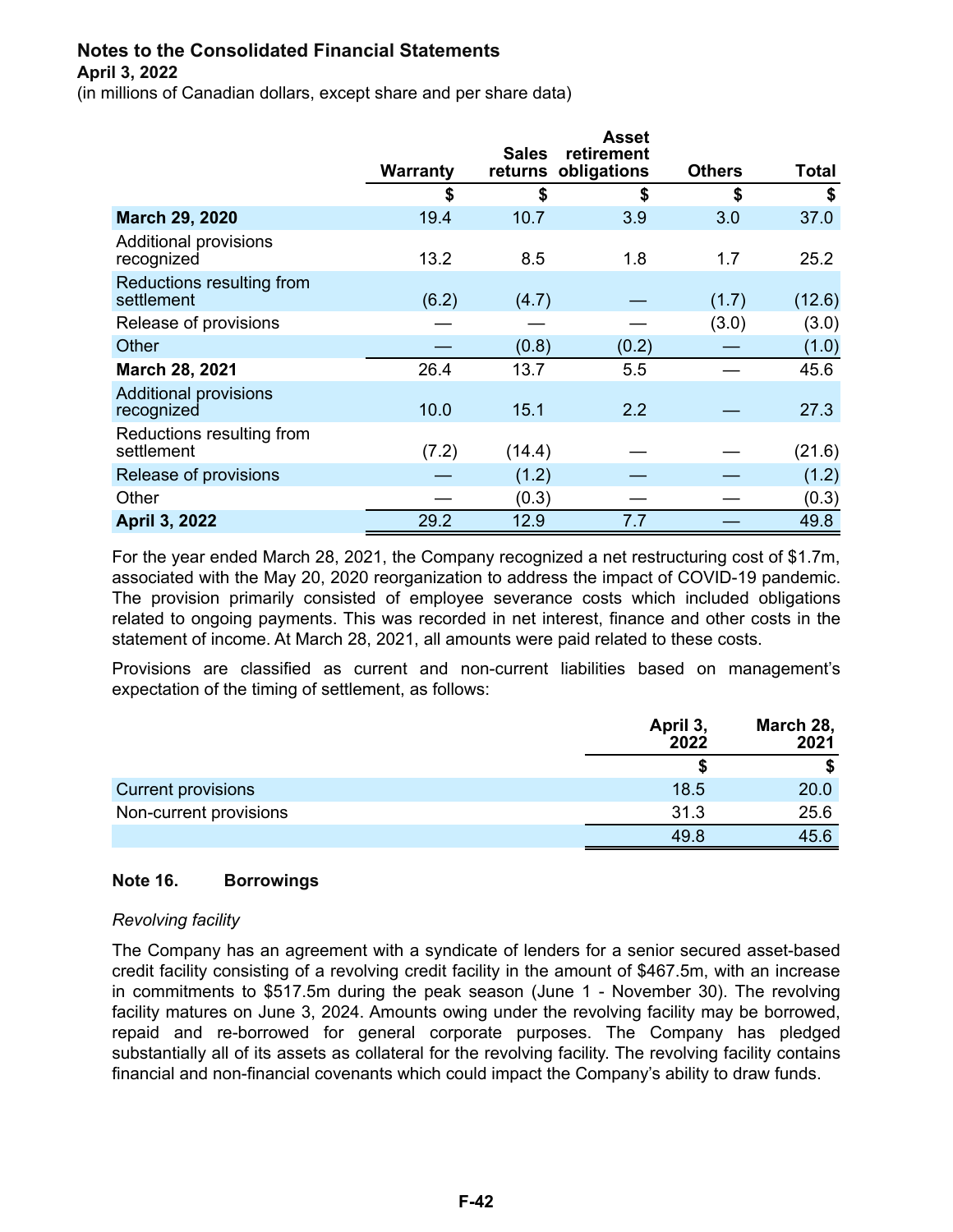**Notes to the Consolidated Financial Statements**
**April 3, 2022**
(in millions of Canadian dollars, except share and per share data)

| | Warranty | Sales returns | Asset retirement obligations | Others | Total |
|---|---|---|---|---|---|
| | $ | $ | $ | $ | $ |
| **March 29, 2020** | 19.4 | 10.7 | 3.9 | 3.0 | 37.0 |
| Additional provisions recognized | 13.2 | 8.5 | 1.8 | 1.7 | 25.2 |
| Reductions resulting from settlement | (6.2) | (4.7) | — | (1.7) | (12.6) |
| Release of provisions | — | — | — | (3.0) | (3.0) |
| Other | — | (0.8) | (0.2) | — | (1.0) |
| **March 28, 2021** | 26.4 | 13.7 | 5.5 | — | 45.6 |
| Additional provisions recognized | 10.0 | 15.1 | 2.2 | — | 27.3 |
| Reductions resulting from settlement | (7.2) | (14.4) | — | — | (21.6) |
| Release of provisions | — | (1.2) | — | — | (1.2) |
| Other | — | (0.3) | — | — | (0.3) |
| **April 3, 2022** | 29.2 | 12.9 | 7.7 | — | 49.8 |

For the year ended March 28, 2021, the Company recognized a net restructuring cost of $1.7m, associated with the May 20, 2020 reorganization to address the impact of COVID-19 pandemic. The provision primarily consisted of employee severance costs which included obligations related to ongoing payments. This was recorded in net interest, finance and other costs in the statement of income. At March 28, 2021, all amounts were paid related to these costs.

Provisions are classified as current and non-current liabilities based on management's expectation of the timing of settlement, as follows:

| | April 3, 2022 | March 28, 2021 |
|---|---|---|
| | $ | $ |
| Current provisions | 18.5 | 20.0 |
| Non-current provisions | 31.3 | 25.6 |
| | 49.8 | 45.6 |

**Note 16. Borrowings**

*Revolving facility*

The Company has an agreement with a syndicate of lenders for a senior secured asset-based credit facility consisting of a revolving credit facility in the amount of $467.5m, with an increase in commitments to $517.5m during the peak season (June 1 - November 30). The revolving facility matures on June 3, 2024. Amounts owing under the revolving facility may be borrowed, repaid and re-borrowed for general corporate purposes. The Company has pledged substantially all of its assets as collateral for the revolving facility. The revolving facility contains financial and non-financial covenants which could impact the Company's ability to draw funds.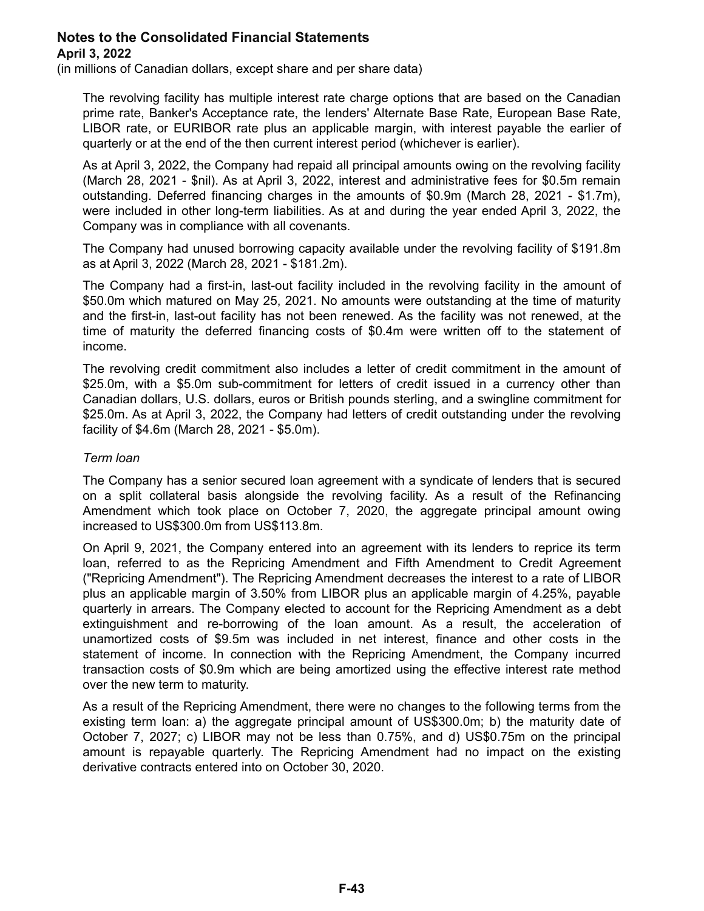The revolving facility has multiple interest rate charge options that are based on the Canadian prime rate, Banker's Acceptance rate, the lenders' Alternate Base Rate, European Base Rate, LIBOR rate, or EURIBOR rate plus an applicable margin, with interest payable the earlier of quarterly or at the end of the then current interest period (whichever is earlier).

As at April 3, 2022, the Company had repaid all principal amounts owing on the revolving facility (March 28, 2021 - $nil). As at April 3, 2022, interest and administrative fees for $0.5m remain outstanding. Deferred financing charges in the amounts of $0.9m (March 28, 2021 - $1.7m), were included in other long-term liabilities. As at and during the year ended April 3, 2022, the Company was in compliance with all covenants.

The Company had unused borrowing capacity available under the revolving facility of $191.8m as at April 3, 2022 (March 28, 2021 - $181.2m).

The Company had a first-in, last-out facility included in the revolving facility in the amount of $50.0m which matured on May 25, 2021. No amounts were outstanding at the time of maturity and the first-in, last-out facility has not been renewed. As the facility was not renewed, at the time of maturity the deferred financing costs of $0.4m were written off to the statement of income.

The revolving credit commitment also includes a letter of credit commitment in the amount of $25.0m, with a $5.0m sub-commitment for letters of credit issued in a currency other than Canadian dollars, U.S. dollars, euros or British pounds sterling, and a swingline commitment for $25.0m. As at April 3, 2022, the Company had letters of credit outstanding under the revolving facility of $4.6m (March 28, 2021 - $5.0m).

*Term loan*

The Company has a senior secured loan agreement with a syndicate of lenders that is secured on a split collateral basis alongside the revolving facility. As a result of the Refinancing Amendment which took place on October 7, 2020, the aggregate principal amount owing increased to US$300.0m from US$113.8m.

On April 9, 2021, the Company entered into an agreement with its lenders to reprice its term loan, referred to as the Repricing Amendment and Fifth Amendment to Credit Agreement ("Repricing Amendment"). The Repricing Amendment decreases the interest to a rate of LIBOR plus an applicable margin of 3.50% from LIBOR plus an applicable margin of 4.25%, payable quarterly in arrears. The Company elected to account for the Repricing Amendment as a debt extinguishment and re-borrowing of the loan amount. As a result, the acceleration of unamortized costs of $9.5m was included in net interest, finance and other costs in the statement of income. In connection with the Repricing Amendment, the Company incurred transaction costs of $0.9m which are being amortized using the effective interest rate method over the new term to maturity.

As a result of the Repricing Amendment, there were no changes to the following terms from the existing term loan: a) the aggregate principal amount of US$300.0m; b) the maturity date of October 7, 2027; c) LIBOR may not be less than 0.75%, and d) US$0.75m on the principal amount is repayable quarterly. The Repricing Amendment had no impact on the existing derivative contracts entered into on October 30, 2020.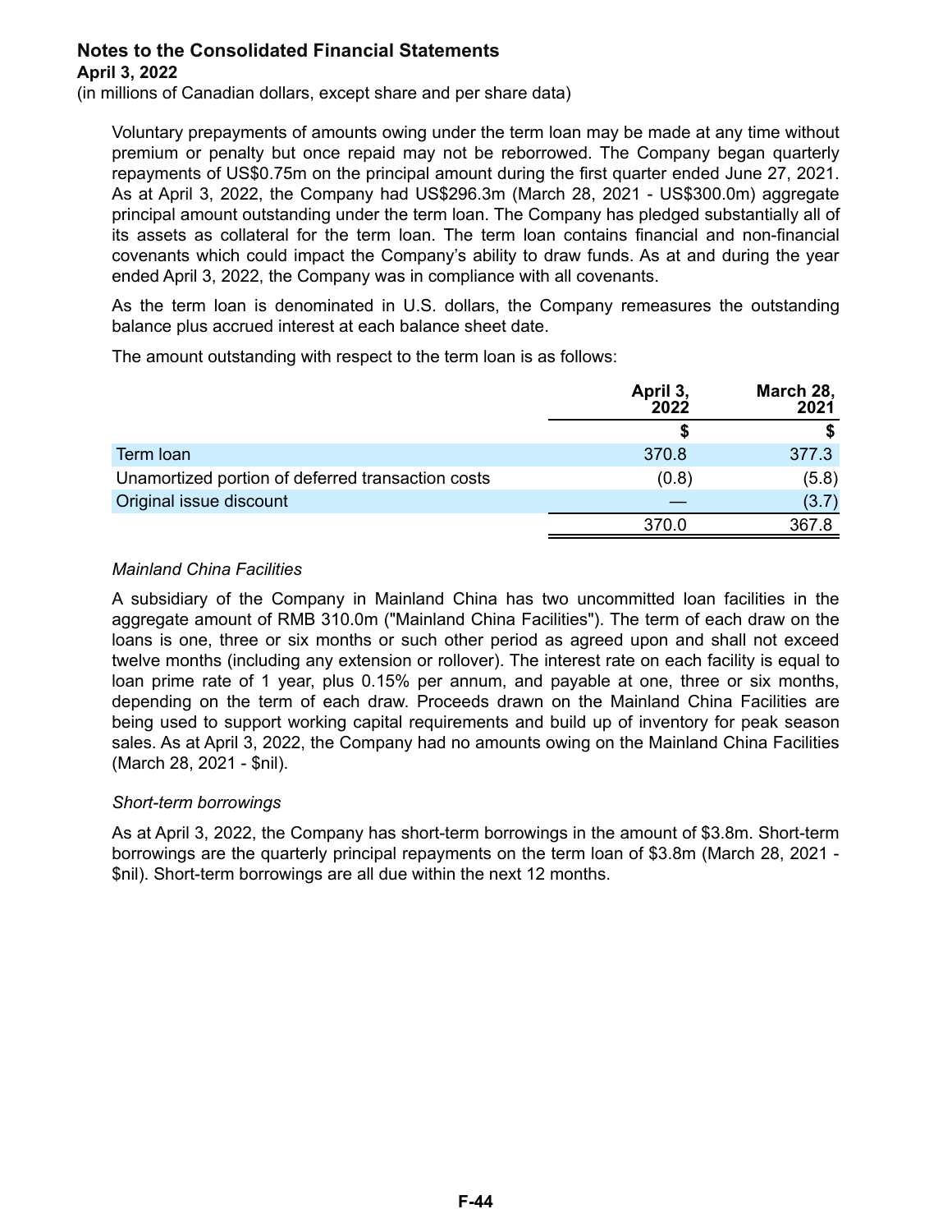**Notes to the Consolidated Financial Statements**
**April 3, 2022**
(in millions of Canadian dollars, except share and per share data)

Voluntary prepayments of amounts owing under the term loan may be made at any time without premium or penalty but once repaid may not be reborrowed. The Company began quarterly repayments of US$0.75m on the principal amount during the first quarter ended June 27, 2021. As at April 3, 2022, the Company had US$296.3m (March 28, 2021 - US$300.0m) aggregate principal amount outstanding under the term loan. The Company has pledged substantially all of its assets as collateral for the term loan. The term loan contains financial and non-financial covenants which could impact the Company's ability to draw funds. As at and during the year ended April 3, 2022, the Company was in compliance with all covenants.

As the term loan is denominated in U.S. dollars, the Company remeasures the outstanding balance plus accrued interest at each balance sheet date.

The amount outstanding with respect to the term loan is as follows:

| | April 3, 2022 | March 28, 2021 |
|---|---|---|
| | $ | $ |
| Term loan | 370.8 | 377.3 |
| Unamortized portion of deferred transaction costs | (0.8) | (5.8) |
| Original issue discount | — | (3.7) |
| | 370.0 | 367.8 |

*Mainland China Facilities*

A subsidiary of the Company in Mainland China has two uncommitted loan facilities in the aggregate amount of RMB 310.0m ("Mainland China Facilities"). The term of each draw on the loans is one, three or six months or such other period as agreed upon and shall not exceed twelve months (including any extension or rollover). The interest rate on each facility is equal to loan prime rate of 1 year, plus 0.15% per annum, and payable at one, three or six months, depending on the term of each draw. Proceeds drawn on the Mainland China Facilities are being used to support working capital requirements and build up of inventory for peak season sales. As at April 3, 2022, the Company had no amounts owing on the Mainland China Facilities (March 28, 2021 - $nil).

*Short-term borrowings*

As at April 3, 2022, the Company has short-term borrowings in the amount of $3.8m. Short-term borrowings are the quarterly principal repayments on the term loan of $3.8m (March 28, 2021 - $nil). Short-term borrowings are all due within the next 12 months.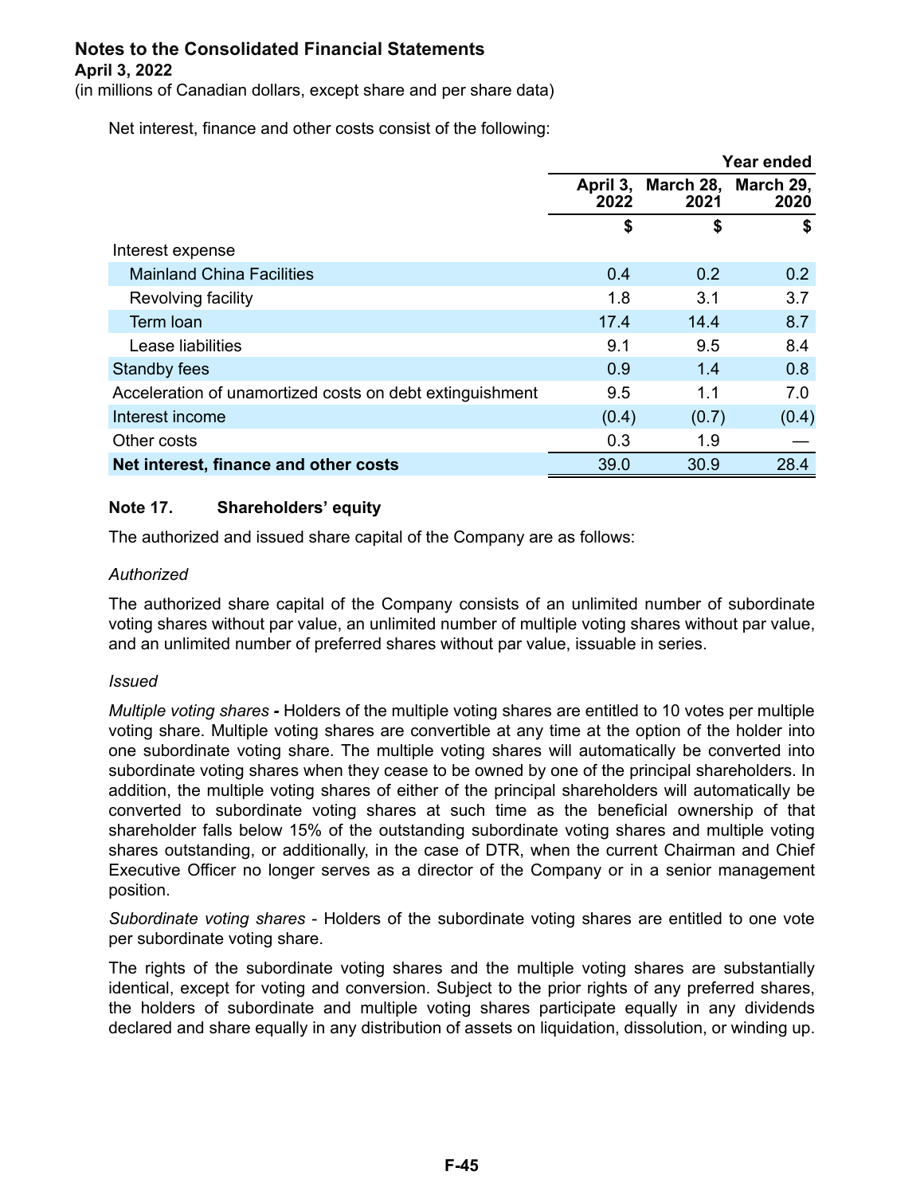**Notes to the Consolidated Financial Statements**
**April 3, 2022**
(in millions of Canadian dollars, except share and per share data)

Net interest, finance and other costs consist of the following:

| | Year ended | | |
|---|---|---|---|
| | April 3, 2022 | March 28, 2021 | March 29, 2020 |
| | $ | $ | $ |
| Interest expense | | | |
| Mainland China Facilities | 0.4 | 0.2 | 0.2 |
| Revolving facility | 1.8 | 3.1 | 3.7 |
| Term loan | 17.4 | 14.4 | 8.7 |
| Lease liabilities | 9.1 | 9.5 | 8.4 |
| Standby fees | 0.9 | 1.4 | 0.8 |
| Acceleration of unamortized costs on debt extinguishment | 9.5 | 1.1 | 7.0 |
| Interest income | (0.4) | (0.7) | (0.4) |
| Other costs | 0.3 | 1.9 | — |
| **Net interest, finance and other costs** | 39.0 | 30.9 | 28.4 |

**Note 17. Shareholders' equity**

The authorized and issued share capital of the Company are as follows:

*Authorized*

The authorized share capital of the Company consists of an unlimited number of subordinate voting shares without par value, an unlimited number of multiple voting shares without par value, and an unlimited number of preferred shares without par value, issuable in series.

*Issued*

*Multiple voting shares* **-** Holders of the multiple voting shares are entitled to 10 votes per multiple voting share. Multiple voting shares are convertible at any time at the option of the holder into one subordinate voting share. The multiple voting shares will automatically be converted into subordinate voting shares when they cease to be owned by one of the principal shareholders. In addition, the multiple voting shares of either of the principal shareholders will automatically be converted to subordinate voting shares at such time as the beneficial ownership of that shareholder falls below 15% of the outstanding subordinate voting shares and multiple voting shares outstanding, or additionally, in the case of DTR, when the current Chairman and Chief Executive Officer no longer serves as a director of the Company or in a senior management position.

*Subordinate voting shares* - Holders of the subordinate voting shares are entitled to one vote per subordinate voting share.

The rights of the subordinate voting shares and the multiple voting shares are substantially identical, except for voting and conversion. Subject to the prior rights of any preferred shares, the holders of subordinate and multiple voting shares participate equally in any dividends declared and share equally in any distribution of assets on liquidation, dissolution, or winding up.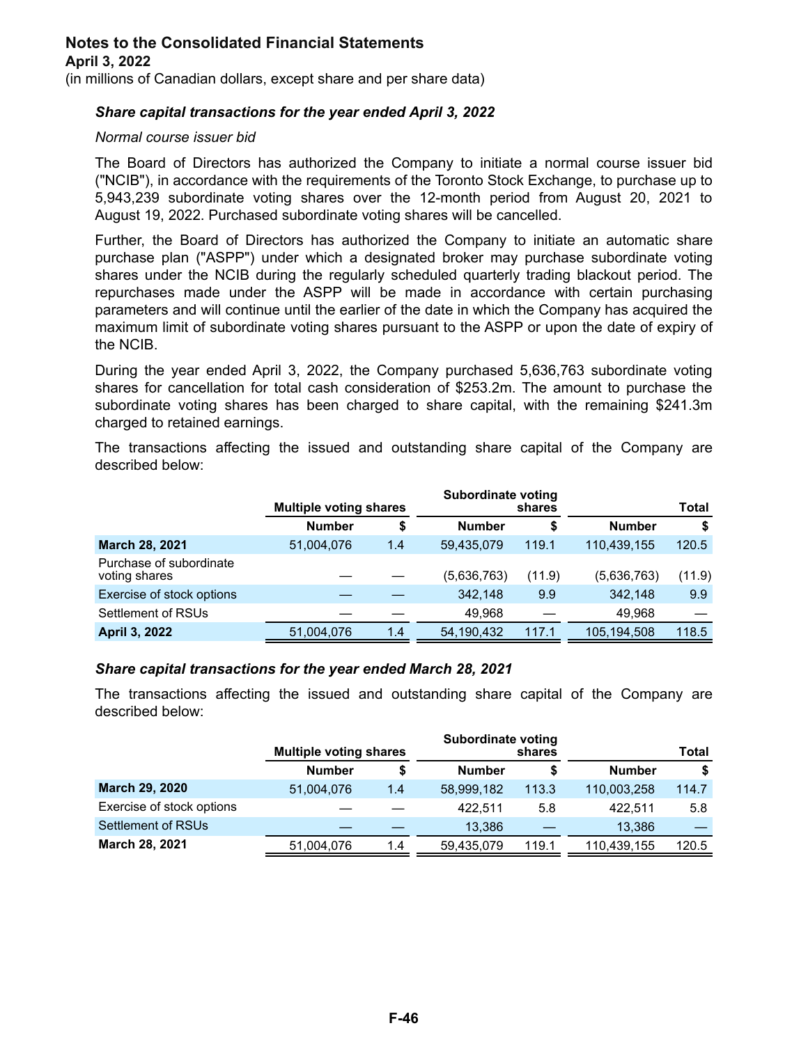**Notes to the Consolidated Financial Statements**
**April 3, 2022**
(in millions of Canadian dollars, except share and per share data)

***Share capital transactions for the year ended April 3, 2022***

*Normal course issuer bid*

The Board of Directors has authorized the Company to initiate a normal course issuer bid ("NCIB"), in accordance with the requirements of the Toronto Stock Exchange, to purchase up to 5,943,239 subordinate voting shares over the 12-month period from August 20, 2021 to August 19, 2022. Purchased subordinate voting shares will be cancelled.

Further, the Board of Directors has authorized the Company to initiate an automatic share purchase plan ("ASPP") under which a designated broker may purchase subordinate voting shares under the NCIB during the regularly scheduled quarterly trading blackout period. The repurchases made under the ASPP will be made in accordance with certain purchasing parameters and will continue until the earlier of the date in which the Company has acquired the maximum limit of subordinate voting shares pursuant to the ASPP or upon the date of expiry of the NCIB.

During the year ended April 3, 2022, the Company purchased 5,636,763 subordinate voting shares for cancellation for total cash consideration of $253.2m. The amount to purchase the subordinate voting shares has been charged to share capital, with the remaining $241.3m charged to retained earnings.

The transactions affecting the issued and outstanding share capital of the Company are described below:

| | Multiple voting shares | | Subordinate voting shares | | Total | |
|---|---|---|---|---|---|---|
| | Number | $ | Number | $ | Number | $ |
| **March 28, 2021** | 51,004,076 | 1.4 | 59,435,079 | 119.1 | 110,439,155 | 120.5 |
| Purchase of subordinate voting shares | — | — | (5,636,763) | (11.9) | (5,636,763) | (11.9) |
| Exercise of stock options | — | — | 342,148 | 9.9 | 342,148 | 9.9 |
| Settlement of RSUs | — | — | 49,968 | — | 49,968 | — |
| **April 3, 2022** | 51,004,076 | 1.4 | 54,190,432 | 117.1 | 105,194,508 | 118.5 |

***Share capital transactions for the year ended March 28, 2021***

The transactions affecting the issued and outstanding share capital of the Company are described below:

| | Multiple voting shares | | Subordinate voting shares | | Total | |
|---|---|---|---|---|---|---|
| | Number | $ | Number | $ | Number | $ |
| **March 29, 2020** | 51,004,076 | 1.4 | 58,999,182 | 113.3 | 110,003,258 | 114.7 |
| Exercise of stock options | — | — | 422,511 | 5.8 | 422,511 | 5.8 |
| Settlement of RSUs | — | — | 13,386 | — | 13,386 | — |
| **March 28, 2021** | 51,004,076 | 1.4 | 59,435,079 | 119.1 | 110,439,155 | 120.5 |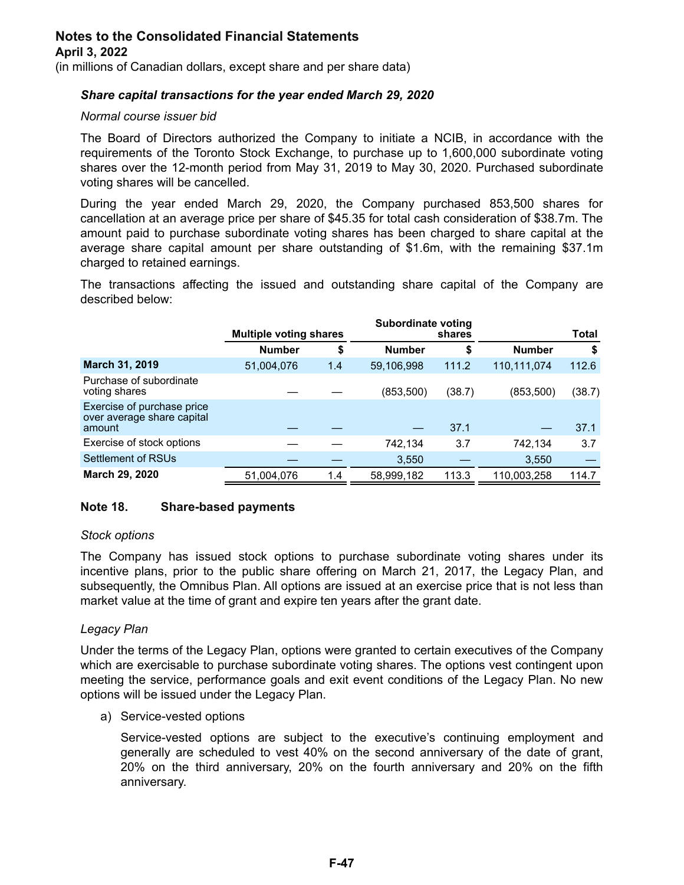**Notes to the Consolidated Financial Statements**
**April 3, 2022**
(in millions of Canadian dollars, except share and per share data)

***Share capital transactions for the year ended March 29, 2020***

*Normal course issuer bid*

The Board of Directors authorized the Company to initiate a NCIB, in accordance with the requirements of the Toronto Stock Exchange, to purchase up to 1,600,000 subordinate voting shares over the 12-month period from May 31, 2019 to May 30, 2020. Purchased subordinate voting shares will be cancelled.

During the year ended March 29, 2020, the Company purchased 853,500 shares for cancellation at an average price per share of $45.35 for total cash consideration of $38.7m. The amount paid to purchase subordinate voting shares has been charged to share capital at the average share capital amount per share outstanding of $1.6m, with the remaining $37.1m charged to retained earnings.

The transactions affecting the issued and outstanding share capital of the Company are described below:

| | Multiple voting shares | | Subordinate voting shares | | Total | |
|---|---|---|---|---|---|---|
| | **Number** | **$** | **Number** | **$** | **Number** | **$** |
| **March 31, 2019** | 51,004,076 | 1.4 | 59,106,998 | 111.2 | 110,111,074 | 112.6 |
| Purchase of subordinate voting shares | — | — | (853,500) | (38.7) | (853,500) | (38.7) |
| Exercise of purchase price over average share capital amount | — | — | — | 37.1 | — | 37.1 |
| Exercise of stock options | — | — | 742,134 | 3.7 | 742,134 | 3.7 |
| Settlement of RSUs | — | — | 3,550 | — | 3,550 | — |
| **March 29, 2020** | 51,004,076 | 1.4 | 58,999,182 | 113.3 | 110,003,258 | 114.7 |

## Note 18. Share-based payments

*Stock options*

The Company has issued stock options to purchase subordinate voting shares under its incentive plans, prior to the public share offering on March 21, 2017, the Legacy Plan, and subsequently, the Omnibus Plan. All options are issued at an exercise price that is not less than market value at the time of grant and expire ten years after the grant date.

*Legacy Plan*

Under the terms of the Legacy Plan, options were granted to certain executives of the Company which are exercisable to purchase subordinate voting shares. The options vest contingent upon meeting the service, performance goals and exit event conditions of the Legacy Plan. No new options will be issued under the Legacy Plan.

a) Service-vested options

   Service-vested options are subject to the executive's continuing employment and generally are scheduled to vest 40% on the second anniversary of the date of grant, 20% on the third anniversary, 20% on the fourth anniversary and 20% on the fifth anniversary.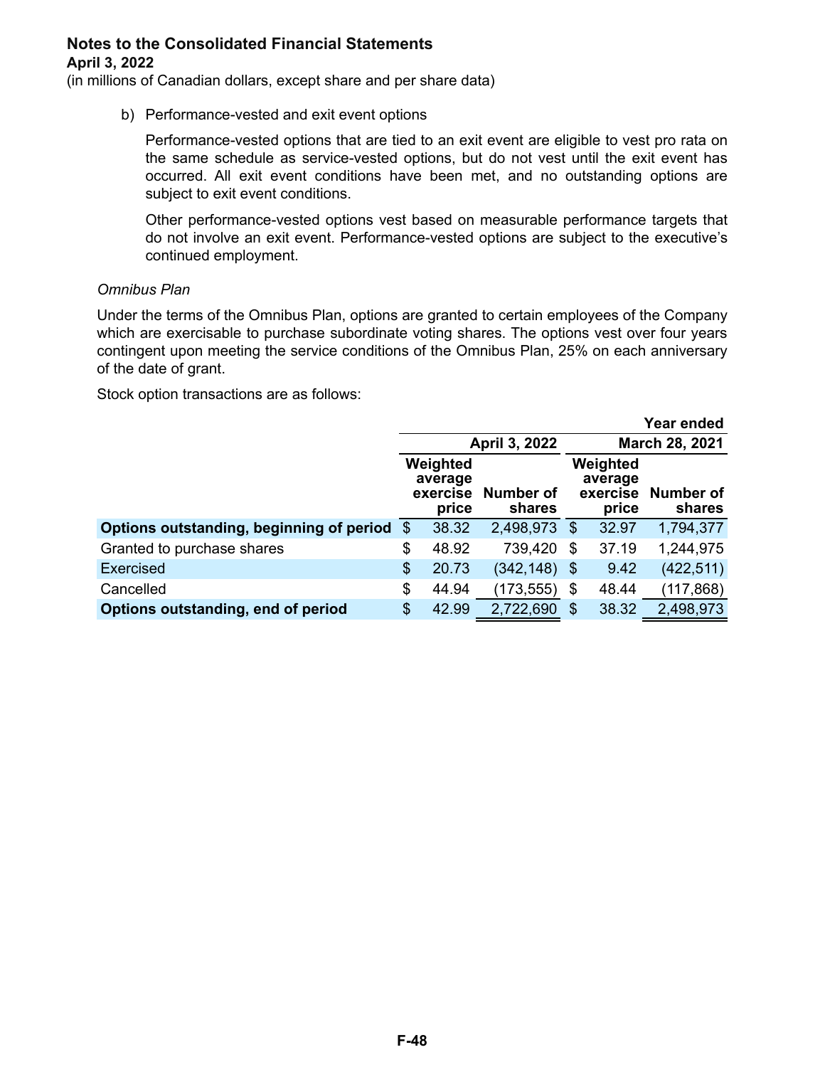**Notes to the Consolidated Financial Statements**
**April 3, 2022**
(in millions of Canadian dollars, except share and per share data)

b) Performance-vested and exit event options

Performance-vested options that are tied to an exit event are eligible to vest pro rata on the same schedule as service-vested options, but do not vest until the exit event has occurred. All exit event conditions have been met, and no outstanding options are subject to exit event conditions.

Other performance-vested options vest based on measurable performance targets that do not involve an exit event. Performance-vested options are subject to the executive's continued employment.

*Omnibus Plan*

Under the terms of the Omnibus Plan, options are granted to certain employees of the Company which are exercisable to purchase subordinate voting shares. The options vest over four years contingent upon meeting the service conditions of the Omnibus Plan, 25% on each anniversary of the date of grant.

Stock option transactions are as follows:

| | | | | Year ended |
|---|---|---|---|---|
| | April 3, 2022 | | March 28, 2021 | |
| | Weighted average exercise price | Number of shares | Weighted average exercise price | Number of shares |
| **Options outstanding, beginning of period** | $ 38.32 | 2,498,973 | $ 32.97 | 1,794,377 |
| Granted to purchase shares | $ 48.92 | 739,420 | $ 37.19 | 1,244,975 |
| Exercised | $ 20.73 | (342,148) | $ 9.42 | (422,511) |
| Cancelled | $ 44.94 | (173,555) | $ 48.44 | (117,868) |
| **Options outstanding, end of period** | $ 42.99 | 2,722,690 | $ 38.32 | 2,498,973 |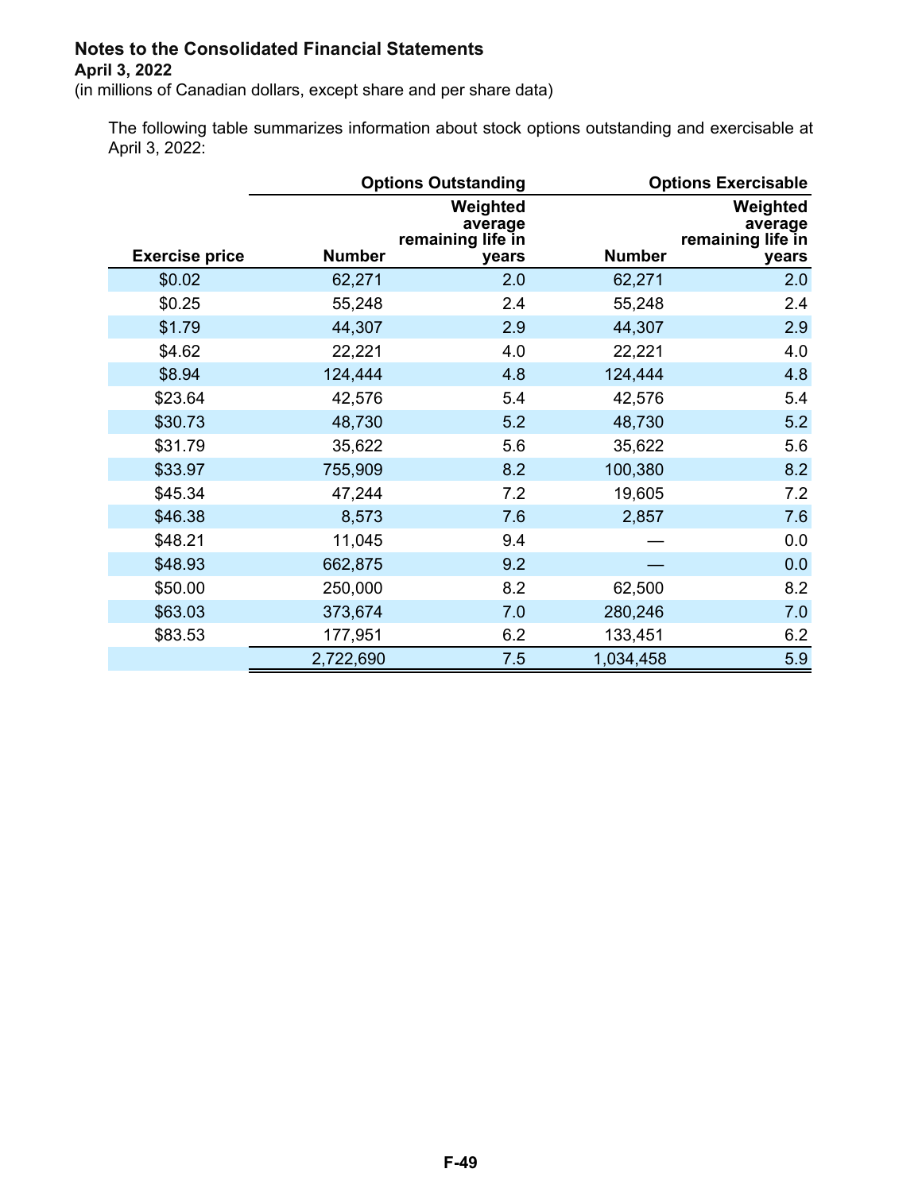**Notes to the Consolidated Financial Statements**
**April 3, 2022**
(in millions of Canadian dollars, except share and per share data)

The following table summarizes information about stock options outstanding and exercisable at April 3, 2022:

| | Options Outstanding | | Options Exercisable | |
|---|---|---|---|---|
| Exercise price | Number | Weighted average remaining life in years | Number | Weighted average remaining life in years |
| $0.02 | 62,271 | 2.0 | 62,271 | 2.0 |
| $0.25 | 55,248 | 2.4 | 55,248 | 2.4 |
| $1.79 | 44,307 | 2.9 | 44,307 | 2.9 |
| $4.62 | 22,221 | 4.0 | 22,221 | 4.0 |
| $8.94 | 124,444 | 4.8 | 124,444 | 4.8 |
| $23.64 | 42,576 | 5.4 | 42,576 | 5.4 |
| $30.73 | 48,730 | 5.2 | 48,730 | 5.2 |
| $31.79 | 35,622 | 5.6 | 35,622 | 5.6 |
| $33.97 | 755,909 | 8.2 | 100,380 | 8.2 |
| $45.34 | 47,244 | 7.2 | 19,605 | 7.2 |
| $46.38 | 8,573 | 7.6 | 2,857 | 7.6 |
| $48.21 | 11,045 | 9.4 | — | 0.0 |
| $48.93 | 662,875 | 9.2 | — | 0.0 |
| $50.00 | 250,000 | 8.2 | 62,500 | 8.2 |
| $63.03 | 373,674 | 7.0 | 280,246 | 7.0 |
| $83.53 | 177,951 | 6.2 | 133,451 | 6.2 |
| | 2,722,690 | 7.5 | 1,034,458 | 5.9 |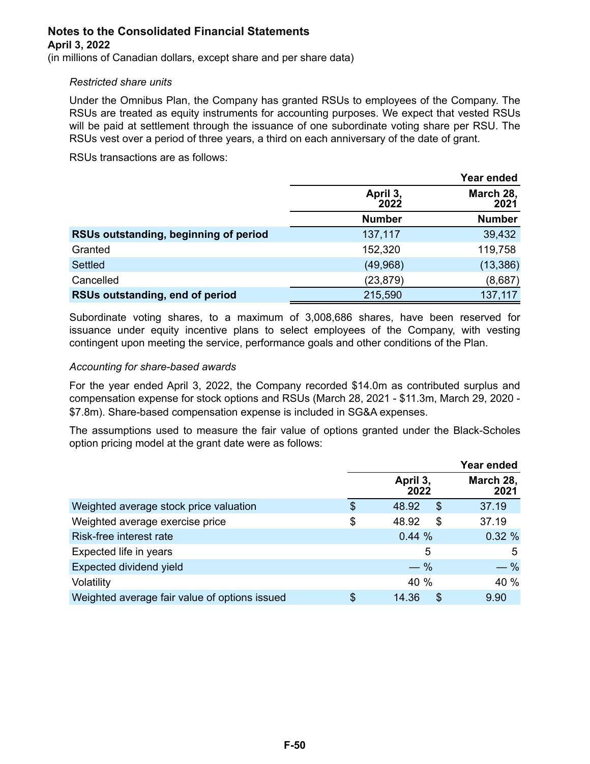## Notes to the Consolidated Financial Statements

**April 3, 2022**

(in millions of Canadian dollars, except share and per share data)

*Restricted share units*

Under the Omnibus Plan, the Company has granted RSUs to employees of the Company. The RSUs are treated as equity instruments for accounting purposes. We expect that vested RSUs will be paid at settlement through the issuance of one subordinate voting share per RSU. The RSUs vest over a period of three years, a third on each anniversary of the date of grant.

RSUs transactions are as follows:

| | Year ended | |
|---|---|---|
| | April 3, 2022 | March 28, 2021 |
| | Number | Number |
| **RSUs outstanding, beginning of period** | 137,117 | 39,432 |
| Granted | 152,320 | 119,758 |
| Settled | (49,968) | (13,386) |
| Cancelled | (23,879) | (8,687) |
| **RSUs outstanding, end of period** | 215,590 | 137,117 |

Subordinate voting shares, to a maximum of 3,008,686 shares, have been reserved for issuance under equity incentive plans to select employees of the Company, with vesting contingent upon meeting the service, performance goals and other conditions of the Plan.

*Accounting for share-based awards*

For the year ended April 3, 2022, the Company recorded $14.0m as contributed surplus and compensation expense for stock options and RSUs (March 28, 2021 - $11.3m, March 29, 2020 - $7.8m). Share-based compensation expense is included in SG&A expenses.

The assumptions used to measure the fair value of options granted under the Black-Scholes option pricing model at the grant date were as follows:

| | Year ended | |
|---|---|---|
| | April 3, 2022 | March 28, 2021 |
| Weighted average stock price valuation | $ 48.92 | $ 37.19 |
| Weighted average exercise price | $ 48.92 | $ 37.19 |
| Risk-free interest rate | 0.44 % | 0.32 % |
| Expected life in years | 5 | 5 |
| Expected dividend yield | — % | — % |
| Volatility | 40 % | 40 % |
| Weighted average fair value of options issued | $ 14.36 | $ 9.90 |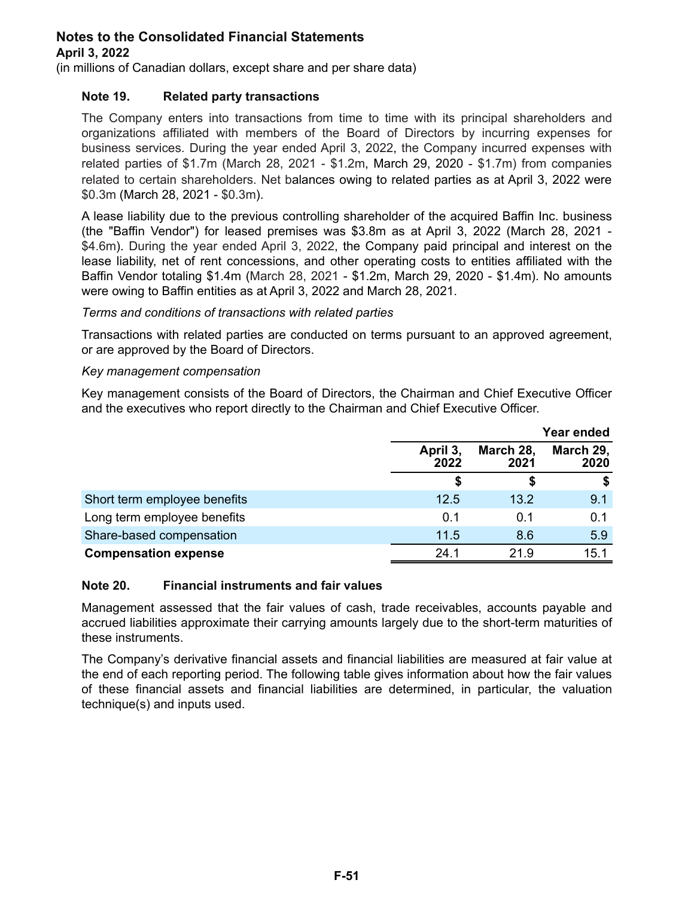**Notes to the Consolidated Financial Statements**
**April 3, 2022**
(in millions of Canadian dollars, except share and per share data)

### Note 19. Related party transactions

The Company enters into transactions from time to time with its principal shareholders and organizations affiliated with members of the Board of Directors by incurring expenses for business services. During the year ended April 3, 2022, the Company incurred expenses with related parties of $1.7m (March 28, 2021 - $1.2m, March 29, 2020 - $1.7m) from companies related to certain shareholders. Net balances owing to related parties as at April 3, 2022 were $0.3m (March 28, 2021 - $0.3m).

A lease liability due to the previous controlling shareholder of the acquired Baffin Inc. business (the "Baffin Vendor") for leased premises was $3.8m as at April 3, 2022 (March 28, 2021 - $4.6m). During the year ended April 3, 2022, the Company paid principal and interest on the lease liability, net of rent concessions, and other operating costs to entities affiliated with the Baffin Vendor totaling $1.4m (March 28, 2021 - $1.2m, March 29, 2020 - $1.4m). No amounts were owing to Baffin entities as at April 3, 2022 and March 28, 2021.

*Terms and conditions of transactions with related parties*

Transactions with related parties are conducted on terms pursuant to an approved agreement, or are approved by the Board of Directors.

*Key management compensation*

Key management consists of the Board of Directors, the Chairman and Chief Executive Officer and the executives who report directly to the Chairman and Chief Executive Officer.

| | Year ended | | |
|---|---|---|---|
| | April 3, 2022 | March 28, 2021 | March 29, 2020 |
| | $ | $ | $ |
| Short term employee benefits | 12.5 | 13.2 | 9.1 |
| Long term employee benefits | 0.1 | 0.1 | 0.1 |
| Share-based compensation | 11.5 | 8.6 | 5.9 |
| **Compensation expense** | 24.1 | 21.9 | 15.1 |

### Note 20. Financial instruments and fair values

Management assessed that the fair values of cash, trade receivables, accounts payable and accrued liabilities approximate their carrying amounts largely due to the short-term maturities of these instruments.

The Company's derivative financial assets and financial liabilities are measured at fair value at the end of each reporting period. The following table gives information about how the fair values of these financial assets and financial liabilities are determined, in particular, the valuation technique(s) and inputs used.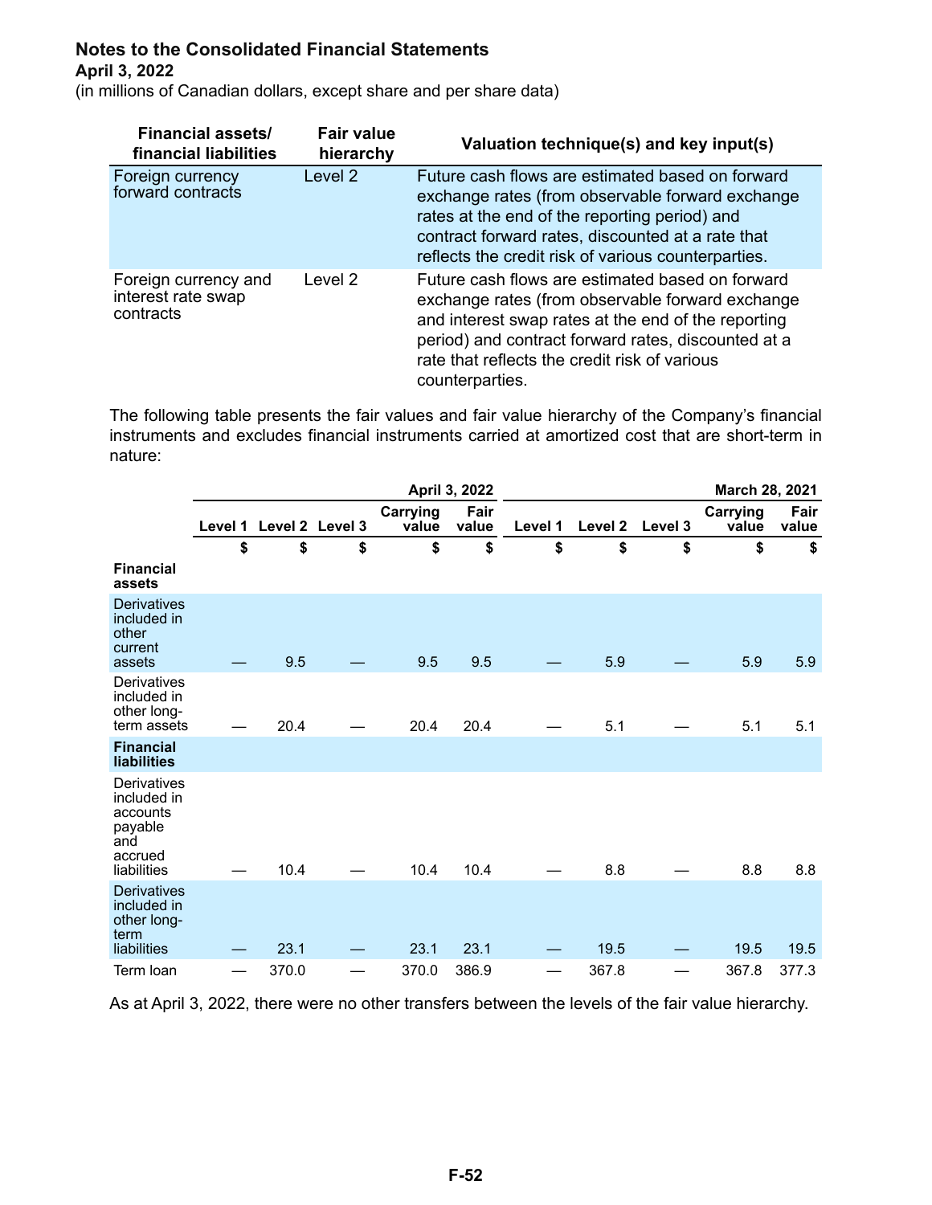**Notes to the Consolidated Financial Statements**
**April 3, 2022**
(in millions of Canadian dollars, except share and per share data)

| Financial assets/ financial liabilities | Fair value hierarchy | Valuation technique(s) and key input(s) |
|---|---|---|
| Foreign currency forward contracts | Level 2 | Future cash flows are estimated based on forward exchange rates (from observable forward exchange rates at the end of the reporting period) and contract forward rates, discounted at a rate that reflects the credit risk of various counterparties. |
| Foreign currency and interest rate swap contracts | Level 2 | Future cash flows are estimated based on forward exchange rates (from observable forward exchange and interest swap rates at the end of the reporting period) and contract forward rates, discounted at a rate that reflects the credit risk of various counterparties. |

The following table presents the fair values and fair value hierarchy of the Company's financial instruments and excludes financial instruments carried at amortized cost that are short-term in nature:

| | April 3, 2022 | | | | | March 28, 2021 | | | | |
|---|---|---|---|---|---|---|---|---|---|---|
| | Level 1 | Level 2 | Level 3 | Carrying value | Fair value | Level 1 | Level 2 | Level 3 | Carrying value | Fair value |
| | $ | $ | $ | $ | $ | $ | $ | $ | $ | $ |
| **Financial assets** | | | | | | | | | | |
| Derivatives included in other current assets | — | 9.5 | — | 9.5 | 9.5 | — | 5.9 | — | 5.9 | 5.9 |
| Derivatives included in other long-term assets | — | 20.4 | — | 20.4 | 20.4 | — | 5.1 | — | 5.1 | 5.1 |
| **Financial liabilities** | | | | | | | | | | |
| Derivatives included in accounts payable and accrued liabilities | — | 10.4 | — | 10.4 | 10.4 | — | 8.8 | — | 8.8 | 8.8 |
| Derivatives included in other long-term liabilities | — | 23.1 | — | 23.1 | 23.1 | — | 19.5 | — | 19.5 | 19.5 |
| Term loan | — | 370.0 | — | 370.0 | 386.9 | — | 367.8 | — | 367.8 | 377.3 |

As at April 3, 2022, there were no other transfers between the levels of the fair value hierarchy.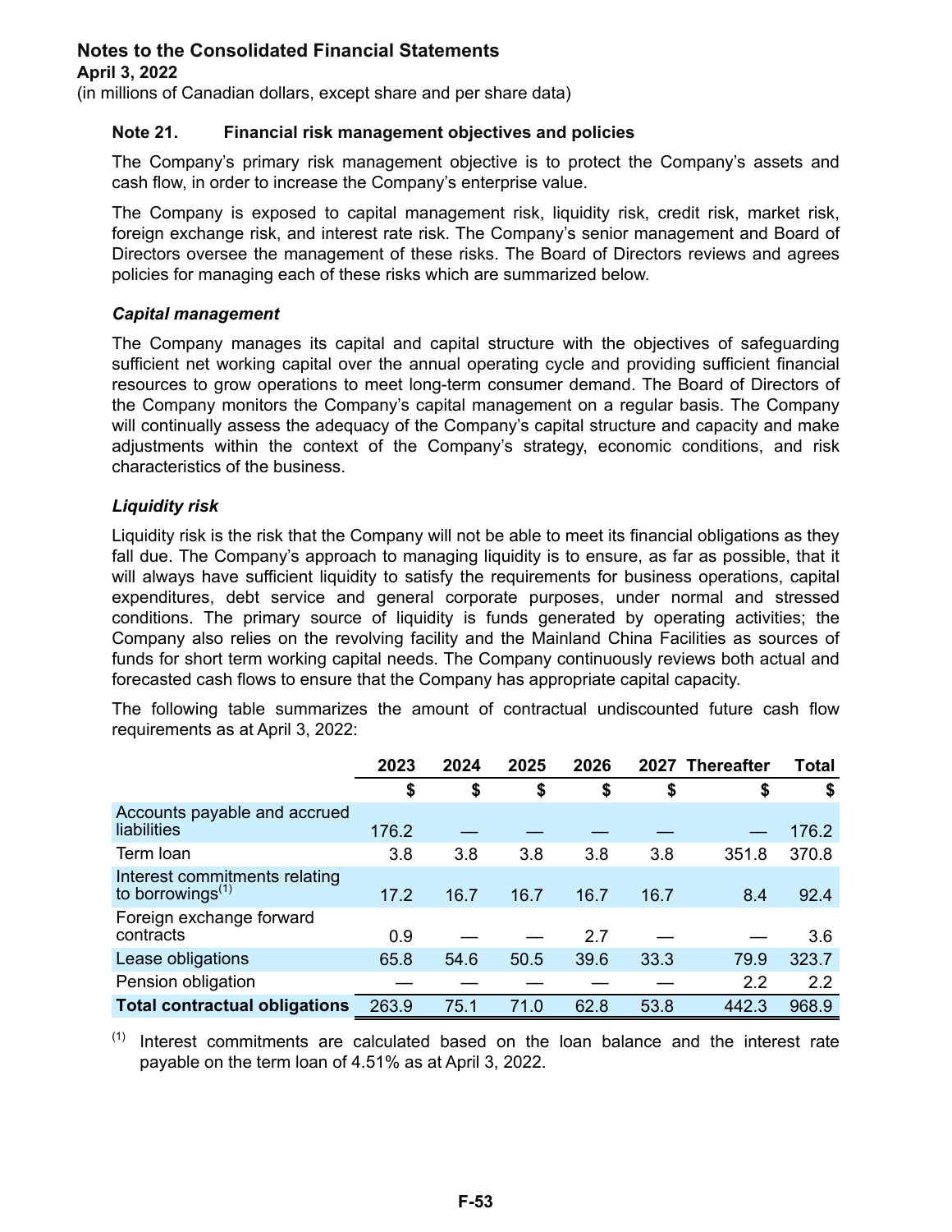**Notes to the Consolidated Financial Statements**
**April 3, 2022**
(in millions of Canadian dollars, except share and per share data)

### Note 21. Financial risk management objectives and policies

The Company's primary risk management objective is to protect the Company's assets and cash flow, in order to increase the Company's enterprise value.

The Company is exposed to capital management risk, liquidity risk, credit risk, market risk, foreign exchange risk, and interest rate risk. The Company's senior management and Board of Directors oversee the management of these risks. The Board of Directors reviews and agrees policies for managing each of these risks which are summarized below.

***Capital management***

The Company manages its capital and capital structure with the objectives of safeguarding sufficient net working capital over the annual operating cycle and providing sufficient financial resources to grow operations to meet long-term consumer demand. The Board of Directors of the Company monitors the Company's capital management on a regular basis. The Company will continually assess the adequacy of the Company's capital structure and capacity and make adjustments within the context of the Company's strategy, economic conditions, and risk characteristics of the business.

***Liquidity risk***

Liquidity risk is the risk that the Company will not be able to meet its financial obligations as they fall due. The Company's approach to managing liquidity is to ensure, as far as possible, that it will always have sufficient liquidity to satisfy the requirements for business operations, capital expenditures, debt service and general corporate purposes, under normal and stressed conditions. The primary source of liquidity is funds generated by operating activities; the Company also relies on the revolving facility and the Mainland China Facilities as sources of funds for short term working capital needs. The Company continuously reviews both actual and forecasted cash flows to ensure that the Company has appropriate capital capacity.

The following table summarizes the amount of contractual undiscounted future cash flow requirements as at April 3, 2022:

| | 2023 | 2024 | 2025 | 2026 | 2027 | Thereafter | Total |
|---|---|---|---|---|---|---|---|
| | $ | $ | $ | $ | $ | $ | $ |
| Accounts payable and accrued liabilities | 176.2 | — | — | — | — | — | 176.2 |
| Term loan | 3.8 | 3.8 | 3.8 | 3.8 | 3.8 | 351.8 | 370.8 |
| Interest commitments relating to borrowings[(1)] | 17.2 | 16.7 | 16.7 | 16.7 | 16.7 | 8.4 | 92.4 |
| Foreign exchange forward contracts | 0.9 | — | — | 2.7 | — | — | 3.6 |
| Lease obligations | 65.8 | 54.6 | 50.5 | 39.6 | 33.3 | 79.9 | 323.7 |
| Pension obligation | — | — | — | — | — | 2.2 | 2.2 |
| **Total contractual obligations** | 263.9 | 75.1 | 71.0 | 62.8 | 53.8 | 442.3 | 968.9 |

(1) Interest commitments are calculated based on the loan balance and the interest rate payable on the term loan of 4.51% as at April 3, 2022.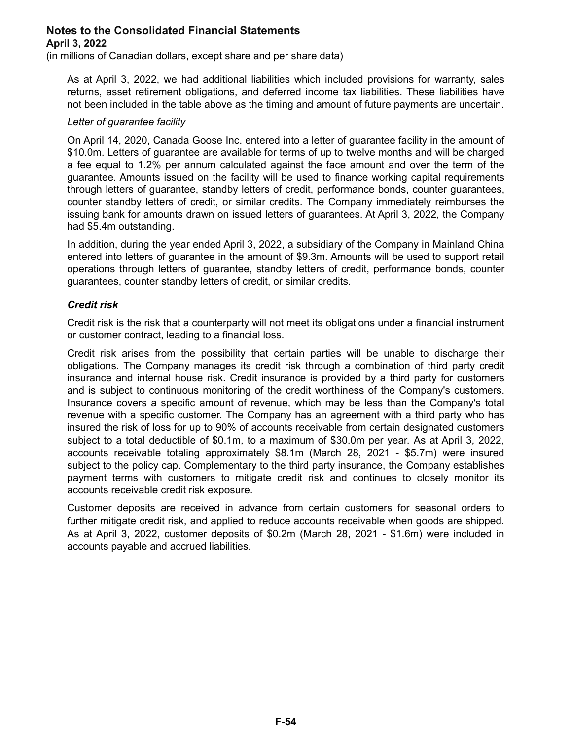As at April 3, 2022, we had additional liabilities which included provisions for warranty, sales returns, asset retirement obligations, and deferred income tax liabilities. These liabilities have not been included in the table above as the timing and amount of future payments are uncertain.

*Letter of guarantee facility*

On April 14, 2020, Canada Goose Inc. entered into a letter of guarantee facility in the amount of \$10.0m. Letters of guarantee are available for terms of up to twelve months and will be charged a fee equal to 1.2% per annum calculated against the face amount and over the term of the guarantee. Amounts issued on the facility will be used to finance working capital requirements through letters of guarantee, standby letters of credit, performance bonds, counter guarantees, counter standby letters of credit, or similar credits. The Company immediately reimburses the issuing bank for amounts drawn on issued letters of guarantees. At April 3, 2022, the Company had \$5.4m outstanding.

In addition, during the year ended April 3, 2022, a subsidiary of the Company in Mainland China entered into letters of guarantee in the amount of \$9.3m. Amounts will be used to support retail operations through letters of guarantee, standby letters of credit, performance bonds, counter guarantees, counter standby letters of credit, or similar credits.

***Credit risk***

Credit risk is the risk that a counterparty will not meet its obligations under a financial instrument or customer contract, leading to a financial loss.

Credit risk arises from the possibility that certain parties will be unable to discharge their obligations. The Company manages its credit risk through a combination of third party credit insurance and internal house risk. Credit insurance is provided by a third party for customers and is subject to continuous monitoring of the credit worthiness of the Company's customers. Insurance covers a specific amount of revenue, which may be less than the Company's total revenue with a specific customer. The Company has an agreement with a third party who has insured the risk of loss for up to 90% of accounts receivable from certain designated customers subject to a total deductible of \$0.1m, to a maximum of \$30.0m per year. As at April 3, 2022, accounts receivable totaling approximately \$8.1m (March 28, 2021 - \$5.7m) were insured subject to the policy cap. Complementary to the third party insurance, the Company establishes payment terms with customers to mitigate credit risk and continues to closely monitor its accounts receivable credit risk exposure.

Customer deposits are received in advance from certain customers for seasonal orders to further mitigate credit risk, and applied to reduce accounts receivable when goods are shipped. As at April 3, 2022, customer deposits of \$0.2m (March 28, 2021 - \$1.6m) were included in accounts payable and accrued liabilities.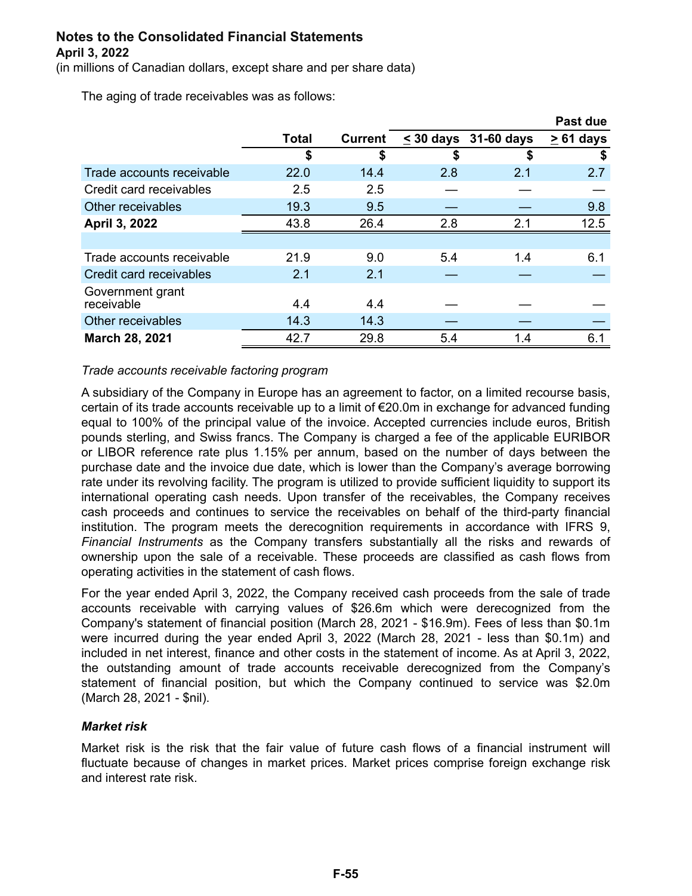## Notes to the Consolidated Financial Statements
**April 3, 2022**
(in millions of Canadian dollars, except share and per share data)

The aging of trade receivables was as follows:

| | | | Past due | | |
|---|---|---|---|---|---|
| | **Total** | **Current** | **≤ 30 days** | **31-60 days** | **≥ 61 days** |
| | **$** | **$** | **$** | **$** | **$** |
| Trade accounts receivable | 22.0 | 14.4 | 2.8 | 2.1 | 2.7 |
| Credit card receivables | 2.5 | 2.5 | — | — | — |
| Other receivables | 19.3 | 9.5 | — | — | 9.8 |
| **April 3, 2022** | 43.8 | 26.4 | 2.8 | 2.1 | 12.5 |
| | | | | | |
| Trade accounts receivable | 21.9 | 9.0 | 5.4 | 1.4 | 6.1 |
| Credit card receivables | 2.1 | 2.1 | — | — | — |
| Government grant receivable | 4.4 | 4.4 | — | — | — |
| Other receivables | 14.3 | 14.3 | — | — | — |
| **March 28, 2021** | 42.7 | 29.8 | 5.4 | 1.4 | 6.1 |

*Trade accounts receivable factoring program*

A subsidiary of the Company in Europe has an agreement to factor, on a limited recourse basis, certain of its trade accounts receivable up to a limit of €20.0m in exchange for advanced funding equal to 100% of the principal value of the invoice. Accepted currencies include euros, British pounds sterling, and Swiss francs. The Company is charged a fee of the applicable EURIBOR or LIBOR reference rate plus 1.15% per annum, based on the number of days between the purchase date and the invoice due date, which is lower than the Company's average borrowing rate under its revolving facility. The program is utilized to provide sufficient liquidity to support its international operating cash needs. Upon transfer of the receivables, the Company receives cash proceeds and continues to service the receivables on behalf of the third-party financial institution. The program meets the derecognition requirements in accordance with IFRS 9, *Financial Instruments* as the Company transfers substantially all the risks and rewards of ownership upon the sale of a receivable. These proceeds are classified as cash flows from operating activities in the statement of cash flows.

For the year ended April 3, 2022, the Company received cash proceeds from the sale of trade accounts receivable with carrying values of $26.6m which were derecognized from the Company's statement of financial position (March 28, 2021 - $16.9m). Fees of less than $0.1m were incurred during the year ended April 3, 2022 (March 28, 2021 - less than $0.1m) and included in net interest, finance and other costs in the statement of income. As at April 3, 2022, the outstanding amount of trade accounts receivable derecognized from the Company's statement of financial position, but which the Company continued to service was $2.0m (March 28, 2021 - $nil).

***Market risk***

Market risk is the risk that the fair value of future cash flows of a financial instrument will fluctuate because of changes in market prices. Market prices comprise foreign exchange risk and interest rate risk.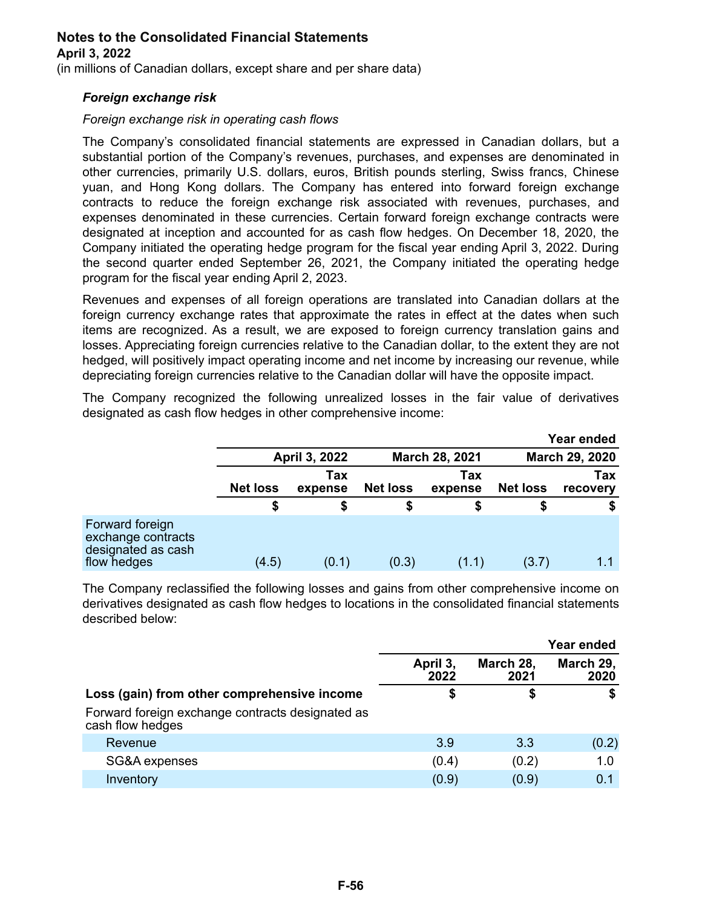## Notes to the Consolidated Financial Statements

**April 3, 2022**

(in millions of Canadian dollars, except share and per share data)

### *Foreign exchange risk*

*Foreign exchange risk in operating cash flows*

The Company's consolidated financial statements are expressed in Canadian dollars, but a substantial portion of the Company's revenues, purchases, and expenses are denominated in other currencies, primarily U.S. dollars, euros, British pounds sterling, Swiss francs, Chinese yuan, and Hong Kong dollars. The Company has entered into forward foreign exchange contracts to reduce the foreign exchange risk associated with revenues, purchases, and expenses denominated in these currencies. Certain forward foreign exchange contracts were designated at inception and accounted for as cash flow hedges. On December 18, 2020, the Company initiated the operating hedge program for the fiscal year ending April 3, 2022. During the second quarter ended September 26, 2021, the Company initiated the operating hedge program for the fiscal year ending April 2, 2023.

Revenues and expenses of all foreign operations are translated into Canadian dollars at the foreign currency exchange rates that approximate the rates in effect at the dates when such items are recognized. As a result, we are exposed to foreign currency translation gains and losses. Appreciating foreign currencies relative to the Canadian dollar, to the extent they are not hedged, will positively impact operating income and net income by increasing our revenue, while depreciating foreign currencies relative to the Canadian dollar will have the opposite impact.

The Company recognized the following unrealized losses in the fair value of derivatives designated as cash flow hedges in other comprehensive income:

| | | | | | | Year ended |
|---|---|---|---|---|---|---|
| | April 3, 2022 | | March 28, 2021 | | March 29, 2020 | |
| | Net loss | Tax expense | Net loss | Tax expense | Net loss | Tax recovery |
| | $ | $ | $ | $ | $ | $ |
| Forward foreign exchange contracts designated as cash flow hedges | (4.5) | (0.1) | (0.3) | (1.1) | (3.7) | 1.1 |

The Company reclassified the following losses and gains from other comprehensive income on derivatives designated as cash flow hedges to locations in the consolidated financial statements described below:

| | | | Year ended |
|---|---|---|---|
| | April 3, 2022 | March 28, 2021 | March 29, 2020 |
| **Loss (gain) from other comprehensive income** | $ | $ | $ |
| Forward foreign exchange contracts designated as cash flow hedges | | | |
| Revenue | 3.9 | 3.3 | (0.2) |
| SG&A expenses | (0.4) | (0.2) | 1.0 |
| Inventory | (0.9) | (0.9) | 0.1 |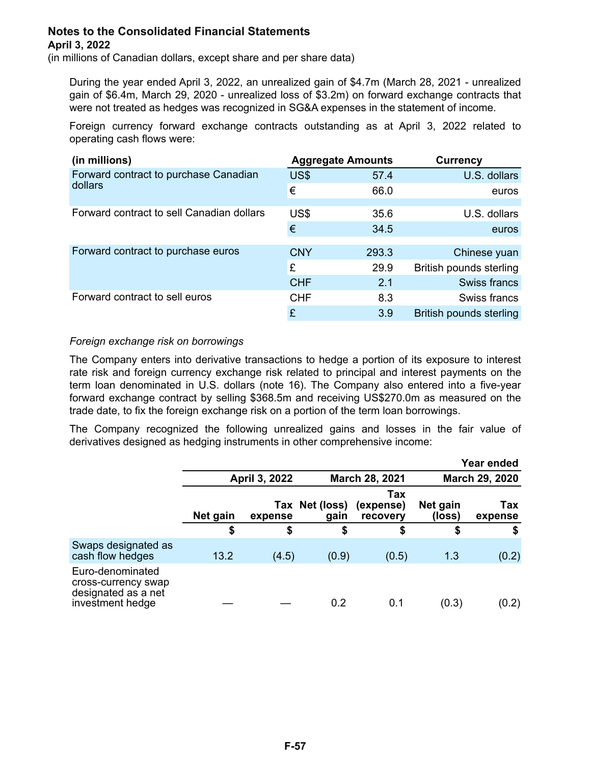**Notes to the Consolidated Financial Statements**
**April 3, 2022**
(in millions of Canadian dollars, except share and per share data)

During the year ended April 3, 2022, an unrealized gain of $4.7m (March 28, 2021 - unrealized gain of $6.4m, March 29, 2020 - unrealized loss of $3.2m) on forward exchange contracts that were not treated as hedges was recognized in SG&A expenses in the statement of income.

Foreign currency forward exchange contracts outstanding as at April 3, 2022 related to operating cash flows were:

| (in millions) | Aggregate Amounts | | Currency |
|---|---|---|---|
| Forward contract to purchase Canadian dollars | US$ | 57.4 | U.S. dollars |
| | € | 66.0 | euros |
| Forward contract to sell Canadian dollars | US$ | 35.6 | U.S. dollars |
| | € | 34.5 | euros |
| Forward contract to purchase euros | CNY | 293.3 | Chinese yuan |
| | £ | 29.9 | British pounds sterling |
| | CHF | 2.1 | Swiss francs |
| Forward contract to sell euros | CHF | 8.3 | Swiss francs |
| | £ | 3.9 | British pounds sterling |

*Foreign exchange risk on borrowings*

The Company enters into derivative transactions to hedge a portion of its exposure to interest rate risk and foreign currency exchange risk related to principal and interest payments on the term loan denominated in U.S. dollars (note 16). The Company also entered into a five-year forward exchange contract by selling $368.5m and receiving US$270.0m as measured on the trade date, to fix the foreign exchange risk on a portion of the term loan borrowings.

The Company recognized the following unrealized gains and losses in the fair value of derivatives designed as hedging instruments in other comprehensive income:

| | Year ended | | | | | |
|---|---|---|---|---|---|---|
| | April 3, 2022 | | March 28, 2021 | | March 29, 2020 | |
| | Net gain | Tax expense | Net (loss) gain | Tax (expense) recovery | Net gain (loss) | Tax expense |
| | $ | $ | $ | $ | $ | $ |
| Swaps designated as cash flow hedges | 13.2 | (4.5) | (0.9) | (0.5) | 1.3 | (0.2) |
| Euro-denominated cross-currency swap designated as a net investment hedge | — | — | 0.2 | 0.1 | (0.3) | (0.2) |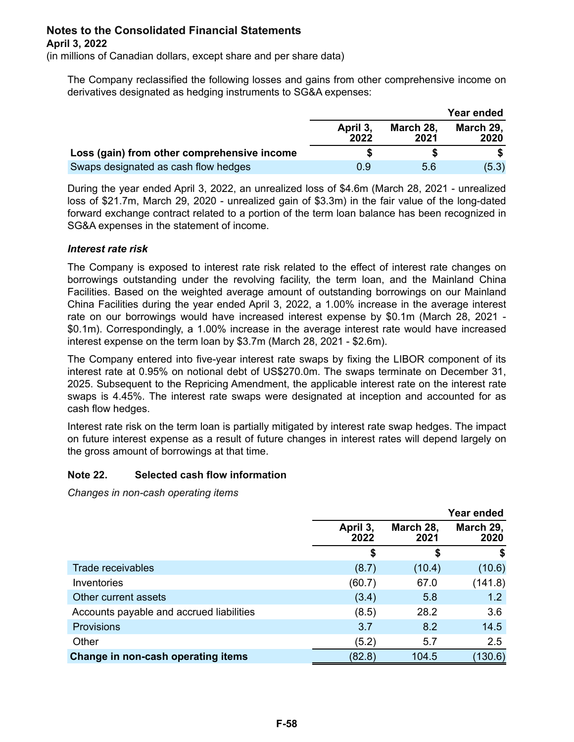# Notes to the Consolidated Financial Statements

**April 3, 2022**

(in millions of Canadian dollars, except share and per share data)

The Company reclassified the following losses and gains from other comprehensive income on derivatives designated as hedging instruments to SG&A expenses:

| | Year ended | | |
|---|---|---|---|
| | **April 3, 2022** | **March 28, 2021** | **March 29, 2020** |
| **Loss (gain) from other comprehensive income** | **$** | **$** | **$** |
| Swaps designated as cash flow hedges | 0.9 | 5.6 | (5.3) |

During the year ended April 3, 2022, an unrealized loss of $4.6m (March 28, 2021 - unrealized loss of $21.7m, March 29, 2020 - unrealized gain of $3.3m) in the fair value of the long-dated forward exchange contract related to a portion of the term loan balance has been recognized in SG&A expenses in the statement of income.

***Interest rate risk***

The Company is exposed to interest rate risk related to the effect of interest rate changes on borrowings outstanding under the revolving facility, the term loan, and the Mainland China Facilities. Based on the weighted average amount of outstanding borrowings on our Mainland China Facilities during the year ended April 3, 2022, a 1.00% increase in the average interest rate on our borrowings would have increased interest expense by $0.1m (March 28, 2021 - $0.1m). Correspondingly, a 1.00% increase in the average interest rate would have increased interest expense on the term loan by $3.7m (March 28, 2021 - $2.6m).

The Company entered into five-year interest rate swaps by fixing the LIBOR component of its interest rate at 0.95% on notional debt of US$270.0m. The swaps terminate on December 31, 2025. Subsequent to the Repricing Amendment, the applicable interest rate on the interest rate swaps is 4.45%. The interest rate swaps were designated at inception and accounted for as cash flow hedges.

Interest rate risk on the term loan is partially mitigated by interest rate swap hedges. The impact on future interest expense as a result of future changes in interest rates will depend largely on the gross amount of borrowings at that time.

## Note 22. Selected cash flow information

*Changes in non-cash operating items*

| | Year ended | | |
|---|---|---|---|
| | **April 3, 2022** | **March 28, 2021** | **March 29, 2020** |
| | **$** | **$** | **$** |
| Trade receivables | (8.7) | (10.4) | (10.6) |
| Inventories | (60.7) | 67.0 | (141.8) |
| Other current assets | (3.4) | 5.8 | 1.2 |
| Accounts payable and accrued liabilities | (8.5) | 28.2 | 3.6 |
| Provisions | 3.7 | 8.2 | 14.5 |
| Other | (5.2) | 5.7 | 2.5 |
| **Change in non-cash operating items** | (82.8) | 104.5 | (130.6) |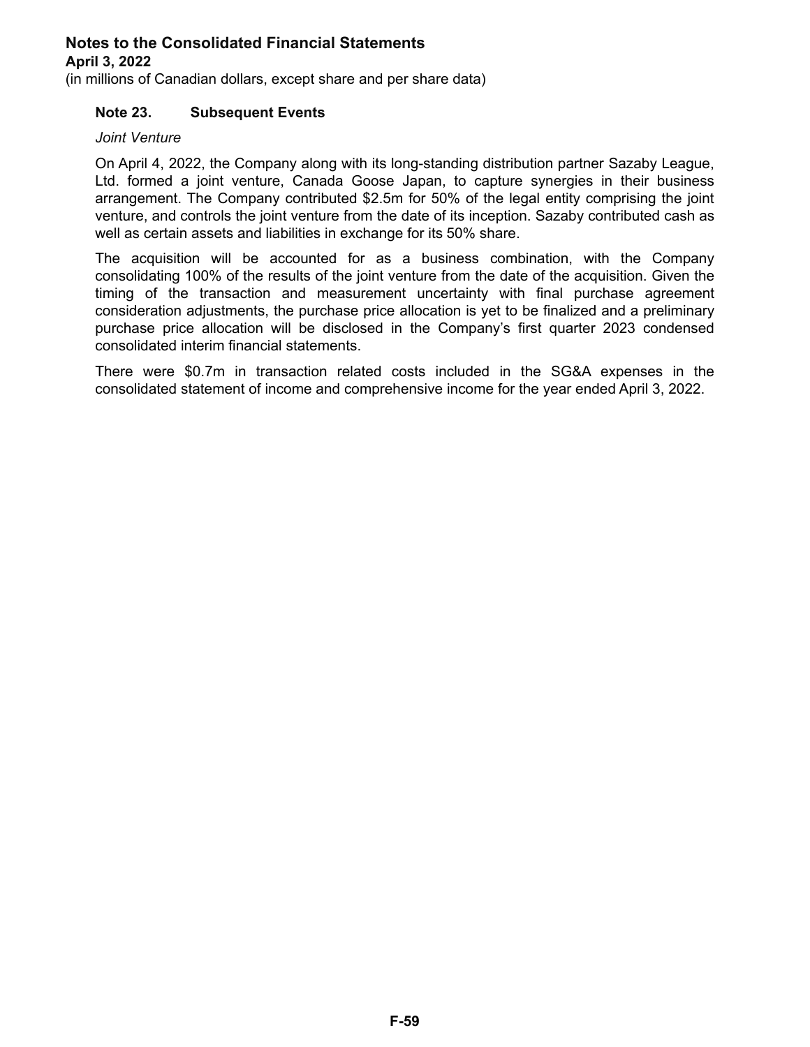# Notes to the Consolidated Financial Statements

**April 3, 2022**

(in millions of Canadian dollars, except share and per share data)

## Note 23. Subsequent Events

*Joint Venture*

On April 4, 2022, the Company along with its long-standing distribution partner Sazaby League, Ltd. formed a joint venture, Canada Goose Japan, to capture synergies in their business arrangement. The Company contributed $2.5m for 50% of the legal entity comprising the joint venture, and controls the joint venture from the date of its inception. Sazaby contributed cash as well as certain assets and liabilities in exchange for its 50% share.

The acquisition will be accounted for as a business combination, with the Company consolidating 100% of the results of the joint venture from the date of the acquisition. Given the timing of the transaction and measurement uncertainty with final purchase agreement consideration adjustments, the purchase price allocation is yet to be finalized and a preliminary purchase price allocation will be disclosed in the Company's first quarter 2023 condensed consolidated interim financial statements.

There were $0.7m in transaction related costs included in the SG&A expenses in the consolidated statement of income and comprehensive income for the year ended April 3, 2022.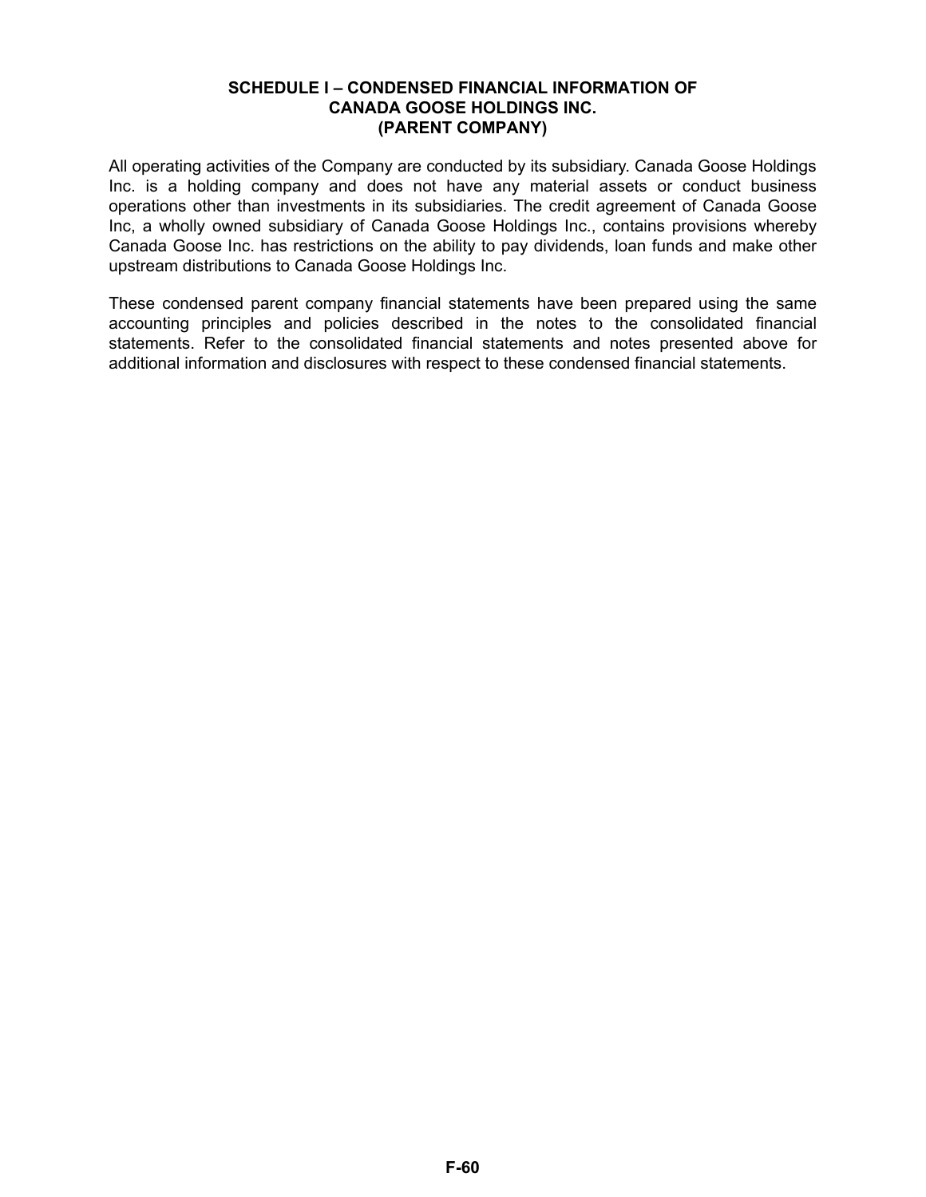# SCHEDULE I – CONDENSED FINANCIAL INFORMATION OF CANADA GOOSE HOLDINGS INC. (PARENT COMPANY)

All operating activities of the Company are conducted by its subsidiary. Canada Goose Holdings Inc. is a holding company and does not have any material assets or conduct business operations other than investments in its subsidiaries. The credit agreement of Canada Goose Inc, a wholly owned subsidiary of Canada Goose Holdings Inc., contains provisions whereby Canada Goose Inc. has restrictions on the ability to pay dividends, loan funds and make other upstream distributions to Canada Goose Holdings Inc.

These condensed parent company financial statements have been prepared using the same accounting principles and policies described in the notes to the consolidated financial statements. Refer to the consolidated financial statements and notes presented above for additional information and disclosures with respect to these condensed financial statements.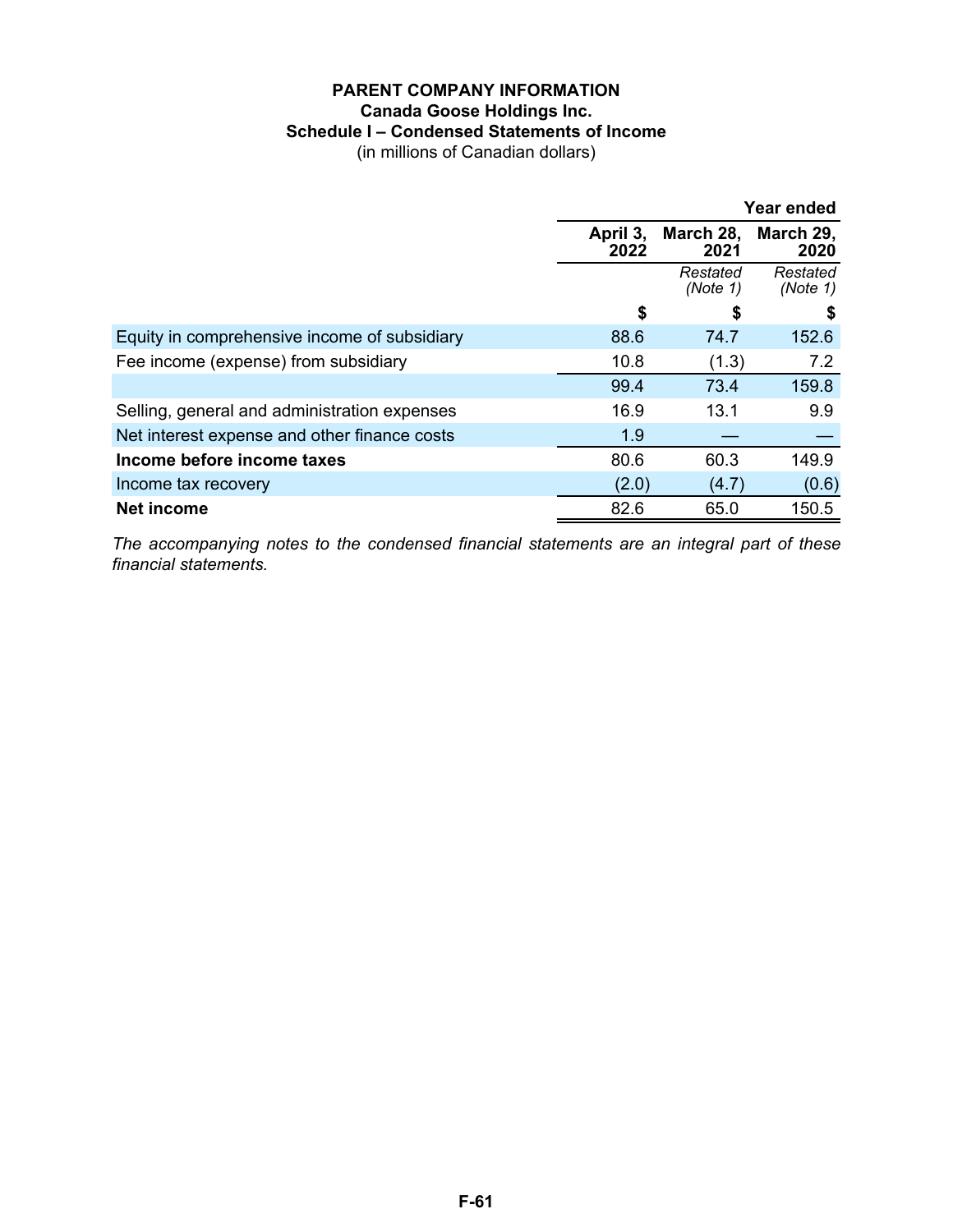# PARENT COMPANY INFORMATION

## Canada Goose Holdings Inc.

## Schedule I – Condensed Statements of Income

(in millions of Canadian dollars)

| | Year ended | | |
|---|---|---|---|
| | **April 3, 2022** | **March 28, 2021** | **March 29, 2020** |
| | | *Restated (Note 1)* | *Restated (Note 1)* |
| | **$** | **$** | **$** |
| Equity in comprehensive income of subsidiary | 88.6 | 74.7 | 152.6 |
| Fee income (expense) from subsidiary | 10.8 | (1.3) | 7.2 |
| | 99.4 | 73.4 | 159.8 |
| Selling, general and administration expenses | 16.9 | 13.1 | 9.9 |
| Net interest expense and other finance costs | 1.9 | — | — |
| **Income before income taxes** | 80.6 | 60.3 | 149.9 |
| Income tax recovery | (2.0) | (4.7) | (0.6) |
| **Net income** | 82.6 | 65.0 | 150.5 |

*The accompanying notes to the condensed financial statements are an integral part of these financial statements.*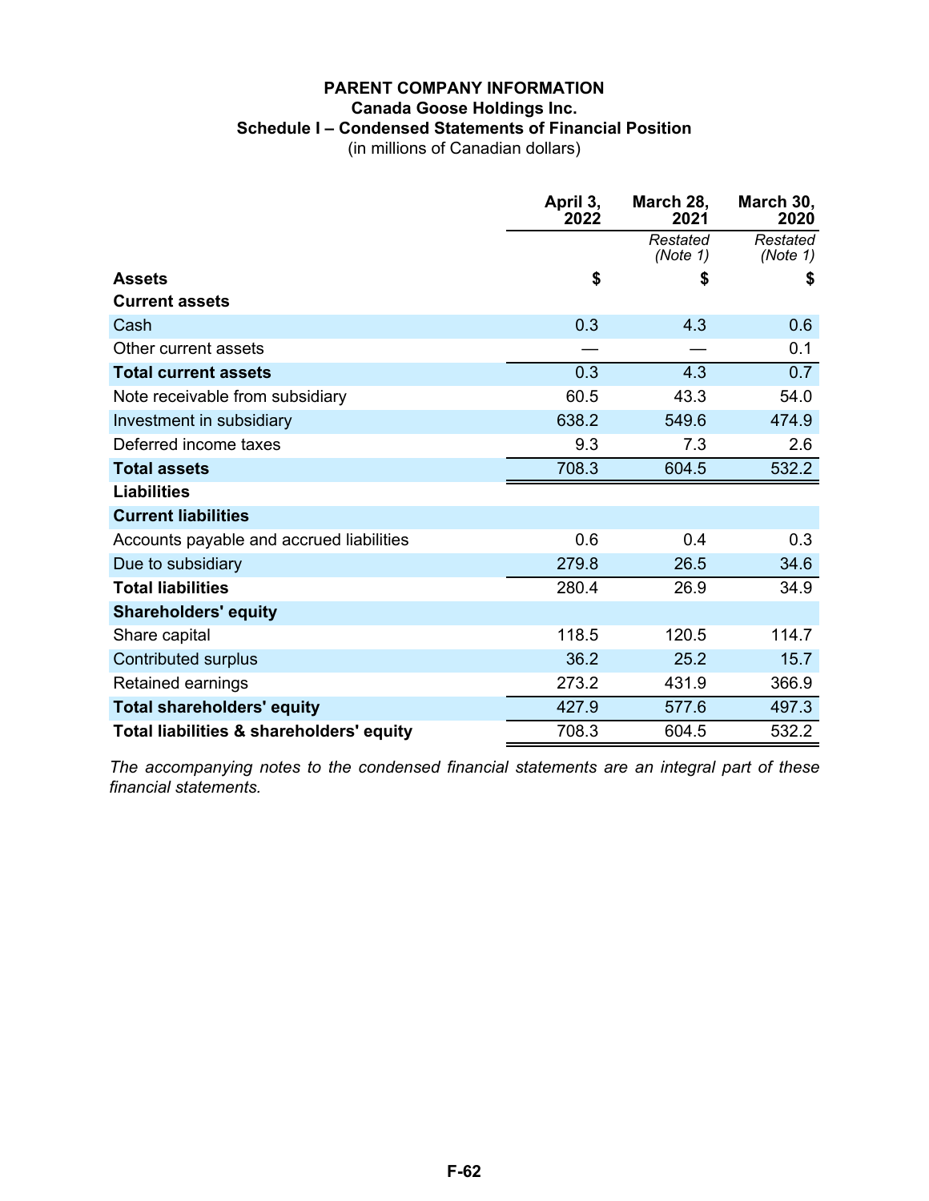**PARENT COMPANY INFORMATION**
**Canada Goose Holdings Inc.**
**Schedule I – Condensed Statements of Financial Position**
(in millions of Canadian dollars)

| | April 3, 2022 | March 28, 2021 | March 30, 2020 |
|---|---|---|---|
| | | *Restated (Note 1)* | *Restated (Note 1)* |
| **Assets** | **$** | **$** | **$** |
| **Current assets** | | | |
| Cash | 0.3 | 4.3 | 0.6 |
| Other current assets | — | — | 0.1 |
| **Total current assets** | 0.3 | 4.3 | 0.7 |
| Note receivable from subsidiary | 60.5 | 43.3 | 54.0 |
| Investment in subsidiary | 638.2 | 549.6 | 474.9 |
| Deferred income taxes | 9.3 | 7.3 | 2.6 |
| **Total assets** | 708.3 | 604.5 | 532.2 |
| **Liabilities** | | | |
| **Current liabilities** | | | |
| Accounts payable and accrued liabilities | 0.6 | 0.4 | 0.3 |
| Due to subsidiary | 279.8 | 26.5 | 34.6 |
| **Total liabilities** | 280.4 | 26.9 | 34.9 |
| **Shareholders' equity** | | | |
| Share capital | 118.5 | 120.5 | 114.7 |
| Contributed surplus | 36.2 | 25.2 | 15.7 |
| Retained earnings | 273.2 | 431.9 | 366.9 |
| **Total shareholders' equity** | 427.9 | 577.6 | 497.3 |
| **Total liabilities & shareholders' equity** | 708.3 | 604.5 | 532.2 |

*The accompanying notes to the condensed financial statements are an integral part of these financial statements.*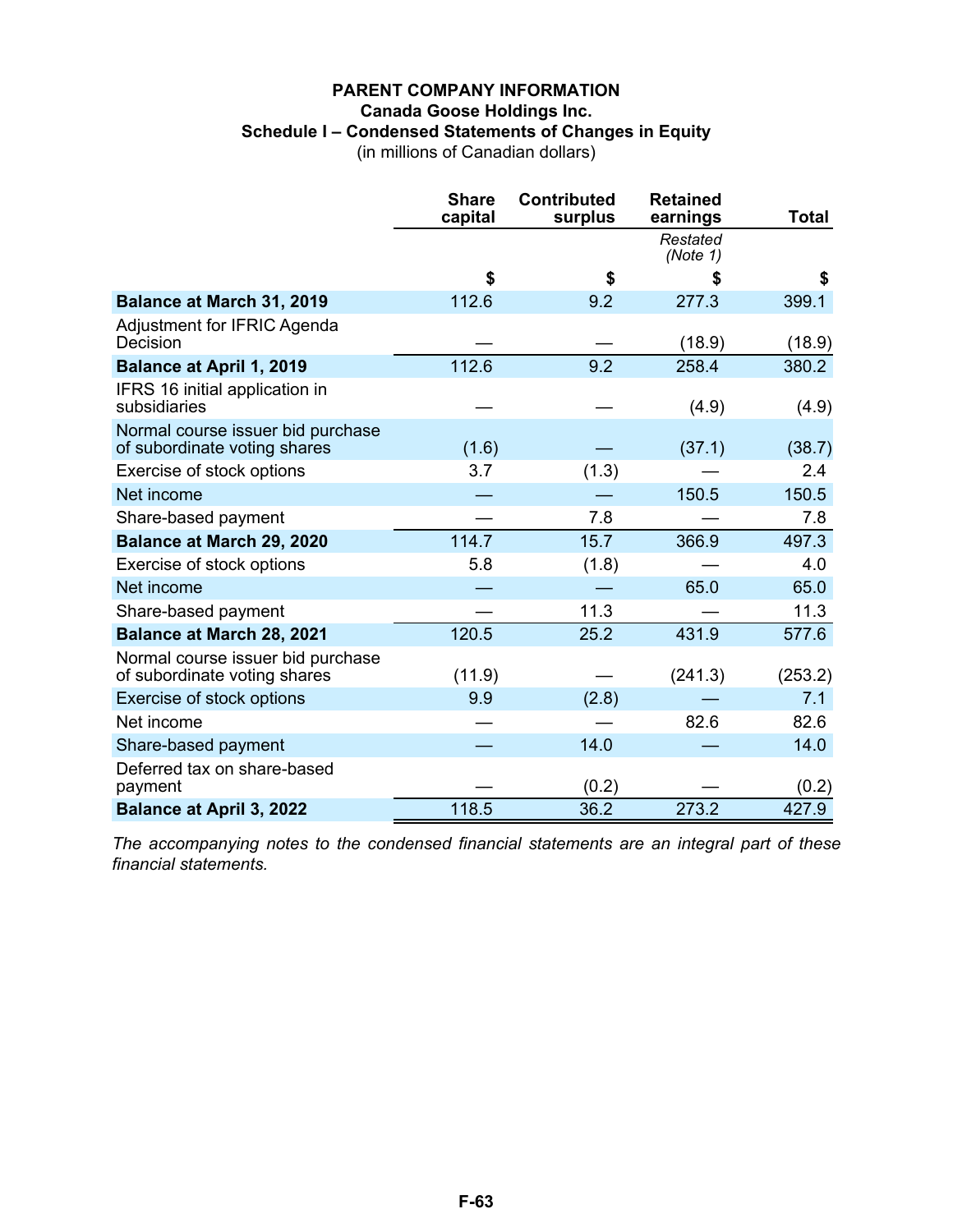# PARENT COMPANY INFORMATION

## Canada Goose Holdings Inc.

### Schedule I – Condensed Statements of Changes in Equity

(in millions of Canadian dollars)

| | Share capital | Contributed surplus | Retained earnings | Total |
|---|---|---|---|---|
| | | | *Restated (Note 1)* | |
| | $ | $ | $ | $ |
| **Balance at March 31, 2019** | 112.6 | 9.2 | 277.3 | 399.1 |
| Adjustment for IFRIC Agenda Decision | — | — | (18.9) | (18.9) |
| **Balance at April 1, 2019** | 112.6 | 9.2 | 258.4 | 380.2 |
| IFRS 16 initial application in subsidiaries | — | — | (4.9) | (4.9) |
| Normal course issuer bid purchase of subordinate voting shares | (1.6) | — | (37.1) | (38.7) |
| Exercise of stock options | 3.7 | (1.3) | — | 2.4 |
| Net income | — | — | 150.5 | 150.5 |
| Share-based payment | — | 7.8 | — | 7.8 |
| **Balance at March 29, 2020** | 114.7 | 15.7 | 366.9 | 497.3 |
| Exercise of stock options | 5.8 | (1.8) | — | 4.0 |
| Net income | — | — | 65.0 | 65.0 |
| Share-based payment | — | 11.3 | — | 11.3 |
| **Balance at March 28, 2021** | 120.5 | 25.2 | 431.9 | 577.6 |
| Normal course issuer bid purchase of subordinate voting shares | (11.9) | — | (241.3) | (253.2) |
| Exercise of stock options | 9.9 | (2.8) | — | 7.1 |
| Net income | — | — | 82.6 | 82.6 |
| Share-based payment | — | 14.0 | — | 14.0 |
| Deferred tax on share-based payment | — | (0.2) | — | (0.2) |
| **Balance at April 3, 2022** | 118.5 | 36.2 | 273.2 | 427.9 |

*The accompanying notes to the condensed financial statements are an integral part of these financial statements.*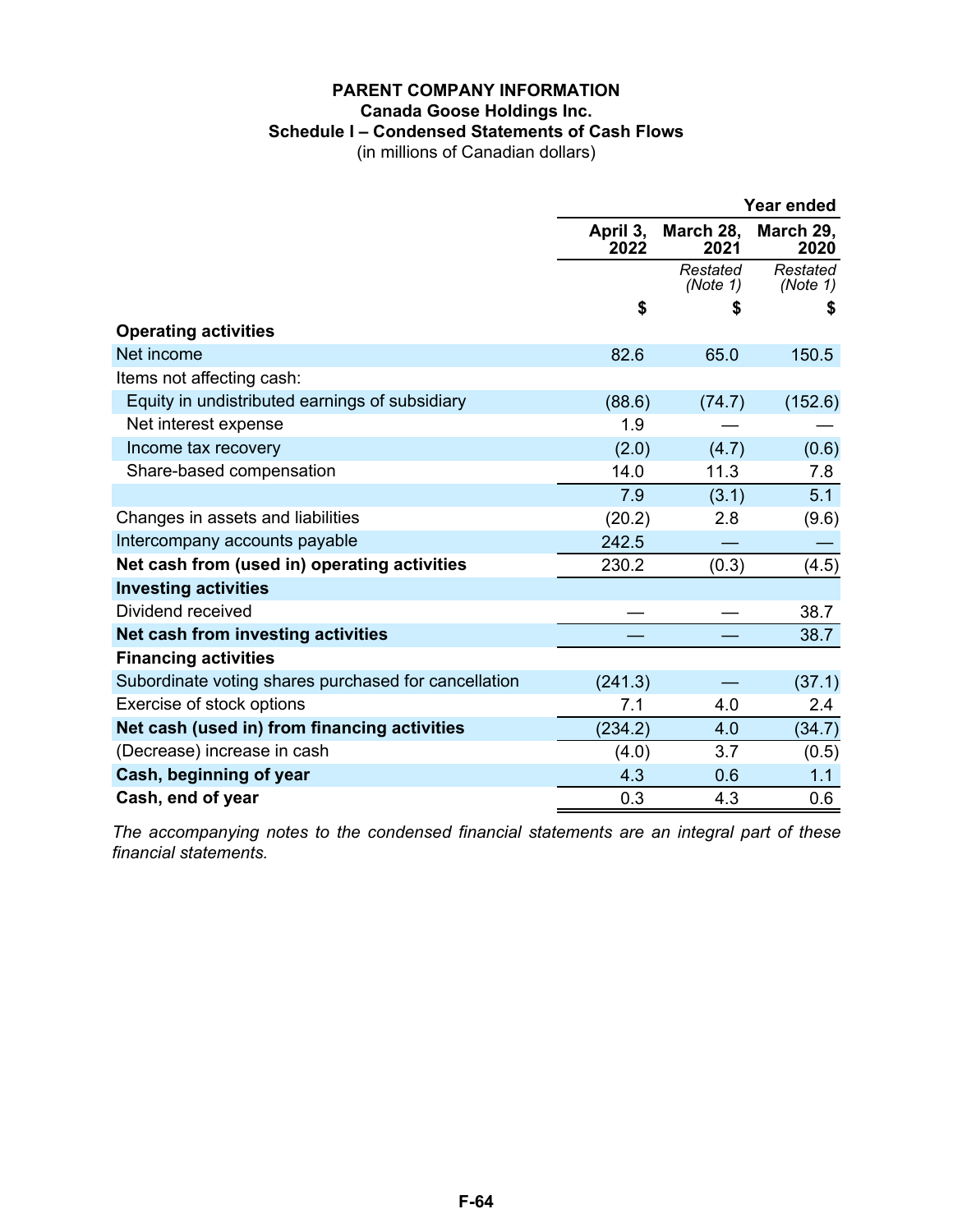**PARENT COMPANY INFORMATION**
**Canada Goose Holdings Inc.**
**Schedule I – Condensed Statements of Cash Flows**
(in millions of Canadian dollars)

| | Year ended | | |
|---|---|---|---|
| | **April 3, 2022** | **March 28, 2021** | **March 29, 2020** |
| | | *Restated (Note 1)* | *Restated (Note 1)* |
| | **$** | **$** | **$** |
| **Operating activities** | | | |
| Net income | 82.6 | 65.0 | 150.5 |
| Items not affecting cash: | | | |
| Equity in undistributed earnings of subsidiary | (88.6) | (74.7) | (152.6) |
| Net interest expense | 1.9 | — | — |
| Income tax recovery | (2.0) | (4.7) | (0.6) |
| Share-based compensation | 14.0 | 11.3 | 7.8 |
| | 7.9 | (3.1) | 5.1 |
| Changes in assets and liabilities | (20.2) | 2.8 | (9.6) |
| Intercompany accounts payable | 242.5 | — | — |
| **Net cash from (used in) operating activities** | 230.2 | (0.3) | (4.5) |
| **Investing activities** | | | |
| Dividend received | — | — | 38.7 |
| **Net cash from investing activities** | — | — | 38.7 |
| **Financing activities** | | | |
| Subordinate voting shares purchased for cancellation | (241.3) | — | (37.1) |
| Exercise of stock options | 7.1 | 4.0 | 2.4 |
| **Net cash (used in) from financing activities** | (234.2) | 4.0 | (34.7) |
| (Decrease) increase in cash | (4.0) | 3.7 | (0.5) |
| **Cash, beginning of year** | 4.3 | 0.6 | 1.1 |
| **Cash, end of year** | 0.3 | 4.3 | 0.6 |

*The accompanying notes to the condensed financial statements are an integral part of these financial statements.*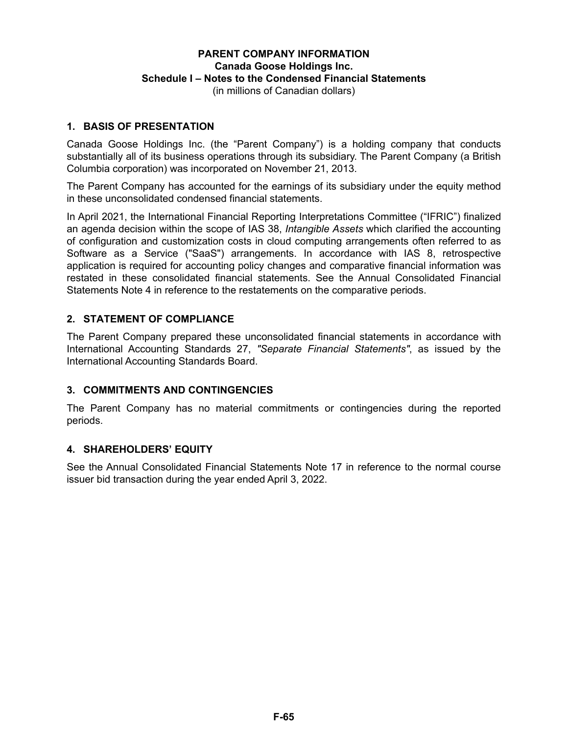**PARENT COMPANY INFORMATION**
**Canada Goose Holdings Inc.**
**Schedule I – Notes to the Condensed Financial Statements**
(in millions of Canadian dollars)

## 1. BASIS OF PRESENTATION

Canada Goose Holdings Inc. (the "Parent Company") is a holding company that conducts substantially all of its business operations through its subsidiary. The Parent Company (a British Columbia corporation) was incorporated on November 21, 2013.

The Parent Company has accounted for the earnings of its subsidiary under the equity method in these unconsolidated condensed financial statements.

In April 2021, the International Financial Reporting Interpretations Committee ("IFRIC") finalized an agenda decision within the scope of IAS 38, *Intangible Assets* which clarified the accounting of configuration and customization costs in cloud computing arrangements often referred to as Software as a Service ("SaaS") arrangements. In accordance with IAS 8, retrospective application is required for accounting policy changes and comparative financial information was restated in these consolidated financial statements. See the Annual Consolidated Financial Statements Note 4 in reference to the restatements on the comparative periods.

## 2. STATEMENT OF COMPLIANCE

The Parent Company prepared these unconsolidated financial statements in accordance with International Accounting Standards 27, *"Separate Financial Statements"*, as issued by the International Accounting Standards Board.

## 3. COMMITMENTS AND CONTINGENCIES

The Parent Company has no material commitments or contingencies during the reported periods.

## 4. SHAREHOLDERS' EQUITY

See the Annual Consolidated Financial Statements Note 17 in reference to the normal course issuer bid transaction during the year ended April 3, 2022.